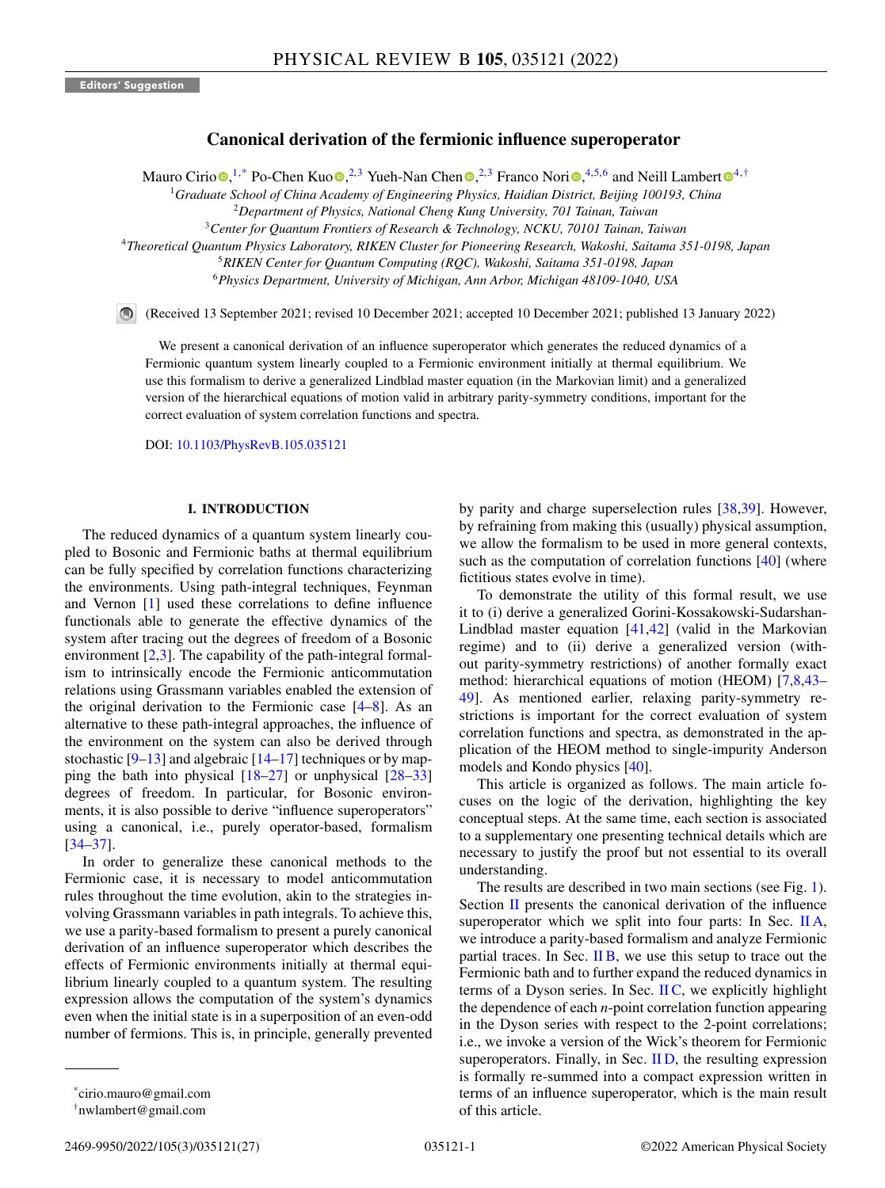Editors' Suggestion

# Canonical derivation of the fermionic influence superoperator

Mauro Cirio,[1,*] Po-Chen Kuo,[2,3] Yueh-Nan Chen,[2,3] Franco Nori,[4,5,6] and Neill Lambert[4,†]

[1]Graduate School of China Academy of Engineering Physics, Haidian District, Beijing 100193, China
[2]Department of Physics, National Cheng Kung University, 701 Tainan, Taiwan
[3]Center for Quantum Frontiers of Research & Technology, NCKU, 70101 Tainan, Taiwan
[4]Theoretical Quantum Physics Laboratory, RIKEN Cluster for Pioneering Research, Wakoshi, Saitama 351-0198, Japan
[5]RIKEN Center for Quantum Computing (RQC), Wakoshi, Saitama 351-0198, Japan
[6]Physics Department, University of Michigan, Ann Arbor, Michigan 48109-1040, USA

(Received 13 September 2021; revised 10 December 2021; accepted 10 December 2021; published 13 January 2022)

We present a canonical derivation of an influence superoperator which generates the reduced dynamics of a Fermionic quantum system linearly coupled to a Fermionic environment initially at thermal equilibrium. We use this formalism to derive a generalized Lindblad master equation (in the Markovian limit) and a generalized version of the hierarchical equations of motion valid in arbitrary parity-symmetry conditions, important for the correct evaluation of system correlation functions and spectra.

DOI: 10.1103/PhysRevB.105.035121

## I. INTRODUCTION

The reduced dynamics of a quantum system linearly coupled to Bosonic and Fermionic baths at thermal equilibrium can be fully specified by correlation functions characterizing the environments. Using path-integral techniques, Feynman and Vernon [1] used these correlations to define influence functionals able to generate the effective dynamics of the system after tracing out the degrees of freedom of a Bosonic environment [2,3]. The capability of the path-integral formalism to intrinsically encode the Fermionic anticommutation relations using Grassmann variables enabled the extension of the original derivation to the Fermionic case [4–8]. As an alternative to these path-integral approaches, the influence of the environment on the system can also be derived through stochastic [9–13] and algebraic [14–17] techniques or by mapping the bath into physical [18–27] or unphysical [28–33] degrees of freedom. In particular, for Bosonic environments, it is also possible to derive "influence superoperators" using a canonical, i.e., purely operator-based, formalism [34–37].

In order to generalize these canonical methods to the Fermionic case, it is necessary to model anticommutation rules throughout the time evolution, akin to the strategies involving Grassmann variables in path integrals. To achieve this, we use a parity-based formalism to present a purely canonical derivation of an influence superoperator which describes the effects of Fermionic environments initially at thermal equilibrium linearly coupled to a quantum system. The resulting expression allows the computation of the system's dynamics even when the initial state is in a superposition of an even-odd number of fermions. This is, in principle, generally prevented by parity and charge superselection rules [38,39]. However, by refraining from making this (usually) physical assumption, we allow the formalism to be used in more general contexts, such as the computation of correlation functions [40] (where fictitious states evolve in time).

To demonstrate the utility of this formal result, we use it to (i) derive a generalized Gorini-Kossakowski-Sudarshan-Lindblad master equation [41,42] (valid in the Markovian regime) and to (ii) derive a generalized version (without parity-symmetry restrictions) of another formally exact method: hierarchical equations of motion (HEOM) [7,8,43–49]. As mentioned earlier, relaxing parity-symmetry restrictions is important for the correct evaluation of system correlation functions and spectra, as demonstrated in the application of the HEOM method to single-impurity Anderson models and Kondo physics [40].

This article is organized as follows. The main article focuses on the logic of the derivation, highlighting the key conceptual steps. At the same time, each section is associated to a supplementary one presenting technical details which are necessary to justify the proof but not essential to its overall understanding.

The results are described in two main sections (see Fig. 1). Section II presents the canonical derivation of the influence superoperator which we split into four parts: In Sec. II A, we introduce a parity-based formalism and analyze Fermionic partial traces. In Sec. II B, we use this setup to trace out the Fermionic bath and to further expand the reduced dynamics in terms of a Dyson series. In Sec. II C, we explicitly highlight the dependence of each $n$-point correlation function appearing in the Dyson series with respect to the 2-point correlations; i.e., we invoke a version of the Wick's theorem for Fermionic superoperators. Finally, in Sec. II D, the resulting expression is formally re-summed into a compact expression written in terms of an influence superoperator, which is the main result of this article.

*cirio.mauro@gmail.com
†nwlambert@gmail.com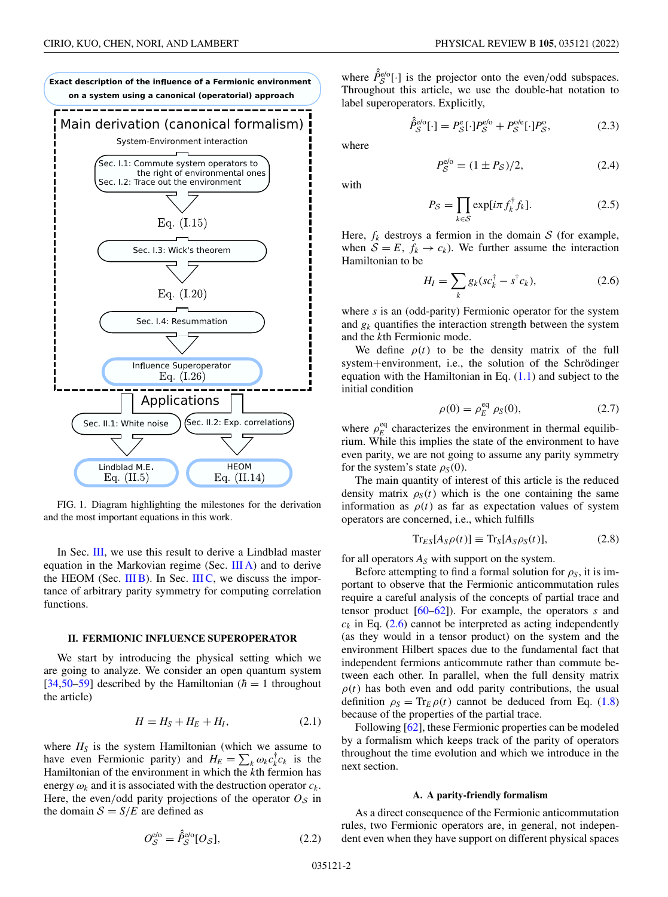FIG. 1. Diagram highlighting the milestones for the derivation and the most important equations in this work.

In Sec. III, we use this result to derive a Lindblad master equation in the Markovian regime (Sec. III A) and to derive the HEOM (Sec. III B). In Sec. III C, we discuss the importance of arbitrary parity symmetry for computing correlation functions.

## II. FERMIONIC INFLUENCE SUPEROPERATOR

We start by introducing the physical setting which we are going to analyze. We consider an open quantum system [34,50–59] described by the Hamiltonian ($\hbar = 1$ throughout the article)

$$H = H_S + H_E + H_I, \tag{2.1}$$

where $H_S$ is the system Hamiltonian (which we assume to have even Fermionic parity) and $H_E = \sum_k \omega_k c_k^\dagger c_k$ is the Hamiltonian of the environment in which the $k$th fermion has energy $\omega_k$ and it is associated with the destruction operator $c_k$. Here, the even/odd parity projections of the operator $O_\mathcal{S}$ in the domain $\mathcal{S} = S/E$ are defined as

$$O_\mathcal{S}^{\mathrm{e/o}} = \hat{\hat{P}}_\mathcal{S}^{\mathrm{e/o}}[O_\mathcal{S}], \tag{2.2}$$

where $\hat{\hat{P}}_\mathcal{S}^{\mathrm{e/o}}[\cdot]$ is the projector onto the even/odd subspaces. Throughout this article, we use the double-hat notation to label superoperators. Explicitly,

$$\hat{\hat{P}}_\mathcal{S}^{\mathrm{e/o}}[\cdot] = P_\mathcal{S}^{\mathrm{e}}[\cdot]P_\mathcal{S}^{\mathrm{e/o}} + P_\mathcal{S}^{\mathrm{o/e}}[\cdot]P_\mathcal{S}^{\mathrm{o}}, \tag{2.3}$$

where

$$P_\mathcal{S}^{\mathrm{e/o}} = (1 \pm P_\mathcal{S})/2, \tag{2.4}$$

with

$$P_\mathcal{S} = \prod_{k\in\mathcal{S}} \exp[i\pi f_k^\dagger f_k]. \tag{2.5}$$

Here, $f_k$ destroys a fermion in the domain $\mathcal{S}$ (for example, when $\mathcal{S} = E$, $f_k \to c_k$). We further assume the interaction Hamiltonian to be

$$H_I = \sum_k g_k (s c_k^\dagger - s^\dagger c_k), \tag{2.6}$$

where $s$ is an (odd-parity) Fermionic operator for the system and $g_k$ quantifies the interaction strength between the system and the $k$th Fermionic mode.

We define $\rho(t)$ to be the density matrix of the full system+environment, i.e., the solution of the Schrödinger equation with the Hamiltonian in Eq. (1.1) and subject to the initial condition

$$\rho(0) = \rho_E^{\mathrm{eq}}\, \rho_S(0), \tag{2.7}$$

where $\rho_E^{\mathrm{eq}}$ characterizes the environment in thermal equilibrium. While this implies the state of the environment to have even parity, we are not going to assume any parity symmetry for the system's state $\rho_S(0)$.

The main quantity of interest of this article is the reduced density matrix $\rho_S(t)$ which is the one containing the same information as $\rho(t)$ as far as expectation values of system operators are concerned, i.e., which fulfills

$$\mathrm{Tr}_{ES}[A_S\rho(t)] \equiv \mathrm{Tr}_S[A_S\rho_S(t)], \tag{2.8}$$

for all operators $A_S$ with support on the system.

Before attempting to find a formal solution for $\rho_S$, it is important to observe that the Fermionic anticommutation rules require a careful analysis of the concepts of partial trace and tensor product [60–62]). For example, the operators $s$ and $c_k$ in Eq. (2.6) cannot be interpreted as acting independently (as they would in a tensor product) on the system and the environment Hilbert spaces due to the fundamental fact that independent fermions anticommute rather than commute between each other. In parallel, when the full density matrix $\rho(t)$ has both even and odd parity contributions, the usual definition $\rho_S = \mathrm{Tr}_E\,\rho(t)$ cannot be deduced from Eq. (1.8) because of the properties of the partial trace.

Following [62], these Fermionic properties can be modeled by a formalism which keeps track of the parity of operators throughout the time evolution and which we introduce in the next section.

### A. A parity-friendly formalism

As a direct consequence of the Fermionic anticommutation rules, two Fermionic operators are, in general, not independent even when they have support on different physical spaces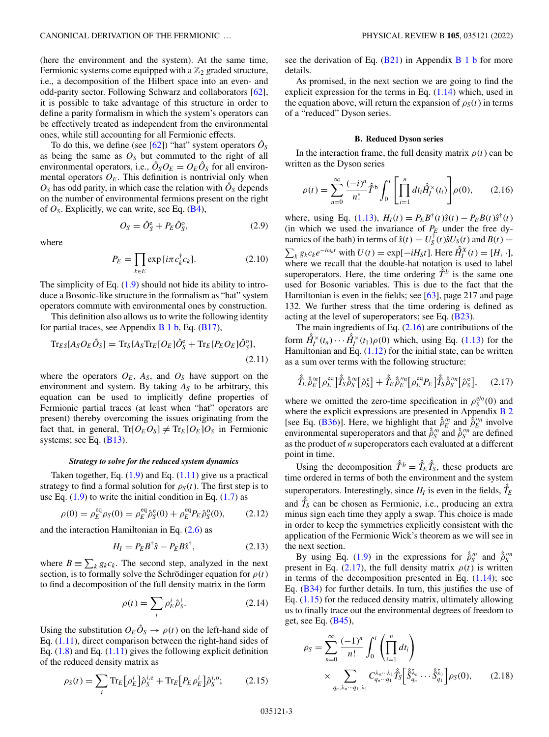(here the environment and the system). At the same time, Fermionic systems come equipped with a $\mathbb{Z}_2$ graded structure, i.e., a decomposition of the Hilbert space into an even- and odd-parity sector. Following Schwarz and collaborators [62], it is possible to take advantage of this structure in order to define a parity formalism in which the system's operators can be effectively treated as independent from the environmental ones, while still accounting for all Fermionic effects.

To do this, we define (see [62]) "hat" system operators $\hat{O}_S$ as being the same as $O_S$ but commuted to the right of all environmental operators, i.e., $\hat{O}_S O_E = O_E \hat{O}_S$ for all environmental operators $O_E$. This definition is nontrivial only when $O_S$ has odd parity, in which case the relation with $\hat{O}_S$ depends on the number of environmental fermions present on the right of $O_S$. Explicitly, we can write, see Eq. (B4),

$$O_S = \hat{O}_S^{\mathrm{e}} + P_E \hat{O}_S^{\mathrm{o}}, \tag{2.9}$$

where

$$P_E = \prod_{k \in E} \exp{[i\pi c_k^\dagger c_k]}. \tag{2.10}$$

The simplicity of Eq. (1.9) should not hide its ability to introduce a Bosonic-like structure in the formalism as "hat" system operators commute with environmental ones by construction.

This definition also allows us to write the following identity for partial traces, see Appendix B 1 b, Eq. (B17),

$$\mathrm{Tr}_{ES}[A_S O_E \hat{O}_S] = \mathrm{Tr}_S\{A_S \mathrm{Tr}_E[O_E]\hat{O}_S^{\mathrm{e}} + \mathrm{Tr}_E[P_E O_E]\hat{O}_S^{\mathrm{o}}\}, \tag{2.11}$$

where the operators $O_E$, $A_S$, and $O_S$ have support on the environment and system. By taking $A_S$ to be arbitrary, this equation can be used to implicitly define properties of Fermionic partial traces (at least when "hat" operators are present) thereby overcoming the issues originating from the fact that, in general, $\mathrm{Tr}[O_E O_S] \neq \mathrm{Tr}_E[O_E] O_S$ in Fermionic systems; see Eq. (B13).

#### *Strategy to solve for the reduced system dynamics*

Taken together, Eq. (1.9) and Eq. (1.11) give us a practical strategy to find a formal solution for $\rho_S(t)$. The first step is to use Eq. (1.9) to write the initial condition in Eq. (1.7) as

$$\rho(0) = \rho_E^{\mathrm{eq}} \rho_S(0) = \rho_E^{\mathrm{eq}} \hat{\rho}_S^{\mathrm{e}}(0) + \rho_E^{\mathrm{eq}} P_E \hat{\rho}_S^{\mathrm{o}}(0), \tag{2.12}$$

and the interaction Hamiltonian in Eq. (2.6) as

$$H_I = P_E B^\dagger \hat{s} - P_E B \hat{s}^\dagger, \tag{2.13}$$

where $B \equiv \sum_k g_k c_k$. The second step, analyzed in the next section, is to formally solve the Schrödinger equation for $\rho(t)$ to find a decomposition of the full density matrix in the form

$$\rho(t) = \sum_i \rho_E^i \hat{\rho}_S^i. \tag{2.14}$$

Using the substitution $O_E \hat{O}_S \rightarrow \rho(t)$ on the left-hand side of Eq. (1.11), direct comparison between the right-hand sides of Eq. (1.8) and Eq. (1.11) gives the following explicit definition of the reduced density matrix as

$$\rho_S(t) = \sum_i \mathrm{Tr}_E\big[\rho_E^i\big]\hat{\rho}_S^{i,\mathrm{e}} + \mathrm{Tr}_E\big[P_E \rho_E^i\big]\hat{\rho}_S^{i,\mathrm{o}}; \tag{2.15}$$

see the derivation of Eq. (B21) in Appendix B 1 b for more details.

As promised, in the next section we are going to find the explicit expression for the terms in Eq. (1.14) which, used in the equation above, will return the expansion of $\rho_S(t)$ in terms of a "reduced" Dyson series.

### B. Reduced Dyson series

In the interaction frame, the full density matrix $\rho(t)$ can be written as the Dyson series

$$\rho(t) = \sum_{n=0}^{\infty} \frac{(-i)^n}{n!} \hat{\mathcal{T}}^{\mathrm{b}} \int_0^t \left[\prod_{i=1}^n dt_i \hat{\hat{H}}_I^\times(t_i)\right] \rho(0), \tag{2.16}$$

where, using Eq. (1.13), $H_I(t) = P_E B^\dagger(t)\hat{s}(t) - P_E B(t)\hat{s}^\dagger(t)$ (in which we used the invariance of $P_E$ under the free dynamics of the bath) in terms of $\hat{s}(t) = U_S^\dagger(t)\hat{s}U_S(t)$ and $B(t) = \sum_k g_k c_k e^{-i\omega_k t}$ with $U(t) = \exp[-iH_S t]$. Here $\hat{\hat{H}}_I^X(t) = [H, \cdot]$, where we recall that the double-hat notation is used to label superoperators. Here, the time ordering $\hat{\mathcal{T}}^b$ is the same one used for Bosonic variables. This is due to the fact that the Hamiltonian is even in the fields; see [63], page 217 and page 132. We further stress that the time ordering is defined as acting at the level of superoperators; see Eq. (B23).

The main ingredients of Eq. (2.16) are contributions of the form $\hat{\hat{H}}_I^\times(t_n)\cdots\hat{\hat{H}}_I^\times(t_1)\rho(0)$ which, using Eq. (1.13) for the Hamiltonian and Eq. (1.12) for the initial state, can be written as a sum over terms with the following structure:

$$\hat{\mathcal{T}}_E \hat{\hat{\rho}}_E^{\prime n}\big[\rho_E^{\mathrm{eq}}\big]\hat{\mathcal{T}}_S \hat{\hat{\rho}}_S^{\prime n}\big[\hat{\rho}_S^{\mathrm{e}}\big] + \hat{\mathcal{T}}_E \hat{\hat{\rho}}_E^{\prime\prime n}\big[\rho_E^{\mathrm{eq}} P_E\big]\hat{\mathcal{T}}_S \hat{\hat{\rho}}_S^{\prime\prime n}\big[\hat{\rho}_S^{\mathrm{o}}\big], \tag{2.17}$$

where we omitted the zero-time specification in $\rho_S^{\mathrm{e/o}}(0)$ and where the explicit expressions are presented in Appendix B 2 [see Eq. (B36)]. Here, we highlight that $\hat{\hat{\rho}}_E^{\prime n}$ and $\hat{\hat{\rho}}_E^{\prime\prime n}$ involve environmental superoperators and that $\hat{\hat{\rho}}_S^{\prime n}$ and $\hat{\hat{\rho}}_S^{\prime\prime n}$ are defined as the product of $n$ superoperators each evaluated at a different point in time.

Using the decomposition $\hat{\mathcal{T}}^b = \hat{\mathcal{T}}_E \hat{\mathcal{T}}_S$, these products are time ordered in terms of both the environment and the system superoperators. Interestingly, since $H_I$ is even in the fields, $\hat{\mathcal{T}}_E$ and $\hat{\mathcal{T}}_S$ can be chosen as Fermionic, i.e., producing an extra minus sign each time they apply a swap. This choice is made in order to keep the symmetries explicitly consistent with the application of the Fermionic Wick's theorem as we will see in the next section.

By using Eq. (1.9) in the expressions for $\hat{\hat{\rho}}_S^{\prime n}$ and $\hat{\hat{\rho}}_S^{\prime\prime n}$ present in Eq. (2.17), the full density matrix $\rho(t)$ is written in terms of the decomposition presented in Eq. (1.14); see Eq. (B34) for further details. In turn, this justifies the use of Eq. (1.15) for the reduced density matrix, ultimately allowing us to finally trace out the environmental degrees of freedom to get, see Eq. (B45),

$$\rho_S = \sum_{n=0}^{\infty} \frac{(-1)^n}{n!} \int_0^t \left(\prod_{i=1}^n dt_i\right) \times \sum_{q_n,\lambda_n\cdots q_1,\lambda_1} C_{q_n\cdots q_1}^{\lambda_n\cdots\lambda_1} \hat{\mathcal{T}}_S\Big[\hat{\hat{\mathcal{S}}}_{q_n}^{\bar{\lambda}_n}\cdots\hat{\hat{\mathcal{S}}}_{q_1}^{\bar{\lambda}_1}\Big]\rho_S(0), \tag{2.18}$$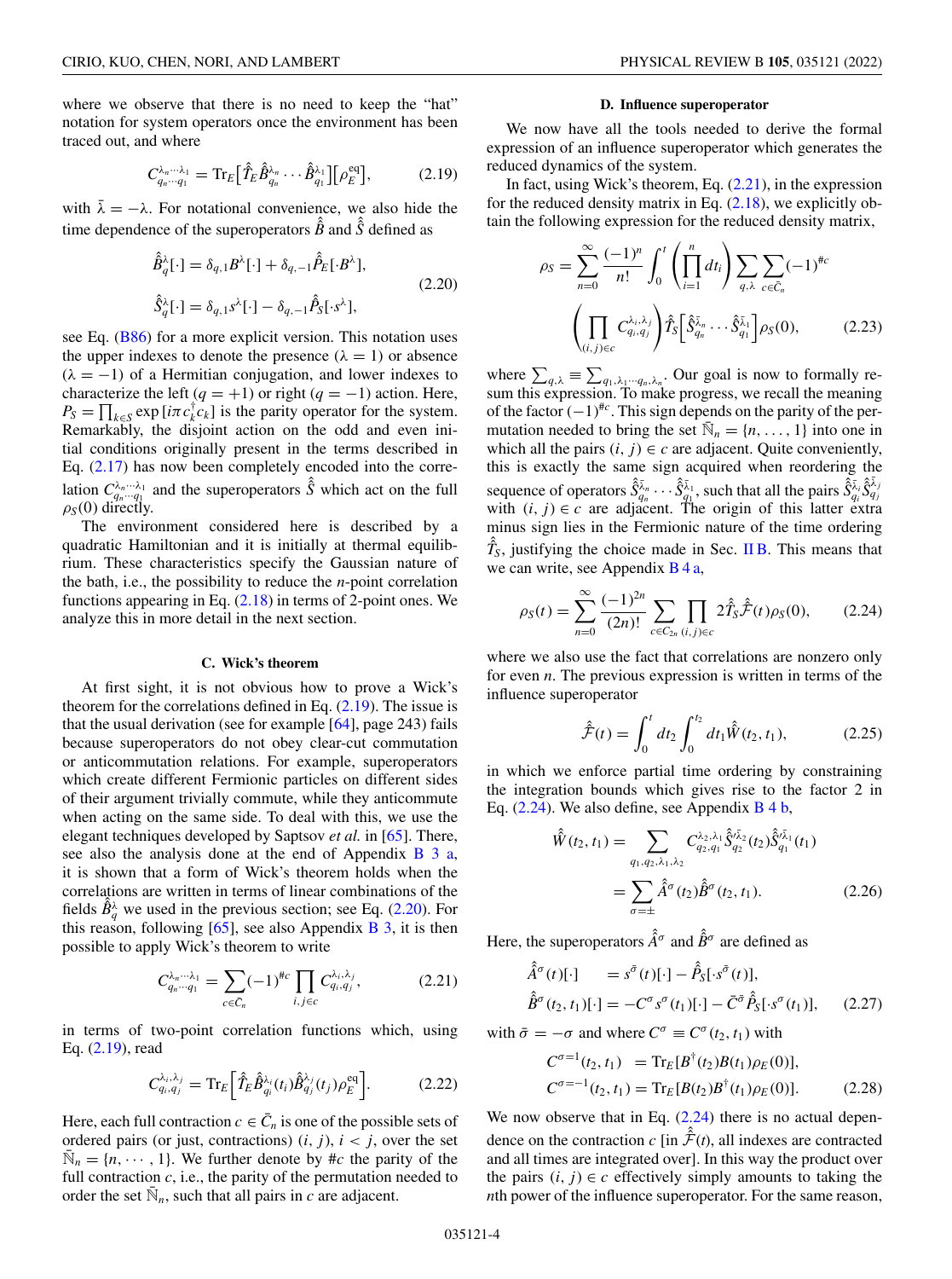where we observe that there is no need to keep the "hat" notation for system operators once the environment has been traced out, and where

$$C^{\lambda_n\cdots\lambda_1}_{q_n\cdots q_1} = \mathrm{Tr}_E\big[\hat{T}_E\hat{\hat{B}}^{\lambda_n}_{q_n}\cdots\hat{\hat{B}}^{\lambda_1}_{q_1}\big]\big[\rho_E^{\mathrm{eq}}\big], \tag{2.19}$$

with $\bar{\lambda} = -\lambda$. For notational convenience, we also hide the time dependence of the superoperators $\hat{\hat{B}}$ and $\hat{\hat{S}}$ defined as

$$\begin{aligned}\hat{\hat{B}}^{\lambda}_{q}[\cdot] &= \delta_{q,1}B^{\lambda}[\cdot] + \delta_{q,-1}\hat{\hat{P}}_E[\cdot B^{\lambda}],\\ \hat{\hat{S}}^{\lambda}_{q}[\cdot] &= \delta_{q,1}s^{\lambda}[\cdot] - \delta_{q,-1}\hat{\hat{P}}_S[\cdot s^{\lambda}],\end{aligned} \tag{2.20}$$

see Eq. (B86) for a more explicit version. This notation uses the upper indexes to denote the presence ($\lambda = 1$) or absence ($\lambda = -1$) of a Hermitian conjugation, and lower indexes to characterize the left ($q = +1$) or right ($q = -1$) action. Here, $P_S = \prod_{k\in S}\exp[i\pi c_k^\dagger c_k]$ is the parity operator for the system. Remarkably, the disjoint action on the odd and even initial conditions originally present in the terms described in Eq. (2.17) has now been completely encoded into the correlation $C^{\lambda_n\cdots\lambda_1}_{q_n\cdots q_1}$ and the superoperators $\hat{\hat{S}}$ which act on the full $\rho_S(0)$ directly.

The environment considered here is described by a quadratic Hamiltonian and it is initially at thermal equilibrium. These characteristics specify the Gaussian nature of the bath, i.e., the possibility to reduce the $n$-point correlation functions appearing in Eq. (2.18) in terms of 2-point ones. We analyze this in more detail in the next section.

### C. Wick's theorem

At first sight, it is not obvious how to prove a Wick's theorem for the correlations defined in Eq. (2.19). The issue is that the usual derivation (see for example [64], page 243) fails because superoperators do not obey clear-cut commutation or anticommutation relations. For example, superoperators which create different Fermionic particles on different sides of their argument trivially commute, while they anticommute when acting on the same side. To deal with this, we use the elegant techniques developed by Saptsov *et al.* in [65]. There, see also the analysis done at the end of Appendix B 3 a, it is shown that a form of Wick's theorem holds when the correlations are written in terms of linear combinations of the fields $\hat{\hat{B}}^{\lambda}_{q}$ we used in the previous section; see Eq. (2.20). For this reason, following [65], see also Appendix B 3, it is then possible to apply Wick's theorem to write

$$C^{\lambda_n\cdots\lambda_1}_{q_n\cdots q_1} = \sum_{c\in\bar{C}_n}(-1)^{\#c}\prod_{i,j\in c}C^{\lambda_i,\lambda_j}_{q_i,q_j}, \tag{2.21}$$

in terms of two-point correlation functions which, using Eq. (2.19), read

$$C^{\lambda_i,\lambda_j}_{q_i,q_j} = \mathrm{Tr}_E\Big[\hat{T}_E\hat{\hat{B}}^{\lambda_i}_{q_i}(t_i)\hat{\hat{B}}^{\lambda_j}_{q_j}(t_j)\rho_E^{\mathrm{eq}}\Big]. \tag{2.22}$$

Here, each full contraction $c\in\bar{C}_n$ is one of the possible sets of ordered pairs (or just, contractions) $(i,j)$, $i<j$, over the set $\bar{\mathbb{N}}_n = \{n,\cdots,1\}$. We further denote by $\#c$ the parity of the full contraction $c$, i.e., the parity of the permutation needed to order the set $\bar{\mathbb{N}}_n$, such that all pairs in $c$ are adjacent.

### D. Influence superoperator

We now have all the tools needed to derive the formal expression of an influence superoperator which generates the reduced dynamics of the system.

In fact, using Wick's theorem, Eq. (2.21), in the expression for the reduced density matrix in Eq. (2.18), we explicitly obtain the following expression for the reduced density matrix,

$$\begin{aligned}\rho_S = \sum_{n=0}^{\infty}\frac{(-1)^n}{n!}\int_0^t\left(\prod_{i=1}^{n}dt_i\right)\sum_{q,\lambda}\sum_{c\in\bar{C}_n}(-1)^{\#c}\\ \left(\prod_{(i,j)\in c}C^{\lambda_i,\lambda_j}_{q_i,q_j}\right)\hat{T}_S\Big[\hat{\hat{S}}^{\bar{\lambda}_n}_{q_n}\cdots\hat{\hat{S}}^{\bar{\lambda}_1}_{q_1}\Big]\rho_S(0),\end{aligned} \tag{2.23}$$

where $\sum_{q,\lambda}\equiv\sum_{q_1,\lambda_1\cdots q_n,\lambda_n}$. Our goal is now to formally resum this expression. To make progress, we recall the meaning of the factor $(-1)^{\#c}$. This sign depends on the parity of the permutation needed to bring the set $\bar{\mathbb{N}}_n = \{n,\ldots,1\}$ into one in which all the pairs $(i,j)\in c$ are adjacent. Quite conveniently, this is exactly the same sign acquired when reordering the sequence of operators $\hat{\hat{S}}^{\bar{\lambda}_n}_{q_n}\cdots\hat{\hat{S}}^{\bar{\lambda}_1}_{q_1}$, such that all the pairs $\hat{\hat{S}}^{\bar{\lambda}_i}_{q_i}\hat{\hat{S}}^{\bar{\lambda}_j}_{q_j}$ with $(i,j)\in c$ are adjacent. The origin of this latter extra minus sign lies in the Fermionic nature of the time ordering $\hat{\hat{T}}_S$, justifying the choice made in Sec. II B. This means that we can write, see Appendix B 4 a,

$$\rho_S(t) = \sum_{n=0}^{\infty}\frac{(-1)^{2n}}{(2n)!}\sum_{c\in C_{2n}}\prod_{(i,j)\in c}2\hat{\hat{T}}_S\hat{\hat{\mathcal{F}}}(t)\rho_S(0), \tag{2.24}$$

where we also use the fact that correlations are nonzero only for even $n$. The previous expression is written in terms of the influence superoperator

$$\hat{\hat{\mathcal{F}}}(t) = \int_0^t dt_2\int_0^{t_2}dt_1\hat{\hat{W}}(t_2,t_1), \tag{2.25}$$

in which we enforce partial time ordering by constraining the integration bounds which gives rise to the factor 2 in Eq. (2.24). We also define, see Appendix B 4 b,

$$\begin{aligned}\hat{\hat{W}}(t_2,t_1) &= \sum_{q_1,q_2,\lambda_1,\lambda_2}C^{\lambda_2,\lambda_1}_{q_2,q_1}\hat{\hat{S}}'^{\bar{\lambda}_2}_{q_2}(t_2)\hat{\hat{S}}'^{\bar{\lambda}_1}_{q_1}(t_1)\\ &= \sum_{\sigma=\pm}\hat{\hat{A}}^{\sigma}(t_2)\hat{\hat{B}}^{\sigma}(t_2,t_1).\end{aligned} \tag{2.26}$$

Here, the superoperators $\hat{\hat{A}}^{\sigma}$ and $\hat{\hat{B}}^{\sigma}$ are defined as

$$\begin{aligned}\hat{\hat{A}}^{\sigma}(t)[\cdot] &= s^{\bar{\sigma}}(t)[\cdot] - \hat{\hat{P}}_S[\cdot s^{\bar{\sigma}}(t)],\\ \hat{\hat{B}}^{\sigma}(t_2,t_1)[\cdot] &= -C^{\sigma}s^{\sigma}(t_1)[\cdot] - \bar{C}^{\bar{\sigma}}\hat{\hat{P}}_S[\cdot s^{\sigma}(t_1)],\end{aligned} \tag{2.27}$$

with $\bar{\sigma} = -\sigma$ and where $C^{\sigma}\equiv C^{\sigma}(t_2,t_1)$ with

$$\begin{aligned}C^{\sigma=1}(t_2,t_1) &= \mathrm{Tr}[B^\dagger(t_2)B(t_1)\rho_E(0)],\\ C^{\sigma=-1}(t_2,t_1) &= \mathrm{Tr}[B(t_2)B^\dagger(t_1)\rho_E(0)].\end{aligned} \tag{2.28}$$

We now observe that in Eq. (2.24) there is no actual dependence on the contraction $c$ [in $\hat{\hat{\mathcal{F}}}(t)$, all indexes are contracted and all times are integrated over]. In this way the product over the pairs $(i,j)\in c$ effectively simply amounts to taking the $n$th power of the influence superoperator. For the same reason,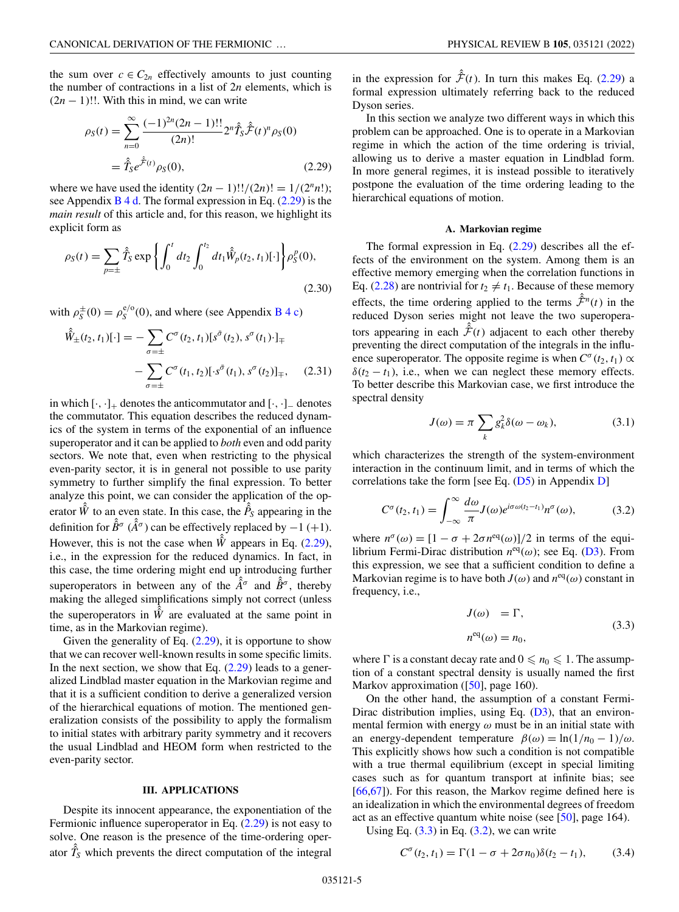the sum over $c \in C_{2n}$ effectively amounts to just counting the number of contractions in a list of $2n$ elements, which is $(2n-1)!!$. With this in mind, we can write

$$
\begin{aligned}
\rho_S(t) &= \sum_{n=0}^{\infty} \frac{(-1)^{2n}(2n-1)!!}{(2n)!} 2^n \hat{\hat{T}}_S \hat{\hat{\mathcal{F}}}(t)^n \rho_S(0) \\
&= \hat{\hat{T}}_S e^{\hat{\hat{\mathcal{F}}}(t)} \rho_S(0),
\end{aligned} \tag{2.29}
$$

where we have used the identity $(2n-1)!!/(2n)! = 1/(2^n n!)$; see Appendix B 4 d. The formal expression in Eq. (2.29) is the *main result* of this article and, for this reason, we highlight its explicit form as

$$
\rho_S(t) = \sum_{p=\pm} \hat{\hat{T}}_S \exp\left\{ \int_0^t dt_2 \int_0^{t_2} dt_1 \hat{\hat{W}}_p(t_2, t_1)[\cdot] \right\} \rho_S^p(0), \tag{2.30}
$$

with $\rho_S^{\pm}(0) = \rho_S^{e/o}(0)$, and where (see Appendix B 4 c)

$$
\begin{aligned}
\hat{\hat{W}}_{\pm}(t_2, t_1)[\cdot] = &- \sum_{\sigma=\pm} C^{\sigma}(t_2, t_1)[s^{\bar{\sigma}}(t_2), s^{\sigma}(t_1)\cdot]_{\mp} \\
&- \sum_{\sigma=\pm} C^{\sigma}(t_1, t_2)[\cdot s^{\bar{\sigma}}(t_1), s^{\sigma}(t_2)]_{\mp},
\end{aligned} \tag{2.31}
$$

in which $[\cdot,\cdot]_+$ denotes the anticommutator and $[\cdot,\cdot]_-$ denotes the commutator. This equation describes the reduced dynamics of the system in terms of the exponential of an influence superoperator and it can be applied to *both* even and odd parity sectors. We note that, even when restricting to the physical even-parity sector, it is in general not possible to use parity symmetry to further simplify the final expression. To better analyze this point, we can consider the application of the operator $\hat{\hat{W}}$ to an even state. In this case, the $\hat{\hat{P}}_S$ appearing in the definition for $\hat{\hat{B}}^{\sigma}$ ($\hat{\hat{A}}^{\sigma}$) can be effectively replaced by $-1$ ($+1$). However, this is not the case when $\hat{\hat{W}}$ appears in Eq. (2.29), i.e., in the expression for the reduced dynamics. In fact, in this case, the time ordering might end up introducing further superoperators in between any of the $\hat{\hat{A}}^{\sigma}$ and $\hat{\hat{B}}^{\sigma}$, thereby making the alleged simplifications simply not correct (unless the superoperators in $\hat{\hat{W}}$ are evaluated at the same point in time, as in the Markovian regime).

Given the generality of Eq. (2.29), it is opportune to show that we can recover well-known results in some specific limits. In the next section, we show that Eq. (2.29) leads to a generalized Lindblad master equation in the Markovian regime and that it is a sufficient condition to derive a generalized version of the hierarchical equations of motion. The mentioned generalization consists of the possibility to apply the formalism to initial states with arbitrary parity symmetry and it recovers the usual Lindblad and HEOM form when restricted to the even-parity sector.

## III. APPLICATIONS

Despite its innocent appearance, the exponentiation of the Fermionic influence superoperator in Eq. (2.29) is not easy to solve. One reason is the presence of the time-ordering operator $\hat{\hat{T}}_S$ which prevents the direct computation of the integral in the expression for $\hat{\hat{\mathcal{F}}}(t)$. In turn this makes Eq. (2.29) a formal expression ultimately referring back to the reduced Dyson series.

In this section we analyze two different ways in which this problem can be approached. One is to operate in a Markovian regime in which the action of the time ordering is trivial, allowing us to derive a master equation in Lindblad form. In more general regimes, it is instead possible to iteratively postpone the evaluation of the time ordering leading to the hierarchical equations of motion.

### A. Markovian regime

The formal expression in Eq. (2.29) describes all the effects of the environment on the system. Among them is an effective memory emerging when the correlation functions in Eq. (2.28) are nontrivial for $t_2 \neq t_1$. Because of these memory effects, the time ordering applied to the terms $\hat{\hat{\mathcal{F}}}^n(t)$ in the reduced Dyson series might not leave the two superoperators appearing in each $\hat{\hat{\mathcal{F}}}(t)$ adjacent to each other thereby preventing the direct computation of the integrals in the influence superoperator. The opposite regime is when $C^{\sigma}(t_2, t_1) \propto \delta(t_2 - t_1)$, i.e., when we can neglect these memory effects. To better describe this Markovian case, we first introduce the spectral density

$$
J(\omega) = \pi \sum_k g_k^2 \delta(\omega - \omega_k), \tag{3.1}
$$

which characterizes the strength of the system-environment interaction in the continuum limit, and in terms of which the correlations take the form [see Eq. (D5) in Appendix D]

$$
C^{\sigma}(t_2, t_1) = \int_{-\infty}^{\infty} \frac{d\omega}{\pi} J(\omega) e^{i\sigma\omega(t_2 - t_1)} n^{\sigma}(\omega), \tag{3.2}
$$

where $n^{\sigma}(\omega) = [1 - \sigma + 2\sigma n^{\mathrm{eq}}(\omega)]/2$ in terms of the equilibrium Fermi-Dirac distribution $n^{\mathrm{eq}}(\omega)$; see Eq. (D3). From this expression, we see that a sufficient condition to define a Markovian regime is to have both $J(\omega)$ and $n^{\mathrm{eq}}(\omega)$ constant in frequency, i.e.,

$$
\begin{aligned}
J(\omega) &= \Gamma, \\
n^{\mathrm{eq}}(\omega) &= n_0,
\end{aligned} \tag{3.3}
$$

where $\Gamma$ is a constant decay rate and $0 \leqslant n_0 \leqslant 1$. The assumption of a constant spectral density is usually named the first Markov approximation ([50], page 160).

On the other hand, the assumption of a constant Fermi-Dirac distribution implies, using Eq. (D3), that an environmental fermion with energy $\omega$ must be in an initial state with an energy-dependent temperature $\beta(\omega) = \ln(1/n_0 - 1)/\omega$. This explicitly shows how such a condition is not compatible with a true thermal equilibrium (except in special limiting cases such as for quantum transport at infinite bias; see [66,67]). For this reason, the Markov regime defined here is an idealization in which the environmental degrees of freedom act as an effective quantum white noise (see [50], page 164).

Using Eq. (3.3) in Eq. (3.2), we can write

$$
C^{\sigma}(t_2, t_1) = \Gamma(1 - \sigma + 2\sigma n_0)\delta(t_2 - t_1), \tag{3.4}
$$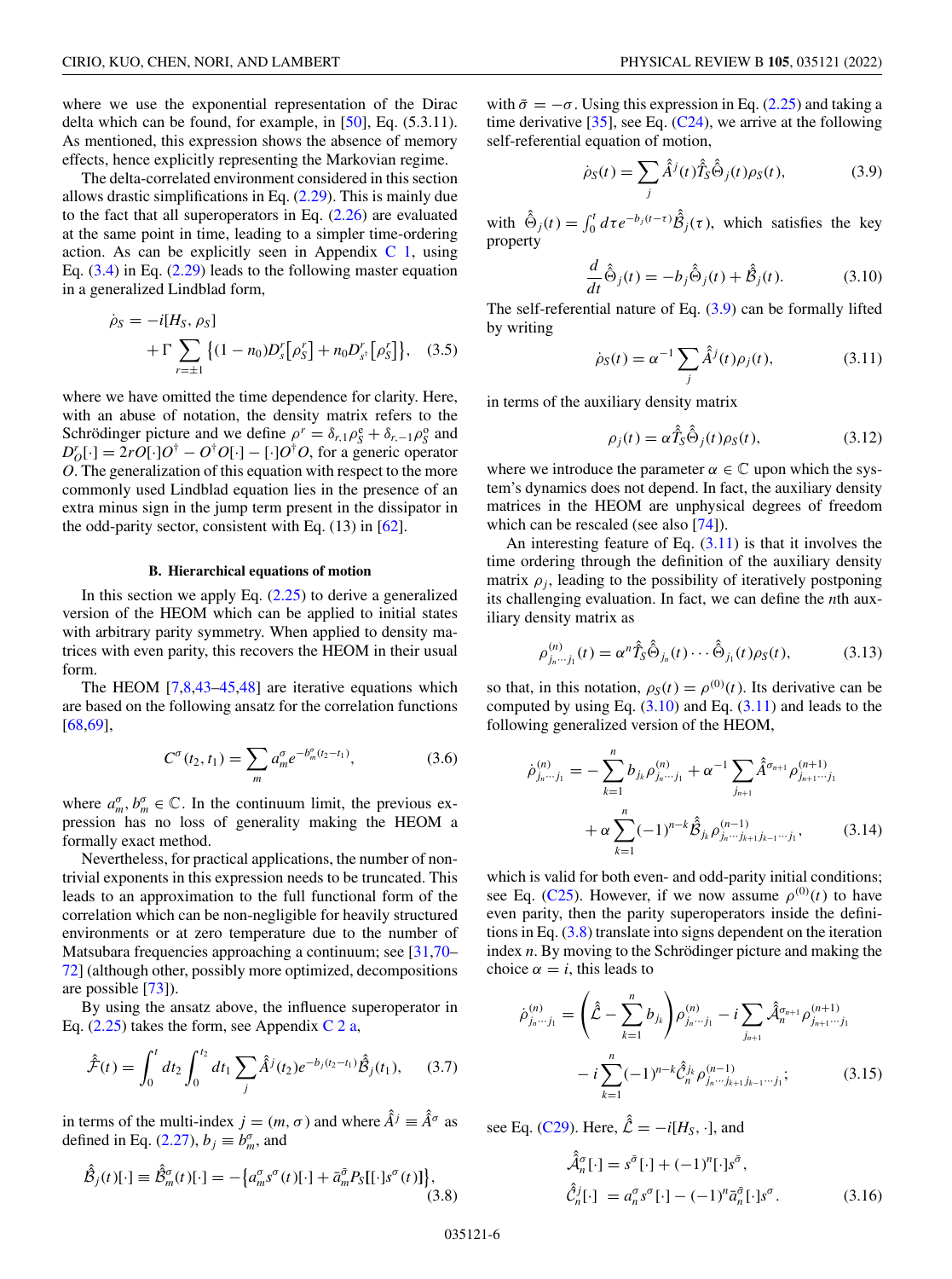where we use the exponential representation of the Dirac delta which can be found, for example, in [50], Eq. (5.3.11). As mentioned, this expression shows the absence of memory effects, hence explicitly representing the Markovian regime.

The delta-correlated environment considered in this section allows drastic simplifications in Eq. (2.29). This is mainly due to the fact that all superoperators in Eq. (2.26) are evaluated at the same point in time, leading to a simpler time-ordering action. As can be explicitly seen in Appendix C 1, using Eq. (3.4) in Eq. (2.29) leads to the following master equation in a generalized Lindblad form,

$$\dot{\rho}_S = -i[H_S, \rho_S] + \Gamma \sum_{r=\pm 1} \left\{ (1-n_0) D_s^r\left[\rho_S^r\right] + n_0 D_{s^\dagger}^r\left[\rho_S^r\right] \right\}, \quad (3.5)$$

where we have omitted the time dependence for clarity. Here, with an abuse of notation, the density matrix refers to the Schrödinger picture and we define $\rho^r = \delta_{r,1}\rho_S^{\rm e} + \delta_{r,-1}\rho_S^{\rm o}$ and $D_O^r[\cdot] = 2rO[\cdot]O^\dagger - O^\dagger O[\cdot] - [\cdot]O^\dagger O$, for a generic operator $O$. The generalization of this equation with respect to the more commonly used Lindblad equation lies in the presence of an extra minus sign in the jump term present in the dissipator in the odd-parity sector, consistent with Eq. (13) in [62].

### B. Hierarchical equations of motion

In this section we apply Eq. (2.25) to derive a generalized version of the HEOM which can be applied to initial states with arbitrary parity symmetry. When applied to density matrices with even parity, this recovers the HEOM in their usual form.

The HEOM [7,8,43–45,48] are iterative equations which are based on the following ansatz for the correlation functions [68,69],

$$C^\sigma(t_2, t_1) = \sum_m a_m^\sigma e^{-b_m^\sigma (t_2 - t_1)}, \quad (3.6)$$

where $a_m^\sigma, b_m^\sigma \in \mathbb{C}$. In the continuum limit, the previous expression has no loss of generality making the HEOM a formally exact method.

Nevertheless, for practical applications, the number of nontrivial exponents in this expression needs to be truncated. This leads to an approximation to the full functional form of the correlation which can be non-negligible for heavily structured environments or at zero temperature due to the number of Matsubara frequencies approaching a continuum; see [31,70–72] (although other, possibly more optimized, decompositions are possible [73]).

By using the ansatz above, the influence superoperator in Eq. (2.25) takes the form, see Appendix C 2 a,

$$\hat{\mathcal{F}}(t) = \int_0^t dt_2 \int_0^{t_2} dt_1 \sum_j \hat{A}^j(t_2) e^{-b_j(t_2 - t_1)} \hat{\mathcal{B}}_j(t_1), \quad (3.7)$$

in terms of the multi-index $j = (m, \sigma)$ and where $\hat{A}^j \equiv \hat{A}^\sigma$ as defined in Eq. (2.27), $b_j \equiv b_m^\sigma$, and

$$\hat{\mathcal{B}}_j(t)[\cdot] \equiv \hat{\mathcal{B}}_m^\sigma(t)[\cdot] = -\left\{a_m^\sigma s^\sigma(t)[\cdot] + \bar{a}_m^{\bar{\sigma}} P_S[[\cdot]s^\sigma(t)]\right\}, \quad (3.8)$$

with $\bar{\sigma} = -\sigma$. Using this expression in Eq. (2.25) and taking a time derivative [35], see Eq. (C24), we arrive at the following self-referential equation of motion,

$$\dot{\rho}_S(t) = \sum_j \hat{A}^j(t) \hat{T}_S \hat{\Theta}_j(t) \rho_S(t), \quad (3.9)$$

with $\hat{\Theta}_j(t) = \int_0^t d\tau e^{-b_j(t-\tau)} \hat{\mathcal{B}}_j(\tau)$, which satisfies the key property

$$\frac{d}{dt}\hat{\Theta}_j(t) = -b_j \hat{\Theta}_j(t) + \hat{\mathcal{B}}_j(t). \quad (3.10)$$

The self-referential nature of Eq. (3.9) can be formally lifted by writing

$$\dot{\rho}_S(t) = \alpha^{-1} \sum_j \hat{A}^j(t) \rho_j(t), \quad (3.11)$$

in terms of the auxiliary density matrix

$$\rho_j(t) = \alpha \hat{T}_S \hat{\Theta}_j(t) \rho_S(t), \quad (3.12)$$

where we introduce the parameter $\alpha \in \mathbb{C}$ upon which the system's dynamics does not depend. In fact, the auxiliary density matrices in the HEOM are unphysical degrees of freedom which can be rescaled (see also [74]).

An interesting feature of Eq. (3.11) is that it involves the time ordering through the definition of the auxiliary density matrix $\rho_j$, leading to the possibility of iteratively postponing its challenging evaluation. In fact, we can define the $n$th auxiliary density matrix as

$$\rho^{(n)}_{j_n \cdots j_1}(t) = \alpha^n \hat{T}_S \hat{\Theta}_{j_n}(t) \cdots \hat{\Theta}_{j_1}(t) \rho_S(t), \quad (3.13)$$

so that, in this notation, $\rho_S(t) = \rho^{(0)}(t)$. Its derivative can be computed by using Eq. (3.10) and Eq. (3.11) and leads to the following generalized version of the HEOM,

$$\dot{\rho}^{(n)}_{j_n \cdots j_1} = -\sum_{k=1}^n b_{j_k} \rho^{(n)}_{j_n \cdots j_1} + \alpha^{-1} \sum_{j_{n+1}} \hat{A}^{\sigma_{n+1}} \rho^{(n+1)}_{j_{n+1} \cdots j_1} + \alpha \sum_{k=1}^n (-1)^{n-k} \hat{\mathcal{B}}_{j_k} \rho^{(n-1)}_{j_n \cdots j_{k+1} j_{k-1} \cdots j_1}, \quad (3.14)$$

which is valid for both even- and odd-parity initial conditions; see Eq. (C25). However, if we now assume $\rho^{(0)}(t)$ to have even parity, then the parity superoperators inside the definitions in Eq. (3.8) translate into signs dependent on the iteration index $n$. By moving to the Schrödinger picture and making the choice $\alpha = i$, this leads to

$$\dot{\rho}^{(n)}_{j_n \cdots j_1} = \left(\hat{\mathcal{L}} - \sum_{k=1}^n b_{j_k}\right) \rho^{(n)}_{j_n \cdots j_1} - i \sum_{j_{n+1}} \hat{\mathcal{A}}_n^{\sigma_{n+1}} \rho^{(n+1)}_{j_{n+1} \cdots j_1} - i \sum_{k=1}^n (-1)^{n-k} \hat{\mathcal{C}}_n^{j_k} \rho^{(n-1)}_{j_n \cdots j_{k+1} j_{k-1} \cdots j_1}; \quad (3.15)$$

see Eq. (C29). Here, $\hat{\mathcal{L}} = -i[H_S, \cdot]$, and

$$\begin{aligned}
\hat{\mathcal{A}}_n^\sigma[\cdot] &= s^{\bar{\sigma}}[\cdot] + (-1)^n [\cdot] s^{\bar{\sigma}}, \\
\hat{\mathcal{C}}_n^j[\cdot] &= a_n^\sigma s^\sigma[\cdot] - (-1)^n \bar{a}_n^{\bar{\sigma}} [\cdot] s^\sigma.
\end{aligned} \quad (3.16)$$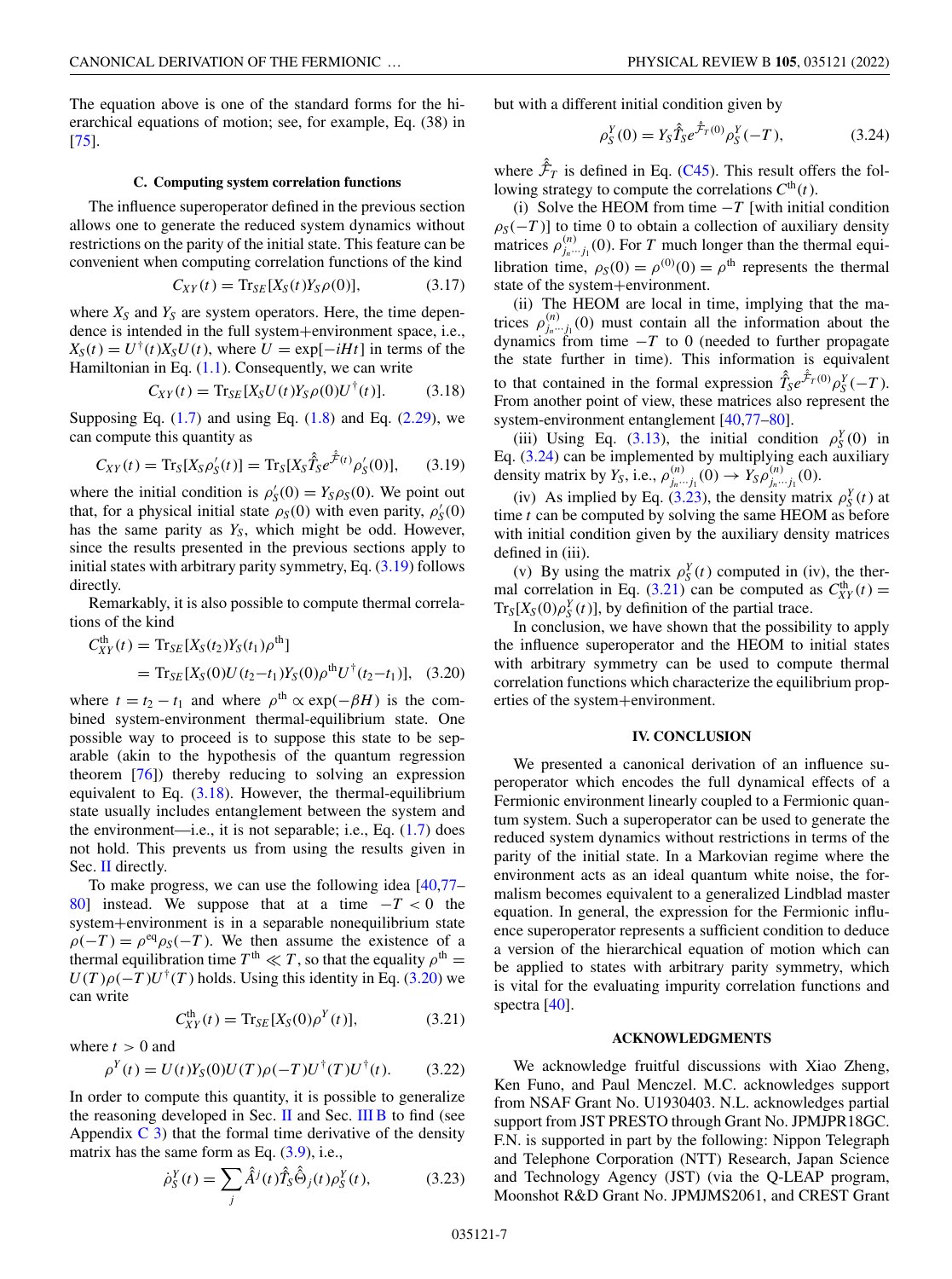The equation above is one of the standard forms for the hierarchical equations of motion; see, for example, Eq. (38) in [75].

### C. Computing system correlation functions

The influence superoperator defined in the previous section allows one to generate the reduced system dynamics without restrictions on the parity of the initial state. This feature can be convenient when computing correlation functions of the kind

$$C_{XY}(t) = \mathrm{Tr}_{SE}[X_S(t)Y_S\rho(0)], \tag{3.17}$$

where $X_S$ and $Y_S$ are system operators. Here, the time dependence is intended in the full system+environment space, i.e., $X_S(t) = U^\dagger(t)X_SU(t)$, where $U = \exp[-iHt]$ in terms of the Hamiltonian in Eq. (1.1). Consequently, we can write

$$C_{XY}(t) = \mathrm{Tr}_{SE}[X_SU(t)Y_S\rho(0)U^\dagger(t)]. \tag{3.18}$$

Supposing Eq. (1.7) and using Eq. (1.8) and Eq. (2.29), we can compute this quantity as

$$C_{XY}(t) = \mathrm{Tr}_S[X_S\rho'_S(t)] = \mathrm{Tr}_S[X_S\hat{\hat{T}}_S e^{\hat{\hat{\mathcal{F}}}(t)}\rho'_S(0)], \tag{3.19}$$

where the initial condition is $\rho'_S(0) = Y_S\rho_S(0)$. We point out that, for a physical initial state $\rho_S(0)$ with even parity, $\rho'_S(0)$ has the same parity as $Y_S$, which might be odd. However, since the results presented in the previous sections apply to initial states with arbitrary parity symmetry, Eq. (3.19) follows directly.

Remarkably, it is also possible to compute thermal correlations of the kind

$$\begin{aligned} C^{\mathrm{th}}_{XY}(t) &= \mathrm{Tr}_{SE}[X_S(t_2)Y_S(t_1)\rho^{\mathrm{th}}] \\ &= \mathrm{Tr}_{SE}[X_S(0)U(t_2-t_1)Y_S(0)\rho^{\mathrm{th}}U^\dagger(t_2-t_1)], \end{aligned} \tag{3.20}$$

where $t = t_2 - t_1$ and where $\rho^{\mathrm{th}} \propto \exp(-\beta H)$ is the combined system-environment thermal-equilibrium state. One possible way to proceed is to suppose this state to be separable (akin to the hypothesis of the quantum regression theorem [76]) thereby reducing to solving an expression equivalent to Eq. (3.18). However, the thermal-equilibrium state usually includes entanglement between the system and the environment—i.e., it is not separable; i.e., Eq. (1.7) does not hold. This prevents us from using the results given in Sec. II directly.

To make progress, we can use the following idea [40,77–80] instead. We suppose that at a time $-T < 0$ the system+environment is in a separable nonequilibrium state $\rho(-T) = \rho^{\mathrm{eq}}\rho_S(-T)$. We then assume the existence of a thermal equilibration time $T^{\mathrm{th}} \ll T$, so that the equality $\rho^{\mathrm{th}} = U(T)\rho(-T)U^\dagger(T)$ holds. Using this identity in Eq. (3.20) we can write

$$C^{\mathrm{th}}_{XY}(t) = \mathrm{Tr}_{SE}[X_S(0)\rho^Y(t)], \tag{3.21}$$

where $t > 0$ and

$$\rho^Y(t) = U(t)Y_S(0)U(T)\rho(-T)U^\dagger(T)U^\dagger(t). \tag{3.22}$$

In order to compute this quantity, it is possible to generalize the reasoning developed in Sec. II and Sec. III B to find (see Appendix C 3) that the formal time derivative of the density matrix has the same form as Eq. (3.9), i.e.,

$$\dot{\rho}^Y_S(t) = \sum_j \hat{\hat{A}}^j(t)\hat{\hat{T}}_S\hat{\hat{\Theta}}_j(t)\rho^Y_S(t), \tag{3.23}$$

but with a different initial condition given by

$$\rho^Y_S(0) = Y_S\hat{\hat{T}}_S e^{\hat{\hat{\mathcal{F}}}_T(0)}\rho^Y_S(-T), \tag{3.24}$$

where $\hat{\hat{\mathcal{F}}}_T$ is defined in Eq. (C45). This result offers the following strategy to compute the correlations $C^{\mathrm{th}}(t)$.

(i) Solve the HEOM from time $-T$ [with initial condition $\rho_S(-T)$] to time 0 to obtain a collection of auxiliary density matrices $\rho^{(n)}_{j_n\cdots j_1}(0)$. For $T$ much longer than the thermal equilibration time, $\rho_S(0) = \rho^{(0)}(0) = \rho^{\mathrm{th}}$ represents the thermal state of the system+environment.

(ii) The HEOM are local in time, implying that the matrices $\rho^{(n)}_{j_n\cdots j_1}(0)$ must contain all the information about the dynamics from time $-T$ to 0 (needed to further propagate the state further in time). This information is equivalent to that contained in the formal expression $\hat{\hat{T}}_S e^{\hat{\hat{\mathcal{F}}}_T(0)}\rho^Y_S(-T)$. From another point of view, these matrices also represent the system-environment entanglement [40,77–80].

(iii) Using Eq. (3.13), the initial condition $\rho^Y_S(0)$ in Eq. (3.24) can be implemented by multiplying each auxiliary density matrix by $Y_S$, i.e., $\rho^{(n)}_{j_n\cdots j_1}(0) \to Y_S\rho^{(n)}_{j_n\cdots j_1}(0)$.

(iv) As implied by Eq. (3.23), the density matrix $\rho^Y_S(t)$ at time $t$ can be computed by solving the same HEOM as before with initial condition given by the auxiliary density matrices defined in (iii).

(v) By using the matrix $\rho^Y_S(t)$ computed in (iv), the thermal correlation in Eq. (3.21) can be computed as $C^{\mathrm{th}}_{XY}(t) = \mathrm{Tr}_S[X_S(0)\rho^Y_S(t)]$, by definition of the partial trace.

In conclusion, we have shown that the possibility to apply the influence superoperator and the HEOM to initial states with arbitrary symmetry can be used to compute thermal correlation functions which characterize the equilibrium properties of the system+environment.

## IV. CONCLUSION

We presented a canonical derivation of an influence superoperator which encodes the full dynamical effects of a Fermionic environment linearly coupled to a Fermionic quantum system. Such a superoperator can be used to generate the reduced system dynamics without restrictions in terms of the parity of the initial state. In a Markovian regime where the environment acts as an ideal quantum white noise, the formalism becomes equivalent to a generalized Lindblad master equation. In general, the expression for the Fermionic influence superoperator represents a sufficient condition to deduce a version of the hierarchical equation of motion which can be applied to states with arbitrary parity symmetry, which is vital for the evaluating impurity correlation functions and spectra [40].

## ACKNOWLEDGMENTS

We acknowledge fruitful discussions with Xiao Zheng, Ken Funo, and Paul Menczel. M.C. acknowledges support from NSAF Grant No. U1930403. N.L. acknowledges partial support from JST PRESTO through Grant No. JPMJPR18GC. F.N. is supported in part by the following: Nippon Telegraph and Telephone Corporation (NTT) Research, Japan Science and Technology Agency (JST) (via the Q-LEAP program, Moonshot R&D Grant No. JPMJMS2061, and CREST Grant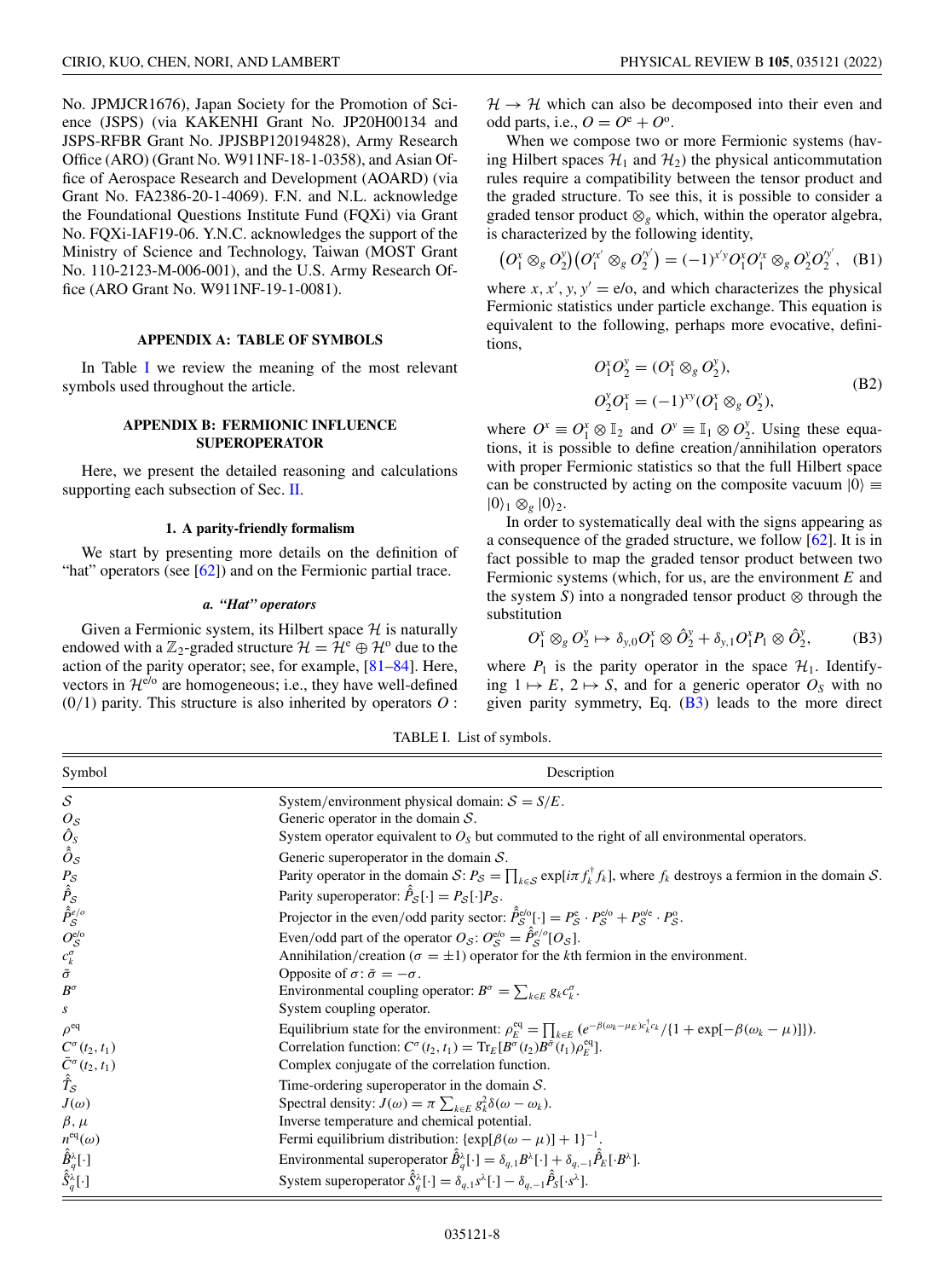No. JPMJCR1676), Japan Society for the Promotion of Science (JSPS) (via KAKENHI Grant No. JP20H00134 and JSPS-RFBR Grant No. JPJSBP120194828), Army Research Office (ARO) (Grant No. W911NF-18-1-0358), and Asian Office of Aerospace Research and Development (AOARD) (via Grant No. FA2386-20-1-4069). F.N. and N.L. acknowledge the Foundational Questions Institute Fund (FQXi) via Grant No. FQXi-IAF19-06. Y.N.C. acknowledges the support of the Ministry of Science and Technology, Taiwan (MOST Grant No. 110-2123-M-006-001), and the U.S. Army Research Office (ARO Grant No. W911NF-19-1-0081).

## APPENDIX A: TABLE OF SYMBOLS

In Table I we review the meaning of the most relevant symbols used throughout the article.

## APPENDIX B: FERMIONIC INFLUENCE SUPEROPERATOR

Here, we present the detailed reasoning and calculations supporting each subsection of Sec. II.

### 1. A parity-friendly formalism

We start by presenting more details on the definition of "hat" operators (see [62]) and on the Fermionic partial trace.

#### *a. "Hat" operators*

Given a Fermionic system, its Hilbert space $\mathcal{H}$ is naturally endowed with a $\mathbb{Z}_2$-graded structure $\mathcal{H} = \mathcal{H}^{\rm e} \oplus \mathcal{H}^{\rm o}$ due to the action of the parity operator; see, for example, [81–84]. Here, vectors in $\mathcal{H}^{\rm e/o}$ are homogeneous; i.e., they have well-defined (0/1) parity. This structure is also inherited by operators $O : \mathcal{H} \to \mathcal{H}$ which can also be decomposed into their even and odd parts, i.e., $O = O^{\rm e} + O^{\rm o}$.

When we compose two or more Fermionic systems (having Hilbert spaces $\mathcal{H}_1$ and $\mathcal{H}_2$) the physical anticommutation rules require a compatibility between the tensor product and the graded structure. To see this, it is possible to consider a graded tensor product $\otimes_g$ which, within the operator algebra, is characterized by the following identity,

$$\left(O_1^x \otimes_g O_2^y\right)\left(O_1'^{x'} \otimes_g O_2'^{y'}\right) = (-1)^{x'y} O_1^x O_1'^{x} \otimes_g O_2^y O_2'^{y'}, \quad \text{(B1)}$$

where $x, x', y, y' = $ e/o, and which characterizes the physical Fermionic statistics under particle exchange. This equation is equivalent to the following, perhaps more evocative, definitions,

$$\begin{aligned} O_1^x O_2^y &= (O_1^x \otimes_g O_2^y), \\ O_2^y O_1^x &= (-1)^{xy}(O_1^x \otimes_g O_2^y), \end{aligned} \quad \text{(B2)}$$

where $O^x \equiv O_1^x \otimes \mathbb{I}_2$ and $O^y \equiv \mathbb{I}_1 \otimes O_2^y$. Using these equations, it is possible to define creation/annihilation operators with proper Fermionic statistics so that the full Hilbert space can be constructed by acting on the composite vacuum $|0\rangle \equiv |0\rangle_1 \otimes_g |0\rangle_2$.

In order to systematically deal with the signs appearing as a consequence of the graded structure, we follow [62]. It is in fact possible to map the graded tensor product between two Fermionic systems (which, for us, are the environment $E$ and the system $S$) into a nongraded tensor product $\otimes$ through the substitution

$$O_1^x \otimes_g O_2^y \mapsto \delta_{y,0} O_1^x \otimes \hat{O}_2^y + \delta_{y,1} O_1^x P_1 \otimes \hat{O}_2^y, \quad \text{(B3)}$$

where $P_1$ is the parity operator in the space $\mathcal{H}_1$. Identifying $1 \mapsto E$, $2 \mapsto S$, and for a generic operator $O_S$ with no given parity symmetry, Eq. (B3) leads to the more direct

TABLE I. List of symbols.

| Symbol | Description |
|---|---|
| $\mathcal{S}$ | System/environment physical domain: $\mathcal{S} = S/E$. |
| $O_\mathcal{S}$ | Generic operator in the domain $\mathcal{S}$. |
| $\hat{O}_S$ | System operator equivalent to $O_S$ but commuted to the right of all environmental operators. |
| $\hat{\hat{O}}_\mathcal{S}$ | Generic superoperator in the domain $\mathcal{S}$. |
| $P_\mathcal{S}$ | Parity operator in the domain $\mathcal{S}$: $P_\mathcal{S} = \prod_{k\in\mathcal{S}} \exp[i\pi f_k^\dagger f_k]$, where $f_k$ destroys a fermion in the domain $\mathcal{S}$. |
| $\hat{\hat{P}}_\mathcal{S}$ | Parity superoperator: $\hat{\hat{P}}_\mathcal{S}[\cdot] = P_\mathcal{S}[\cdot]P_\mathcal{S}$. |
| $\hat{\hat{P}}_\mathcal{S}^{e/o}$ | Projector in the even/odd parity sector: $\hat{\hat{P}}_\mathcal{S}^{\rm e/o}[\cdot] = P_\mathcal{S}^{\rm e} \cdot P_\mathcal{S}^{\rm e/o} + P_\mathcal{S}^{\rm o/e} \cdot P_\mathcal{S}^{\rm o}$. |
| $O_\mathcal{S}^{\rm e/o}$ | Even/odd part of the operator $O_\mathcal{S}$: $O_\mathcal{S}^{\rm e/o} = \hat{\hat{P}}_\mathcal{S}^{e/o}[O_\mathcal{S}]$. |
| $c_k^\sigma$ | Annihilation/creation ($\sigma = \pm 1$) operator for the $k$th fermion in the environment. |
| $\bar{\sigma}$ | Opposite of $\sigma$: $\bar{\sigma} = -\sigma$. |
| $B^\sigma$ | Environmental coupling operator: $B^\sigma = \sum_{k\in E} g_k c_k^\sigma$. |
| $s$ | System coupling operator. |
| $\rho^{\rm eq}$ | Equilibrium state for the environment: $\rho_E^{\rm eq} = \prod_{k\in E} (e^{-\beta(\omega_k - \mu_E)c_k^\dagger c_k}/\{1 + \exp[-\beta(\omega_k - \mu)]\})$. |
| $C^\sigma(t_2, t_1)$ | Correlation function: $C^\sigma(t_2, t_1) = {\rm Tr}_E[B^\sigma(t_2)B^{\bar{\sigma}}(t_1)\rho_E^{\rm eq}]$. |
| $\bar{C}^\sigma(t_2, t_1)$ | Complex conjugate of the correlation function. |
| $\hat{\hat{T}}_\mathcal{S}$ | Time-ordering superoperator in the domain $\mathcal{S}$. |
| $J(\omega)$ | Spectral density: $J(\omega) = \pi \sum_{k\in E} g_k^2 \delta(\omega - \omega_k)$. |
| $\beta, \mu$ | Inverse temperature and chemical potential. |
| $n^{\rm eq}(\omega)$ | Fermi equilibrium distribution: $\{\exp[\beta(\omega - \mu)] + 1\}^{-1}$. |
| $\hat{\hat{B}}_q^\lambda[\cdot]$ | Environmental superoperator $\hat{\hat{B}}_q^\lambda[\cdot] = \delta_{q,1} B^\lambda[\cdot] + \delta_{q,-1} \hat{\hat{P}}_E[\cdot B^\lambda]$. |
| $\hat{\hat{S}}_q^\lambda[\cdot]$ | System superoperator $\hat{\hat{S}}_q^\lambda[\cdot] = \delta_{q,1} s^\lambda[\cdot] - \delta_{q,-1} \hat{\hat{P}}_S[\cdot s^\lambda]$. |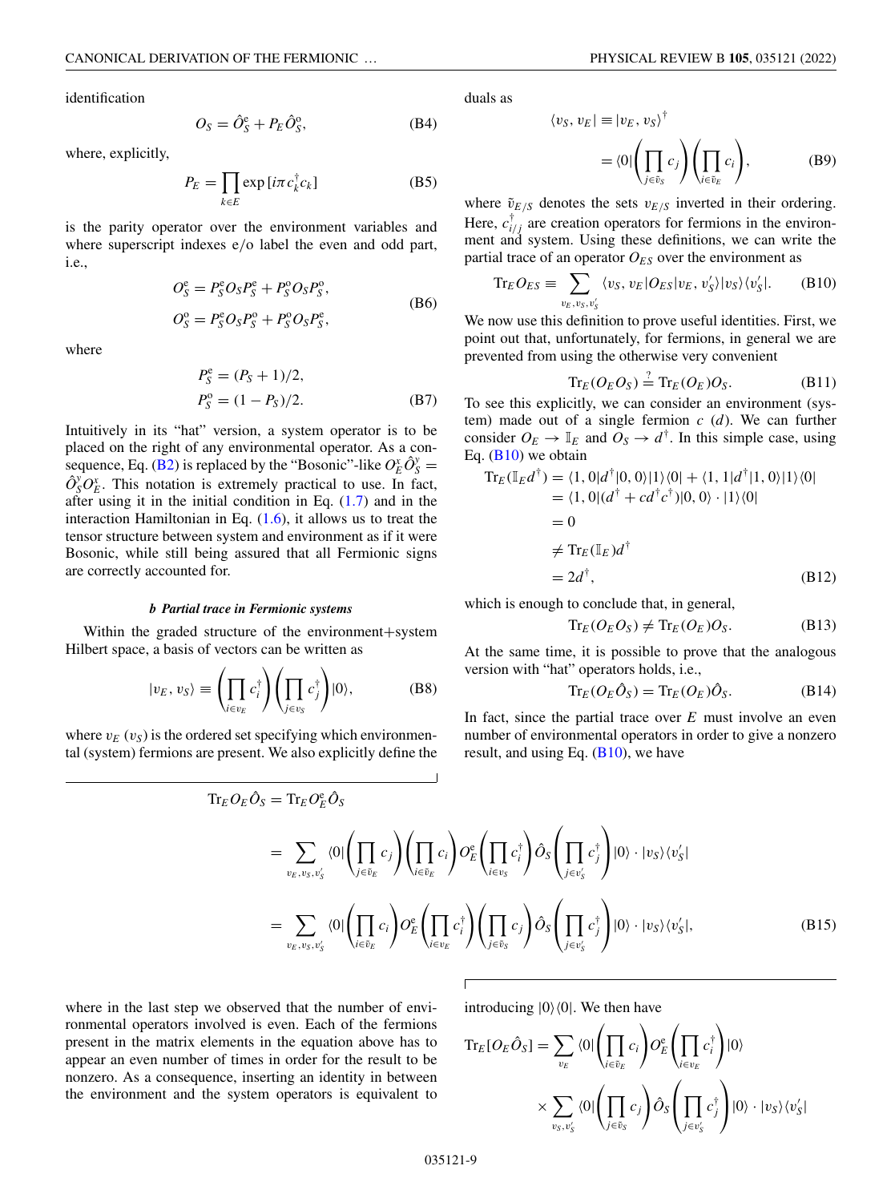identification

$$O_S = \hat{O}_S^{\mathrm{e}} + P_E \hat{O}_S^{\mathrm{o}}, \tag{B4}$$

where, explicitly,

$$P_E = \prod_{k\in E} \exp\left[i\pi c_k^\dagger c_k\right] \tag{B5}$$

is the parity operator over the environment variables and where superscript indexes e/o label the even and odd part, i.e.,

$$\begin{aligned} O_S^{\mathrm{e}} &= P_S^{\mathrm{e}} O_S P_S^{\mathrm{e}} + P_S^{\mathrm{o}} O_S P_S^{\mathrm{o}}, \\ O_S^{\mathrm{o}} &= P_S^{\mathrm{e}} O_S P_S^{\mathrm{o}} + P_S^{\mathrm{o}} O_S P_S^{\mathrm{e}}, \end{aligned} \tag{B6}$$

where

$$\begin{aligned} P_S^{\mathrm{e}} &= (P_S + 1)/2, \\ P_S^{\mathrm{o}} &= (1 - P_S)/2. \end{aligned} \tag{B7}$$

Intuitively in its "hat" version, a system operator is to be placed on the right of any environmental operator. As a consequence, Eq. (B2) is replaced by the "Bosonic"-like $O_E^x \hat{O}_S^y = \hat{O}_S^y O_E^x$. This notation is extremely practical to use. In fact, after using it in the initial condition in Eq. (1.7) and in the interaction Hamiltonian in Eq. (1.6), it allows us to treat the tensor structure between system and environment as if it were Bosonic, while still being assured that all Fermionic signs are correctly accounted for.

#### *b* Partial trace in Fermionic systems

Within the graded structure of the environment+system Hilbert space, a basis of vectors can be written as

$$|v_E, v_S\rangle \equiv \left(\prod_{i\in v_E} c_i^\dagger\right)\left(\prod_{j\in v_S} c_j^\dagger\right)|0\rangle, \tag{B8}$$

where $v_E$ ($v_S$) is the ordered set specifying which environmental (system) fermions are present. We also explicitly define the duals as

$$\begin{aligned} \langle v_S, v_E| &\equiv |v_E, v_S\rangle^\dagger \\ &= \langle 0|\left(\prod_{j\in \tilde{v}_S} c_j\right)\left(\prod_{i\in \tilde{v}_E} c_i\right), \end{aligned} \tag{B9}$$

where $\tilde{v}_{E/S}$ denotes the sets $v_{E/S}$ inverted in their ordering. Here, $c_{i/j}^\dagger$ are creation operators for fermions in the environment and system. Using these definitions, we can write the partial trace of an operator $O_{ES}$ over the environment as

$$\mathrm{Tr}_E O_{ES} \equiv \sum_{v_E, v_S, v_S'} \langle v_S, v_E|O_{ES}|v_E, v_S'\rangle |v_S\rangle\langle v_S'|. \tag{B10}$$

We now use this definition to prove useful identities. First, we point out that, unfortunately, for fermions, in general we are prevented from using the otherwise very convenient

$$\mathrm{Tr}_E(O_E O_S) \stackrel{?}{=} \mathrm{Tr}_E(O_E)O_S. \tag{B11}$$

To see this explicitly, we can consider an environment (system) made out of a single fermion $c$ ($d$). We can further consider $O_E \to \mathbb{I}_E$ and $O_S \to d^\dagger$. In this simple case, using Eq. (B10) we obtain

$$\begin{aligned} \mathrm{Tr}_E(\mathbb{I}_E d^\dagger) &= \langle 1, 0|d^\dagger|0, 0\rangle|1\rangle\langle 0| + \langle 1, 1|d^\dagger|1, 0\rangle|1\rangle\langle 0| \\ &= \langle 1, 0|(d^\dagger + c d^\dagger c^\dagger)|0, 0\rangle \cdot |1\rangle\langle 0| \\ &= 0 \\ &\neq \mathrm{Tr}_E(\mathbb{I}_E)d^\dagger \\ &= 2d^\dagger, \end{aligned} \tag{B12}$$

which is enough to conclude that, in general,

$$\mathrm{Tr}_E(O_E O_S) \neq \mathrm{Tr}_E(O_E)O_S. \tag{B13}$$

At the same time, it is possible to prove that the analogous version with "hat" operators holds, i.e.,

$$\mathrm{Tr}_E(O_E \hat{O}_S) = \mathrm{Tr}_E(O_E)\hat{O}_S. \tag{B14}$$

In fact, since the partial trace over $E$ must involve an even number of environmental operators in order to give a nonzero result, and using Eq. (B10), we have

$$\begin{aligned} \mathrm{Tr}_E O_E \hat{O}_S &= \mathrm{Tr}_E O_E^{\mathrm{e}} \hat{O}_S \\ &= \sum_{v_E, v_S, v_S'} \langle 0|\left(\prod_{j\in\tilde{v}_S} c_j\right)\left(\prod_{i\in\tilde{v}_E} c_i\right) O_E^{\mathrm{e}} \left(\prod_{i\in v_S} c_i^\dagger\right)\hat{O}_S\left(\prod_{j\in v_S'} c_j^\dagger\right)|0\rangle \cdot |v_S\rangle\langle v_S'| \\ &= \sum_{v_E, v_S, v_S'} \langle 0|\left(\prod_{i\in\tilde{v}_E} c_i\right) O_E^{\mathrm{e}} \left(\prod_{i\in v_E} c_i^\dagger\right)\left(\prod_{j\in\tilde{v}_S} c_j\right)\hat{O}_S\left(\prod_{j\in v_S'} c_j^\dagger\right)|0\rangle \cdot |v_S\rangle\langle v_S'|, \end{aligned} \tag{B15}$$

where in the last step we observed that the number of environmental operators involved is even. Each of the fermions present in the matrix elements in the equation above has to appear an even number of times in order for the result to be nonzero. As a consequence, inserting an identity in between the environment and the system operators is equivalent to introducing $|0\rangle\langle 0|$. We then have

$$\begin{aligned} \mathrm{Tr}_E[O_E\hat{O}_S] = &\sum_{v_E} \langle 0|\left(\prod_{i\in\tilde{v}_E} c_i\right) O_E^{\mathrm{e}} \left(\prod_{i\in v_E} c_i^\dagger\right)|0\rangle \\ &\times \sum_{v_S, v_S'} \langle 0|\left(\prod_{j\in\tilde{v}_S} c_j\right)\hat{O}_S\left(\prod_{j\in v_S'} c_j^\dagger\right)|0\rangle \cdot |v_S\rangle\langle v_S'| \end{aligned}$$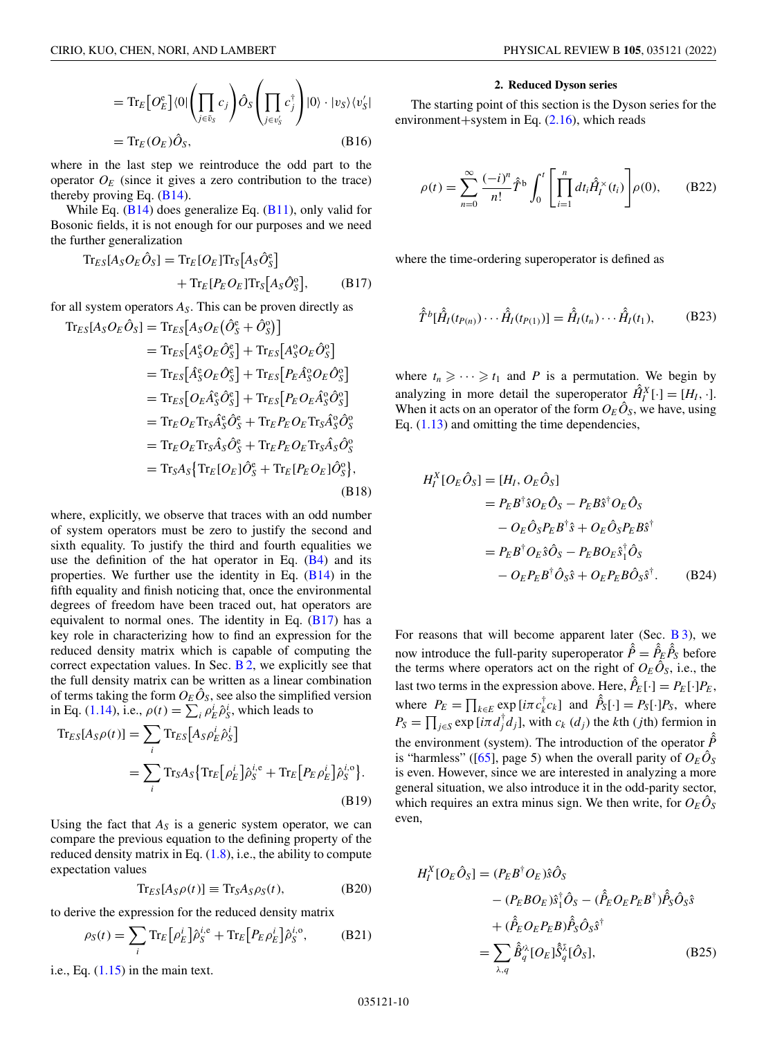$$
= \mathrm{Tr}_E\big[O_E^{\mathrm{e}}\big]\langle 0|\left(\prod_{j\in\bar{v}_S} c_j\right)\hat{O}_S\left(\prod_{j\in v_S'} c_j^\dagger\right)|0\rangle\cdot|v_S\rangle\langle v_S'|
$$

$$
= \mathrm{Tr}_E(O_E)\hat{O}_S, \tag{B16}
$$

where in the last step we reintroduce the odd part to the operator $O_E$ (since it gives a zero contribution to the trace) thereby proving Eq. (B14).

While Eq. (B14) does generalize Eq. (B11), only valid for Bosonic fields, it is not enough for our purposes and we need the further generalization

$$
\mathrm{Tr}_{ES}[A_S O_E \hat{O}_S] = \mathrm{Tr}_E[O_E]\mathrm{Tr}_S\big[A_S\hat{O}_S^{\mathrm{e}}\big] + \mathrm{Tr}_E[P_E O_E]\mathrm{Tr}_S\big[A_S\hat{O}_S^{\mathrm{o}}\big], \tag{B17}
$$

for all system operators $A_S$. This can be proven directly as

$$
\begin{aligned}
\mathrm{Tr}_{ES}[A_S O_E \hat{O}_S] &= \mathrm{Tr}_{ES}\big[A_S O_E\big(\hat{O}_S^{\mathrm{e}}+\hat{O}_S^{\mathrm{o}}\big)\big]\\
&= \mathrm{Tr}_{ES}\big[A_S^{\mathrm{e}} O_E\hat{O}_S^{\mathrm{e}}\big] + \mathrm{Tr}_{ES}\big[A_S^{\mathrm{o}} O_E\hat{O}_S^{\mathrm{o}}\big]\\
&= \mathrm{Tr}_{ES}\big[\hat{A}_S^{\mathrm{e}} O_E\hat{O}_S^{\mathrm{e}}\big] + \mathrm{Tr}_{ES}\big[P_E\hat{A}_S^{\mathrm{o}} O_E\hat{O}_S^{\mathrm{o}}\big]\\
&= \mathrm{Tr}_{ES}\big[O_E\hat{A}_S^{\mathrm{e}}\hat{O}_S^{\mathrm{e}}\big] + \mathrm{Tr}_{ES}\big[P_E O_E\hat{A}_S^{\mathrm{o}}\hat{O}_S^{\mathrm{o}}\big]\\
&= \mathrm{Tr}_E O_E\mathrm{Tr}_S\hat{A}_S^{\mathrm{e}}\hat{O}_S^{\mathrm{e}} + \mathrm{Tr}_E P_E O_E\mathrm{Tr}_S\hat{A}_S^{\mathrm{o}}\hat{O}_S^{\mathrm{o}}\\
&= \mathrm{Tr}_E O_E\mathrm{Tr}_S\hat{A}_S\hat{O}_S^{\mathrm{e}} + \mathrm{Tr}_E P_E O_E\mathrm{Tr}_S\hat{A}_S\hat{O}_S^{\mathrm{o}}\\
&= \mathrm{Tr}_S A_S\big\{\mathrm{Tr}_E[O_E]\hat{O}_S^{\mathrm{e}} + \mathrm{Tr}_E[P_E O_E]\hat{O}_S^{\mathrm{o}}\big\},
\end{aligned} \tag{B18}
$$

where, explicitly, we observe that traces with an odd number of system operators must be zero to justify the second and sixth equality. To justify the third and fourth equalities we use the definition of the hat operator in Eq. (B4) and its properties. We further use the identity in Eq. (B14) in the fifth equality and finish noticing that, once the environmental degrees of freedom have been traced out, hat operators are equivalent to normal ones. The identity in Eq. (B17) has a key role in characterizing how to find an expression for the reduced density matrix which is capable of computing the correct expectation values. In Sec. B 2, we explicitly see that the full density matrix can be written as a linear combination of terms taking the form $O_E\hat{O}_S$, see also the simplified version in Eq. (1.14), i.e., $\rho(t) = \sum_i \rho_E^i\hat{\rho}_S^i$, which leads to

$$
\begin{aligned}
\mathrm{Tr}_{ES}[A_S\rho(t)] &= \sum_i \mathrm{Tr}_{ES}\big[A_S\rho_E^i\hat{\rho}_S^i\big]\\
&= \sum_i \mathrm{Tr}_S A_S\big\{\mathrm{Tr}_E\big[\rho_E^i\big]\hat{\rho}_S^{i,\mathrm{e}} + \mathrm{Tr}_E\big[P_E\rho_E^i\big]\hat{\rho}_S^{i,\mathrm{o}}\big\}.
\end{aligned} \tag{B19}
$$

Using the fact that $A_S$ is a generic system operator, we can compare the previous equation to the defining property of the reduced density matrix in Eq. (1.8), i.e., the ability to compute expectation values

$$
\mathrm{Tr}_{ES}[A_S\rho(t)] \equiv \mathrm{Tr}_S A_S\rho_S(t), \tag{B20}
$$

to derive the expression for the reduced density matrix

$$
\rho_S(t) = \sum_i \mathrm{Tr}_E\big[\rho_E^i\big]\hat{\rho}_S^{i,\mathrm{e}} + \mathrm{Tr}_E\big[P_E\rho_E^i\big]\hat{\rho}_S^{i,\mathrm{o}}, \tag{B21}
$$

i.e., Eq. (1.15) in the main text.

### 2. Reduced Dyson series

The starting point of this section is the Dyson series for the environment+system in Eq. (2.16), which reads

$$
\rho(t) = \sum_{n=0}^{\infty}\frac{(-i)^n}{n!}\hat{\mathcal{T}}^{\mathrm{b}}\int_0^t\left[\prod_{i=1}^n dt_i\hat{H}_I^{\times}(t_i)\right]\rho(0), \tag{B22}
$$

where the time-ordering superoperator is defined as

$$
\hat{\mathcal{T}}^{\mathrm{b}}[\hat{H}_I(t_{P(n)})\cdots\hat{H}_I(t_{P(1)})] = \hat{H}_I(t_n)\cdots\hat{H}_I(t_1), \tag{B23}
$$

where $t_n \geqslant \cdots \geqslant t_1$ and $P$ is a permutation. We begin by analyzing in more detail the superoperator $\hat{H}_I^X[\cdot] = [H_I,\cdot]$. When it acts on an operator of the form $O_E\hat{O}_S$, we have, using Eq. (1.13) and omitting the time dependencies,

$$
\begin{aligned}
H_I^X[O_E\hat{O}_S] &= [H_I, O_E\hat{O}_S]\\
&= P_E B^\dagger\hat{s}O_E\hat{O}_S - P_E B\hat{s}^\dagger O_E\hat{O}_S\\
&\quad - O_E\hat{O}_S P_E B^\dagger\hat{s} + O_E\hat{O}_S P_E B\hat{s}^\dagger\\
&= P_E B^\dagger O_E\hat{s}\hat{O}_S - P_E B O_E\hat{s}_1^\dagger\hat{O}_S\\
&\quad - O_E P_E B^\dagger\hat{O}_S\hat{s} + O_E P_E B\hat{O}_S\hat{s}^\dagger.
\end{aligned} \tag{B24}
$$

For reasons that will become apparent later (Sec. B 3), we now introduce the full-parity superoperator $\hat{\mathcal{P}} = \hat{\mathcal{P}}_E\hat{\mathcal{P}}_S$ before the terms where operators act on the right of $O_E\hat{O}_S$, i.e., the last two terms in the expression above. Here, $\hat{\mathcal{P}}_E[\cdot] = P_E[\cdot]P_E$, where $P_E = \prod_{k\in E}\exp[i\pi c_k^\dagger c_k]$ and $\hat{\mathcal{P}}_S[\cdot] = P_S[\cdot]P_S$, where $P_S = \prod_{j\in S}\exp[i\pi d_j^\dagger d_j]$, with $c_k$ ($d_j$) the $k$th ($j$th) fermion in the environment (system). The introduction of the operator $\hat{\mathcal{P}}$ is "harmless" ([65], page 5) when the overall parity of $O_E\hat{O}_S$ is even. However, since we are interested in analyzing a more general situation, we also introduce it in the odd-parity sector, which requires an extra minus sign. We then write, for $O_E\hat{O}_S$ even,

$$
\begin{aligned}
H_I^X[O_E\hat{O}_S] &= (P_E B^\dagger O_E)\hat{s}\hat{O}_S\\
&\quad - (P_E B O_E)\hat{s}_1^\dagger\hat{O}_S - (\hat{\mathcal{P}}_E O_E P_E B^\dagger)\hat{\mathcal{P}}_S\hat{O}_S\hat{s}\\
&\quad + (\hat{\mathcal{P}}_E O_E P_E B)\hat{\mathcal{P}}_S\hat{O}_S\hat{s}^\dagger\\
&= \sum_{\lambda,q}\hat{\mathcal{B}}_q^{\prime\lambda}[O_E]\hat{\mathcal{S}}_q^{\bar{\lambda}}[\hat{O}_S],
\end{aligned} \tag{B25}
$$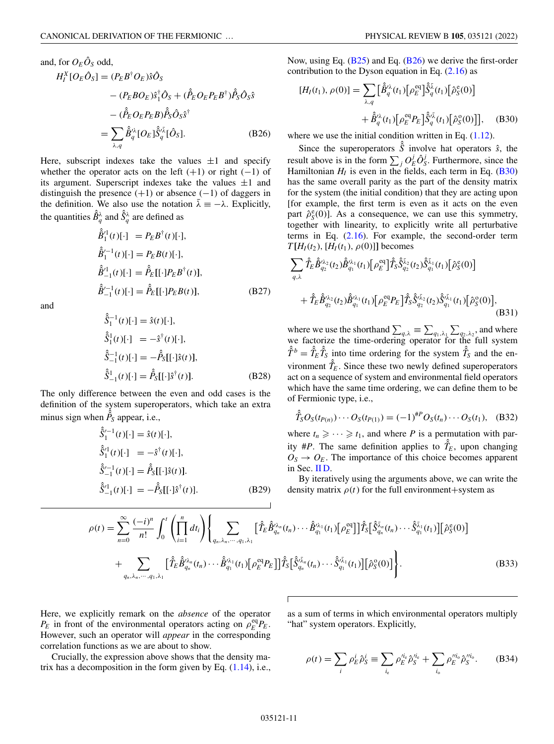and, for $O_E\hat{O}_S$ odd,

$$
\begin{aligned}
H_I^X[O_E\hat{O}_S] &= (P_E B^\dagger O_E)\hat{s}\hat{O}_S \\
&\quad - (P_E B O_E)\hat{s}_1^\dagger \hat{O}_S + (\hat{P}_E O_E P_E B^\dagger)\hat{P}_S\hat{O}_S\hat{s} \\
&\quad - (\hat{P}_E O_E P_E B)\hat{P}_S\hat{O}_S\hat{s}^\dagger \\
&= \sum_{\lambda,q} \hat{\mathcal{B}}_q^{\prime\lambda}[O_E]\hat{\mathcal{S}}_q^{\prime\bar{\lambda}}[\hat{O}_S]. 
\end{aligned}
\tag{B26}
$$

Here, subscript indexes take the values $\pm 1$ and specify whether the operator acts on the left $(+1)$ or right $(-1)$ of its argument. Superscript indexes take the values $\pm 1$ and distinguish the presence $(+1)$ or absence $(-1)$ of daggers in the definition. We also use the notation $\bar{\lambda} \equiv -\lambda$. Explicitly, the quantities $\hat{\mathcal{B}}_q^\lambda$ and $\hat{\mathcal{S}}_q^\lambda$ are defined as

$$
\begin{aligned}
\hat{\mathcal{B}}_1^{\prime 1}(t)[\cdot] &= P_E B^\dagger(t)[\cdot], \\
\hat{\mathcal{B}}_1^{\prime -1}(t)[\cdot] &= P_E B(t)[\cdot], \\
\hat{\mathcal{B}}_{-1}^{\prime 1}(t)[\cdot] &= \hat{P}_E[[\cdot]P_E B^\dagger(t)], \\
\hat{\mathcal{B}}_{-1}^{\prime -1}(t)[\cdot] &= \hat{P}_E[[\cdot]P_E B(t)],
\end{aligned}
\tag{B27}
$$

and

$$
\begin{aligned}
\hat{\mathcal{S}}_1^{-1}(t)[\cdot] &= \hat{s}(t)[\cdot], \\
\hat{\mathcal{S}}_1^{1}(t)[\cdot] &= -\hat{s}^\dagger(t)[\cdot], \\
\hat{\mathcal{S}}_{-1}^{-1}(t)[\cdot] &= -\hat{P}_S[[\cdot]\hat{s}(t)], \\
\hat{\mathcal{S}}_{-1}^{1}(t)[\cdot] &= \hat{P}_S[[\cdot]\hat{s}^\dagger(t)].
\end{aligned}
\tag{B28}
$$

The only difference between the even and odd cases is the definition of the system superoperators, which take an extra minus sign when $\hat{P}_S$ appear, i.e.,

$$
\begin{aligned}
\hat{\mathcal{S}}_1^{\prime -1}(t)[\cdot] &= \hat{s}(t)[\cdot], \\
\hat{\mathcal{S}}_1^{\prime 1}(t)[\cdot] &= -\hat{s}^\dagger(t)[\cdot], \\
\hat{\mathcal{S}}_{-1}^{\prime -1}(t)[\cdot] &= \hat{P}_S[[\cdot]\hat{s}(t)]. \\
\hat{\mathcal{S}}_{-1}^{\prime 1}(t)[\cdot] &= -\hat{P}_S[[\cdot]\hat{s}^\dagger(t)].
\end{aligned}
\tag{B29}
$$

Now, using Eq. (B25) and Eq. (B26) we derive the first-order contribution to the Dyson equation in Eq. (2.16) as

$$
\begin{aligned}
[H_I(t_1), \rho(0)] = \sum_{\lambda,q} \big[&\hat{\mathcal{B}}_q^{\prime\lambda}(t_1)\big[\rho_E^{\rm eq}\big]\hat{\mathcal{S}}_q^{\bar{\lambda}}(t_1)\big[\hat{\rho}_S^{\rm e}(0)\big] \\
&+ \hat{\mathcal{B}}_q^{\prime\lambda}(t_1)\big[\rho_E^{\rm eq}P_E\big]\hat{\mathcal{S}}_q^{\prime\bar{\lambda}}(t_1)\big[\hat{\rho}_S^{\rm o}(0)\big]\big],
\end{aligned}
\tag{B30}
$$

where we use the initial condition written in Eq. (1.12).

Since the superoperators $\hat{\mathcal{S}}$ involve hat operators $\hat{s}$, the result above is in the form $\sum_j O_E^j\hat{O}_S^j$. Furthermore, since the Hamiltonian $H_I$ is even in the fields, each term in Eq. (B30) has the same overall parity as the part of the density matrix for the system (the initial condition) that they are acting upon [for example, the first term is even as it acts on the even part $\hat{\rho}_S^{\rm e}(0)$]. As a consequence, we can use this symmetry, together with linearity, to explicitly write all perturbative terms in Eq. (2.16). For example, the second-order term $T[H_I(t_2), [H_I(t_1), \rho(0)]]$ becomes

$$
\begin{aligned}
&\sum_{q,\lambda} \hat{\mathcal{T}}_E\hat{\mathcal{B}}_{q_2}^{\prime\lambda_2}(t_2)\hat{\mathcal{B}}_{q_1}^{\prime\lambda_1}(t_1)\big[\rho_E^{\rm eq}\big]\hat{\mathcal{T}}_S\hat{\mathcal{S}}_{q_2}^{\bar{\lambda}_2}(t_2)\hat{\mathcal{S}}_{q_1}^{\bar{\lambda}_1}(t_1)\big[\hat{\rho}_S^{\rm e}(0)\big] \\
&+ \hat{\mathcal{T}}_E\hat{\mathcal{B}}_{q_2}^{\prime\lambda_2}(t_2)\hat{\mathcal{B}}_{q_1}^{\prime\lambda_1}(t_1)\big[\rho_E^{\rm eq}P_E\big]\hat{\mathcal{T}}_S\hat{\mathcal{S}}_{q_2}^{\prime\bar{\lambda}_2}(t_2)\hat{\mathcal{S}}_{q_1}^{\prime\bar{\lambda}_1}(t_1)\big[\hat{\rho}_S^{\rm o}(0)\big],
\end{aligned}
\tag{B31}
$$

where we use the shorthand $\sum_{q,\lambda} \equiv \sum_{q_1,\lambda_1}\sum_{q_2,\lambda_2}$, and where we factorize the time-ordering operator for the full system $\hat{\mathcal{T}}^b = \hat{\mathcal{T}}_E\hat{\mathcal{T}}_S$ into time ordering for the system $\hat{\mathcal{T}}_S$ and the environment $\hat{\mathcal{T}}_E$. Since these two newly defined superoperators act on a sequence of system and environmental field operators which have the same time ordering, we can define them to be of Fermionic type, i.e.,

$$
\hat{\mathcal{T}}_S O_S(t_{P(n)})\cdots O_S(t_{P(1)}) = (-1)^{\#P} O_S(t_n)\cdots O_S(t_1), \tag{B32}
$$

where $t_n \geqslant \cdots \geqslant t_1$, and where $P$ is a permutation with parity $\#P$. The same definition applies to $\hat{\mathcal{T}}_E$, upon changing $O_S \to O_E$. The importance of this choice becomes apparent in Sec. II D.

By iteratively using the arguments above, we can write the density matrix $\rho(t)$ for the full environment+system as

$$
\begin{aligned}
\rho(t) = \sum_{n=0}^{\infty}\frac{(-i)^n}{n!}\int_0^t\left(\prod_{i=1}^n dt_i\right)\Bigg\{&\sum_{q_n,\lambda_n,\cdots,q_1,\lambda_1}\big[\hat{\mathcal{T}}_E\hat{\mathcal{B}}_{q_n}^{\prime\lambda_n}(t_n)\cdots\hat{\mathcal{B}}_{q_1}^{\prime\lambda_1}(t_1)\big[\rho_E^{\rm eq}\big]\big]\hat{\mathcal{T}}_S\big[\hat{\mathcal{S}}_{q_n}^{\bar{\lambda}_n}(t_n)\cdots\hat{\mathcal{S}}_{q_1}^{\bar{\lambda}_1}(t_1)\big]\big[\hat{\rho}_S^{\rm e}(0)\big] \\
&+ \sum_{q_n,\lambda_n,\cdots,q_1,\lambda_1}\big[\hat{\mathcal{T}}_E\hat{\mathcal{B}}_{q_n}^{\prime\lambda_n}(t_n)\cdots\hat{\mathcal{B}}_{q_1}^{\prime\lambda_1}(t_1)\big[\rho_E^{\rm eq}P_E\big]\big]\hat{\mathcal{T}}_S\big[\hat{\mathcal{S}}_{q_n}^{\prime\bar{\lambda}_n}(t_n)\cdots\hat{\mathcal{S}}_{q_1}^{\prime\bar{\lambda}_1}(t_1)\big]\big[\hat{\rho}_S^{\rm o}(0)\big]\Bigg\}.
\end{aligned}
\tag{B33}
$$

Here, we explicitly remark on the *absence* of the operator $P_E$ in front of the environmental operators acting on $\rho_E^{\rm eq}P_E$. However, such an operator will *appear* in the corresponding correlation functions as we are about to show.

Crucially, the expression above shows that the density matrix has a decomposition in the form given by Eq. (1.14), i.e., as a sum of terms in which environmental operators multiply "hat" system operators. Explicitly,

$$
\rho(t) = \sum_i \rho_E^i\hat{\rho}_S^i \equiv \sum_{i_e}\rho_E^{\prime i_e}\hat{\rho}_S^{\prime i_e} + \sum_{i_o}\rho_E^{\prime\prime i_o}\hat{\rho}_S^{\prime\prime i_o}. \tag{B34}
$$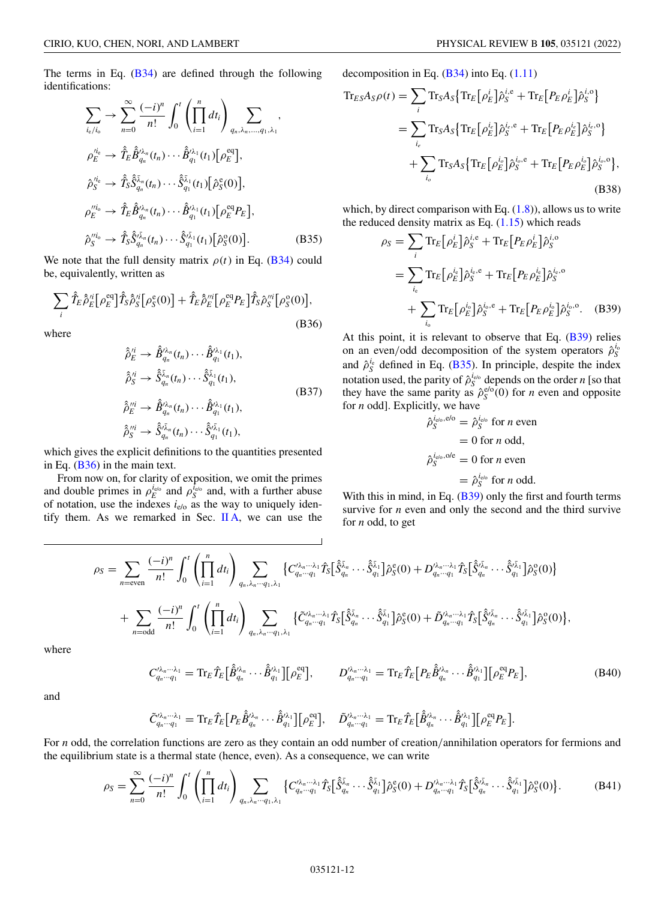The terms in Eq. (B34) are defined through the following identifications:

$$
\begin{aligned}
\sum_{i_e/i_o} &\to \sum_{n=0}^{\infty} \frac{(-i)^n}{n!} \int_0^t \left(\prod_{i=1}^n dt_i\right) \sum_{q_n,\lambda_n,\ldots,q_1,\lambda_1},\\
\rho_E^{\prime i_e} &\to \hat{\mathcal{T}}_E \hat{\hat{B}}_{q_n}^{\prime\lambda_n}(t_n)\cdots\hat{\hat{B}}_{q_1}^{\prime\lambda_1}(t_1)\big[\rho_E^{\mathrm{eq}}\big],\\
\hat{\rho}_S^{\prime i_e} &\to \hat{\mathcal{T}}_S \hat{\hat{S}}_{q_n}^{\bar{\lambda}_n}(t_n)\cdots\hat{\hat{S}}_{q_1}^{\bar{\lambda}_1}(t_1)\big[\hat{\rho}_S^{\mathrm{e}}(0)\big],\\
\rho_E^{\prime\prime i_o} &\to \hat{\mathcal{T}}_E \hat{\hat{B}}_{q_n}^{\prime\lambda_n}(t_n)\cdots\hat{\hat{B}}_{q_1}^{\prime\lambda_1}(t_1)\big[\rho_E^{\mathrm{eq}} P_E\big],\\
\hat{\rho}_S^{\prime\prime i_o} &\to \hat{\mathcal{T}}_S \hat{\hat{S}}_{q_n}^{\prime\bar{\lambda}_n}(t_n)\cdots\hat{\hat{S}}_{q_1}^{\prime\bar{\lambda}_1}(t_1)\big[\hat{\rho}_S^{\mathrm{o}}(0)\big].
\end{aligned}
\tag{B35}
$$

We note that the full density matrix $\rho(t)$ in Eq. (B34) could be, equivalently, written as

$$
\sum_i \hat{\mathcal{T}}_E \hat{\rho}_E^{\prime i}\big[\rho_E^{\mathrm{eq}}\big]\hat{\mathcal{T}}_S \hat{\rho}_S^{\prime i}\big[\rho_S^{\mathrm{e}}(0)\big] + \hat{\mathcal{T}}_E \hat{\rho}_E^{\prime\prime i}\big[\rho_E^{\mathrm{eq}} P_E\big]\hat{\mathcal{T}}_S \hat{\rho}_S^{\prime\prime i}\big[\rho_S^{\mathrm{o}}(0)\big],
\tag{B36}
$$

where

$$
\begin{aligned}
\hat{\rho}_E^{\prime i} &\to \hat{\hat{B}}_{q_n}^{\prime\lambda_n}(t_n)\cdots\hat{\hat{B}}_{q_1}^{\prime\lambda_1}(t_1),\\
\hat{\rho}_S^{\prime i} &\to \hat{\hat{S}}_{q_n}^{\bar{\lambda}_n}(t_n)\cdots\hat{\hat{S}}_{q_1}^{\bar{\lambda}_1}(t_1),\\
\hat{\rho}_E^{\prime\prime i} &\to \hat{\hat{B}}_{q_n}^{\prime\lambda_n}(t_n)\cdots\hat{\hat{B}}_{q_1}^{\prime\lambda_1}(t_1),\\
\hat{\rho}_S^{\prime\prime i} &\to \hat{\hat{S}}_{q_n}^{\prime\bar{\lambda}_n}(t_n)\cdots\hat{\hat{S}}_{q_1}^{\prime\bar{\lambda}_1}(t_1),
\end{aligned}
\tag{B37}
$$

which gives the explicit definitions to the quantities presented in Eq. (B36) in the main text.

From now on, for clarity of exposition, we omit the primes and double primes in $\rho_E^{i_{e/o}}$ and $\rho_S^{i_{e/o}}$ and, with a further abuse of notation, use the indexes $i_{e/o}$ as the way to uniquely identify them. As we remarked in Sec. II A, we can use the decomposition in Eq. (B34) into Eq. (1.11)

$$
\begin{aligned}
\mathrm{Tr}_{ES} A_S \rho(t) &= \sum_i \mathrm{Tr}_S A_S\big\{\mathrm{Tr}_E\big[\rho_E^i\big]\hat{\rho}_S^{i,\mathrm{e}} + \mathrm{Tr}_E\big[P_E\rho_E^i\big]\hat{\rho}_S^{i,\mathrm{o}}\big\}\\
&= \sum_{i_e} \mathrm{Tr}_S A_S\big\{\mathrm{Tr}_E\big[\rho_E^{i_e}\big]\hat{\rho}_S^{i_e,\mathrm{e}} + \mathrm{Tr}_E\big[P_E\rho_E^{i_e}\big]\hat{\rho}_S^{i_e,\mathrm{o}}\big\}\\
&\quad + \sum_{i_o} \mathrm{Tr}_S A_S\big\{\mathrm{Tr}_E\big[\rho_E^{i_o}\big]\hat{\rho}_S^{i_o,\mathrm{e}} + \mathrm{Tr}_E\big[P_E\rho_E^{i_o}\big]\hat{\rho}_S^{i_o,\mathrm{o}}\big\},
\end{aligned}
\tag{B38}
$$

which, by direct comparison with Eq. (1.8)), allows us to write the reduced density matrix as Eq. (1.15) which reads

$$
\begin{aligned}
\rho_S &= \sum_i \mathrm{Tr}_E\big[\rho_E^i\big]\hat{\rho}_S^{i,\mathrm{e}} + \mathrm{Tr}_E\big[P_E\rho_E^i\big]\hat{\rho}_S^{i,\mathrm{o}}\\
&= \sum_{i_e} \mathrm{Tr}_E\big[\rho_E^{i_e}\big]\hat{\rho}_S^{i_e,\mathrm{e}} + \mathrm{Tr}_E\big[P_E\rho_E^{i_e}\big]\hat{\rho}_S^{i_e,\mathrm{o}}\\
&\quad + \sum_{i_o} \mathrm{Tr}_E\big[\rho_E^{i_o}\big]\hat{\rho}_S^{i_o,\mathrm{e}} + \mathrm{Tr}_E\big[P_E\rho_E^{i_o}\big]\hat{\rho}_S^{i_o,\mathrm{o}}.
\end{aligned}
\tag{B39}
$$

At this point, it is relevant to observe that Eq. (B39) relies on an even/odd decomposition of the system operators $\hat{\rho}_S^{i_o}$ and $\hat{\rho}_S^{i_e}$ defined in Eq. (B35). In principle, despite the index notation used, the parity of $\hat{\rho}_S^{i_{e/o}}$ depends on the order $n$ [so that they have the same parity as $\hat{\rho}_S^{\mathrm{e/o}}(0)$ for $n$ even and opposite for $n$ odd]. Explicitly, we have

$$
\begin{aligned}
\hat{\rho}_S^{i_{e/o},\mathrm{e/o}} &= \hat{\rho}_S^{i_{e/o}} \text{ for } n \text{ even}\\
&= 0 \text{ for } n \text{ odd},\\
\hat{\rho}_S^{i_{e/o},\mathrm{o/e}} &= 0 \text{ for } n \text{ even}\\
&= \hat{\rho}_S^{i_{e/o}} \text{ for } n \text{ odd}.
\end{aligned}
$$

With this in mind, in Eq. (B39) only the first and fourth terms survive for $n$ even and only the second and the third survive for $n$ odd, to get

$$
\begin{aligned}
\rho_S = &\sum_{n=\text{even}} \frac{(-i)^n}{n!}\int_0^t \left(\prod_{i=1}^n dt_i\right)\sum_{q_n,\lambda_n\cdots q_1,\lambda_1}\big\{C_{q_n\cdots q_1}^{\prime\lambda_n\cdots\lambda_1}\hat{\mathcal{T}}_S\big[\hat{\hat{S}}_{q_n}^{\bar{\lambda}_n}\cdots\hat{\hat{S}}_{q_1}^{\bar{\lambda}_1}\big]\hat{\rho}_S^{\mathrm{e}}(0) + D_{q_n\cdots q_1}^{\prime\lambda_n\cdots\lambda_1}\hat{\mathcal{T}}_S\big[\hat{\hat{S}}_{q_n}^{\prime\bar{\lambda}_n}\cdots\hat{\hat{S}}_{q_1}^{\prime\bar{\lambda}_1}\big]\hat{\rho}_S^{\mathrm{o}}(0)\big\}\\
&+ \sum_{n=\text{odd}} \frac{(-i)^n}{n!}\int_0^t \left(\prod_{i=1}^n dt_i\right)\sum_{q_n,\lambda_n\cdots q_1,\lambda_1}\big\{\tilde{C}_{q_n\cdots q_1}^{\prime\lambda_n\cdots\lambda_1}\hat{\mathcal{T}}_S\big[\hat{\hat{S}}_{q_n}^{\bar{\lambda}_n}\cdots\hat{\hat{S}}_{q_1}^{\bar{\lambda}_1}\big]\hat{\rho}_S^{\mathrm{e}}(0) + \tilde{D}_{q_n\cdots q_1}^{\prime\lambda_n\cdots\lambda_1}\hat{\mathcal{T}}_S\big[\hat{\hat{S}}_{q_n}^{\prime\bar{\lambda}_n}\cdots\hat{\hat{S}}_{q_1}^{\prime\bar{\lambda}_1}\big]\hat{\rho}_S^{\mathrm{o}}(0)\big\},
\end{aligned}
$$

where

$$
C_{q_n\cdots q_1}^{\prime\lambda_n\cdots\lambda_1} = \mathrm{Tr}_E\hat{\mathcal{T}}_E\big[\hat{\hat{B}}_{q_n}^{\prime\lambda_n}\cdots\hat{\hat{B}}_{q_1}^{\prime\lambda_1}\big]\big[\rho_E^{\mathrm{eq}}\big], \qquad D_{q_n\cdots q_1}^{\prime\lambda_n\cdots\lambda_1} = \mathrm{Tr}_E\hat{\mathcal{T}}_E\big[P_E\hat{\hat{B}}_{q_n}^{\prime\lambda_n}\cdots\hat{\hat{B}}_{q_1}^{\prime\lambda_1}\big]\big[\rho_E^{\mathrm{eq}} P_E\big],
\tag{B40}
$$

and

$$
\tilde{C}_{q_n\cdots q_1}^{\prime\lambda_n\cdots\lambda_1} = \mathrm{Tr}_E\hat{\mathcal{T}}_E\big[P_E\hat{\hat{B}}_{q_n}^{\prime\lambda_n}\cdots\hat{\hat{B}}_{q_1}^{\prime\lambda_1}\big]\big[\rho_E^{\mathrm{eq}}\big], \quad \tilde{D}_{q_n\cdots q_1}^{\prime\lambda_n\cdots\lambda_1} = \mathrm{Tr}_E\hat{\mathcal{T}}_E\big[\hat{\hat{B}}_{q_n}^{\prime\lambda_n}\cdots\hat{\hat{B}}_{q_1}^{\prime\lambda_1}\big]\big[\rho_E^{\mathrm{eq}} P_E\big].
$$

For $n$ odd, the correlation functions are zero as they contain an odd number of creation/annihilation operators for fermions and the equilibrium state is a thermal state (hence, even). As a consequence, we can write

$$
\rho_S = \sum_{n=0}^{\infty} \frac{(-i)^n}{n!}\int_0^t \left(\prod_{i=1}^n dt_i\right)\sum_{q_n,\lambda_n\cdots q_1,\lambda_1}\big\{C_{q_n\cdots q_1}^{\prime\lambda_n\cdots\lambda_1}\hat{\mathcal{T}}_S\big[\hat{\hat{S}}_{q_n}^{\bar{\lambda}_n}\cdots\hat{\hat{S}}_{q_1}^{\bar{\lambda}_1}\big]\hat{\rho}_S^{\mathrm{e}}(0) + D_{q_n\cdots q_1}^{\prime\lambda_n\cdots\lambda_1}\hat{\mathcal{T}}_S\big[\hat{\hat{S}}_{q_n}^{\prime\bar{\lambda}_n}\cdots\hat{\hat{S}}_{q_1}^{\prime\bar{\lambda}_1}\big]\hat{\rho}_S^{\mathrm{o}}(0)\big\}.
\tag{B41}
$$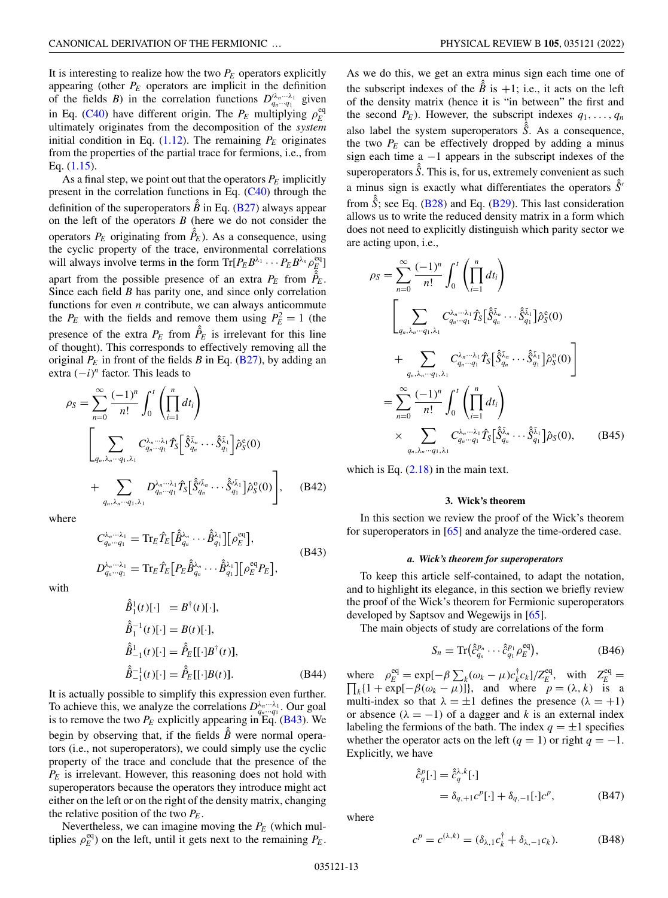It is interesting to realize how the two $P_E$ operators explicitly appearing (other $P_E$ operators are implicit in the definition of the fields $B$) in the correlation functions $D'^{\lambda_n\cdots\lambda_1}_{q_n\cdots q_1}$ given in Eq. (C40) have different origin. The $P_E$ multiplying $\rho_E^{\rm eq}$ ultimately originates from the decomposition of the *system* initial condition in Eq. (1.12). The remaining $P_E$ originates from the properties of the partial trace for fermions, i.e., from Eq. (1.15).

As a final step, we point out that the operators $P_E$ implicitly present in the correlation functions in Eq. (C40) through the definition of the superoperators $\hat{\hat{B}}$ in Eq. (B27) always appear on the left of the operators $B$ (here we do not consider the operators $P_E$ originating from $\hat{\hat{P}}_E$). As a consequence, using the cyclic property of the trace, environmental correlations will always involve terms in the form $\mathrm{Tr}[P_E B^{\lambda_1}\cdots P_E B^{\lambda_n}\rho_E^{\rm eq}]$ apart from the possible presence of an extra $P_E$ from $\hat{\hat{P}}_E$. Since each field $B$ has parity one, and since only correlation functions for even $n$ contribute, we can always anticommute the $P_E$ with the fields and remove them using $P_E^2=1$ (the presence of the extra $P_E$ from $\hat{\hat{P}}_E$ is irrelevant for this line of thought). This corresponds to effectively removing all the original $P_E$ in front of the fields $B$ in Eq. (B27), by adding an extra $(-i)^n$ factor. This leads to

$$
\begin{aligned}
\rho_S = \sum_{n=0}^{\infty}\frac{(-1)^n}{n!}\int_0^t\left(\prod_{i=1}^n dt_i\right)
&\Bigg[\sum_{q_n,\lambda_n\cdots q_1,\lambda_1} C^{\lambda_n\cdots\lambda_1}_{q_n\cdots q_1}\hat{\mathcal{T}}_S\big[\hat{\hat{S}}^{\bar{\lambda}_n}_{q_n}\cdots\hat{\hat{S}}^{\bar{\lambda}_1}_{q_1}\big]\hat{\rho}_S^{\rm e}(0)\\
&+\sum_{q_n,\lambda_n\cdots q_1,\lambda_1} D^{\lambda_n\cdots\lambda_1}_{q_n\cdots q_1}\hat{\mathcal{T}}_S\big[\hat{\hat{S}}'^{\bar{\lambda}_n}_{q_n}\cdots\hat{\hat{S}}'^{\bar{\lambda}_1}_{q_1}\big]\hat{\rho}_S^{\rm o}(0)\Bigg],
\end{aligned}\tag{B42}
$$

where

$$
\begin{aligned}
C^{\lambda_n\cdots\lambda_1}_{q_n\cdots q_1} &= \mathrm{Tr}_E\hat{\mathcal{T}}_E\big[\hat{\hat{B}}^{\lambda_n}_{q_n}\cdots\hat{\hat{B}}^{\lambda_1}_{q_1}\big]\big[\rho_E^{\rm eq}\big],\\
D^{\lambda_n\cdots\lambda_1}_{q_n\cdots q_1} &= \mathrm{Tr}_E\hat{\mathcal{T}}_E\big[P_E\hat{\hat{B}}^{\lambda_n}_{q_n}\cdots\hat{\hat{B}}^{\lambda_1}_{q_1}\big]\big[\rho_E^{\rm eq}P_E\big],
\end{aligned}\tag{B43}
$$

with

$$
\begin{aligned}
\hat{\hat{B}}^{1}_{1}(t)[\cdot] &= B^\dagger(t)[\cdot],\\
\hat{\hat{B}}^{-1}_{1}(t)[\cdot] &= B(t)[\cdot],\\
\hat{\hat{B}}^{1}_{-1}(t)[\cdot] &= \hat{\hat{P}}_E[[\cdot]B^\dagger(t)],\\
\hat{\hat{B}}^{-1}_{-1}(t)[\cdot] &= \hat{\hat{P}}_E[[\cdot]B(t)].
\end{aligned}\tag{B44}
$$

It is actually possible to simplify this expression even further. To achieve this, we analyze the correlations $D^{\lambda_n\cdots\lambda_1}_{q_n\cdots q_1}$. Our goal is to remove the two $P_E$ explicitly appearing in Eq. (B43). We begin by observing that, if the fields $\hat{\hat{B}}$ were normal operators (i.e., not superoperators), we could simply use the cyclic property of the trace and conclude that the presence of the $P_E$ is irrelevant. However, this reasoning does not hold with superoperators because the operators they introduce might act either on the left or on the right of the density matrix, changing the relative position of the two $P_E$.

Nevertheless, we can imagine moving the $P_E$ (which multiplies $\rho_E^{\rm eq}$) on the left, until it gets next to the remaining $P_E$. As we do this, we get an extra minus sign each time one of the subscript indexes of the $\hat{\hat{B}}$ is $+1$; i.e., it acts on the left of the density matrix (hence it is "in between" the first and the second $P_E$). However, the subscript indexes $q_1,\ldots,q_n$ also label the system superoperators $\hat{\hat{S}}$. As a consequence, the two $P_E$ can be effectively dropped by adding a minus sign each time a $-1$ appears in the subscript indexes of the superoperators $\hat{\hat{S}}$. This is, for us, extremely convenient as such a minus sign is exactly what differentiates the operators $\hat{\hat{S}}'$ from $\hat{\hat{S}}$; see Eq. (B28) and Eq. (B29). This last consideration allows us to write the reduced density matrix in a form which does not need to explicitly distinguish which parity sector we are acting upon, i.e.,

$$
\begin{aligned}
\rho_S &= \sum_{n=0}^{\infty}\frac{(-1)^n}{n!}\int_0^t\left(\prod_{i=1}^n dt_i\right)\\
&\quad\Bigg[\sum_{q_n,\lambda_n\cdots q_1,\lambda_1} C^{\lambda_n\cdots\lambda_1}_{q_n\cdots q_1}\hat{\mathcal{T}}_S\big[\hat{\hat{S}}^{\bar{\lambda}_n}_{q_n}\cdots\hat{\hat{S}}^{\bar{\lambda}_1}_{q_1}\big]\hat{\rho}_S^{\rm e}(0)\\
&\quad+\sum_{q_n,\lambda_n\cdots q_1,\lambda_1} C^{\lambda_n\cdots\lambda_1}_{q_n\cdots q_1}\hat{\mathcal{T}}_S\big[\hat{\hat{S}}^{\bar{\lambda}_n}_{q_n}\cdots\hat{\hat{S}}^{\bar{\lambda}_1}_{q_1}\big]\hat{\rho}_S^{\rm o}(0)\Bigg]\\
&= \sum_{n=0}^{\infty}\frac{(-1)^n}{n!}\int_0^t\left(\prod_{i=1}^n dt_i\right)\\
&\quad\times\sum_{q_n,\lambda_n\cdots q_1,\lambda_1} C^{\lambda_n\cdots\lambda_1}_{q_n\cdots q_1}\hat{\mathcal{T}}_S\big[\hat{\hat{S}}^{\bar{\lambda}_n}_{q_n}\cdots\hat{\hat{S}}^{\bar{\lambda}_1}_{q_1}\big]\hat{\rho}_S(0),
\end{aligned}\tag{B45}
$$

which is Eq. (2.18) in the main text.

#### 3. Wick's theorem

In this section we review the proof of the Wick's theorem for superoperators in [65] and analyze the time-ordered case.

##### *a. Wick's theorem for superoperators*

To keep this article self-contained, to adapt the notation, and to highlight its elegance, in this section we briefly review the proof of the Wick's theorem for Fermionic superoperators developed by Saptsov and Wegewijs in [65].

The main objects of study are correlations of the form

$$
S_n = \mathrm{Tr}\big(\hat{\hat{c}}^{p_n}_{q_n}\cdots\hat{\hat{c}}^{p_1}_{q_1}\rho_E^{\rm eq}\big),\tag{B46}
$$

where $\rho_E^{\rm eq}=\exp[-\beta\sum_k(\omega_k-\mu)c_k^\dagger c_k]/Z_E^{\rm eq}$, with $Z_E^{\rm eq}=\prod_k\{1+\exp[-\beta(\omega_k-\mu)]\}$, and where $p=(\lambda,k)$ is a multi-index so that $\lambda=\pm1$ defines the presence ($\lambda=+1$) or absence ($\lambda=-1$) of a dagger and $k$ is an external index labeling the fermions of the bath. The index $q=\pm1$ specifies whether the operator acts on the left ($q=1$) or right $q=-1$. Explicitly, we have

$$
\begin{aligned}
\hat{\hat{c}}^{p}_{q}[\cdot] &= \hat{\hat{c}}^{\lambda,k}_{q}[\cdot]\\
&= \delta_{q,+1}c^p[\cdot]+\delta_{q,-1}[\cdot]c^p,
\end{aligned}\tag{B47}
$$

where

$$
c^p = c^{(\lambda,k)} = (\delta_{\lambda,1}c_k^\dagger+\delta_{\lambda,-1}c_k).\tag{B48}
$$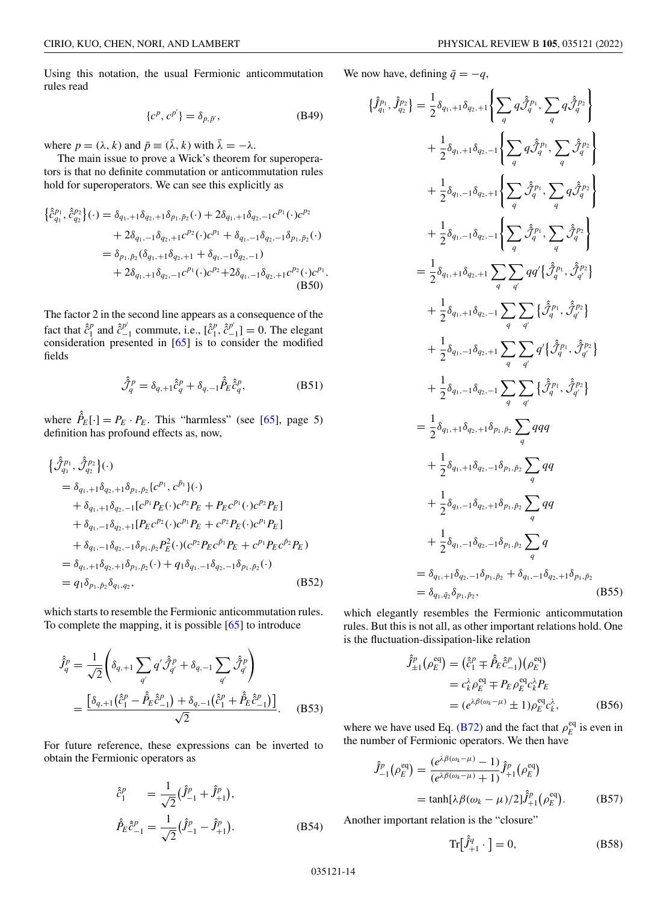Using this notation, the usual Fermionic anticommutation rules read

$$\{c^p, c^{p'}\} = \delta_{p,\bar{p}'}, \tag{B49}$$

where $p = (\lambda, k)$ and $\bar{p} \equiv (\bar{\lambda}, k)$ with $\bar{\lambda} = -\lambda$.

The main issue to prove a Wick's theorem for superoperators is that no definite commutation or anticommutation rules hold for superoperators. We can see this explicitly as

$$\begin{aligned}\{\hat{c}^{p_1}_{q_1}, \hat{c}^{p_2}_{q_2}\}(\cdot) &= \delta_{q_1,+1}\delta_{q_2,+1}\delta_{p_1,\bar{p}_2}(\cdot) + 2\delta_{q_1,+1}\delta_{q_2,-1}c^{p_1}(\cdot)c^{p_2} \\ &\quad + 2\delta_{q_1,-1}\delta_{q_2,+1}c^{p_2}(\cdot)c^{p_1} + \delta_{q_1,-1}\delta_{q_2,-1}\delta_{p_1,\bar{p}_2}(\cdot) \\ &= \delta_{p_1,\bar{p}_2}(\delta_{q_1,+1}\delta_{q_2,+1} + \delta_{q_1,-1}\delta_{q_2,-1}) \\ &\quad + 2\delta_{q_1,+1}\delta_{q_2,-1}c^{p_1}(\cdot)c^{p_2} + 2\delta_{q_1,-1}\delta_{q_2,+1}c^{p_2}(\cdot)c^{p_1}.\end{aligned} \tag{B50}$$

The factor 2 in the second line appears as a consequence of the fact that $\hat{c}^p_1$ and $\hat{c}^{p'}_{-1}$ commute, i.e., $[\hat{c}^p_1, \hat{c}^{p'}_{-1}] = 0$. The elegant consideration presented in [65] is to consider the modified fields

$$\hat{\mathcal{J}}^p_q = \delta_{q,+1}\hat{c}^p_q + \delta_{q,-1}\hat{P}_E\hat{c}^p_q, \tag{B51}$$

where $\hat{P}_E[\cdot] = P_E \cdot P_E$. This "harmless" (see [65], page 5) definition has profound effects as, now,

$$\begin{aligned}&\{\hat{\mathcal{J}}^{p_1}_{q_1}, \hat{\mathcal{J}}^{p_2}_{q_2}\}(\cdot) \\ &= \delta_{q_1,+1}\delta_{q_2,+1}\delta_{p_1,\bar{p}_2}\{c^{p_1}, c^{\bar{p}_1}\}(\cdot) \\ &\quad + \delta_{q_1,+1}\delta_{q_2,-1}[c^{p_1}P_E(\cdot)c^{p_2}P_E + P_E c^{p_1}(\cdot)c^{p_2}P_E] \\ &\quad + \delta_{q_1,-1}\delta_{q_2,+1}[P_E c^{p_2}(\cdot)c^{p_1}P_E + c^{p_2}P_E(\cdot)c^{p_1}P_E] \\ &\quad + \delta_{q_1,-1}\delta_{q_2,-1}\delta_{p_1,\bar{p}_2}P_E^2(\cdot)(c^{p_2}P_E c^{\bar{p}_1}P_E + c^{p_1}P_E c^{\bar{p}_2}P_E) \\ &= \delta_{q_1,+1}\delta_{q_2,+1}\delta_{p_1,\bar{p}_2}(\cdot) + q_1\delta_{q_1,-1}\delta_{q_2,-1}\delta_{p_1,\bar{p}_2}(\cdot) \\ &= q_1\delta_{p_1,\bar{p}_2}\delta_{q_1,q_2},\end{aligned} \tag{B52}$$

which starts to resemble the Fermionic anticommutation rules. To complete the mapping, it is possible [65] to introduce

$$\begin{aligned}\hat{J}^p_q &= \frac{1}{\sqrt{2}}\left(\delta_{q,+1}\sum_{q'} q'\hat{\mathcal{J}}^p_{q'} + \delta_{q,-1}\sum_{q'}\hat{\mathcal{J}}^p_{q'}\right) \\ &= \frac{\left[\delta_{q,+1}\left(\hat{c}^p_1 - \hat{P}_E\hat{c}^p_{-1}\right) + \delta_{q,-1}\left(\hat{c}^p_1 + \hat{P}_E\hat{c}^p_{-1}\right)\right]}{\sqrt{2}}.\end{aligned} \tag{B53}$$

For future reference, these expressions can be inverted to obtain the Fermionic operators as

$$\begin{aligned}\hat{c}^p_1 &= \frac{1}{\sqrt{2}}\left(\hat{J}^p_{-1} + \hat{J}^p_{+1}\right), \\ \hat{P}_E\hat{c}^p_{-1} &= \frac{1}{\sqrt{2}}\left(\hat{J}^p_{-1} - \hat{J}^p_{+1}\right).\end{aligned} \tag{B54}$$

We now have, defining $\bar{q} = -q$,

$$\begin{aligned}\{\hat{J}^{p_1}_{q_1}, \hat{J}^{p_2}_{q_2}\} &= \frac{1}{2}\delta_{q_1,+1}\delta_{q_2,+1}\left\{\sum_q q\hat{\mathcal{J}}^{p_1}_q, \sum_q q\hat{\mathcal{J}}^{p_2}_q\right\} \\ &\quad + \frac{1}{2}\delta_{q_1,+1}\delta_{q_2,-1}\left\{\sum_q q\hat{\mathcal{J}}^{p_1}_q, \sum_q \hat{\mathcal{J}}^{p_2}_q\right\} \\ &\quad + \frac{1}{2}\delta_{q_1,-1}\delta_{q_2,+1}\left\{\sum_q \hat{\mathcal{J}}^{p_1}_q, \sum_q q\hat{\mathcal{J}}^{p_2}_q\right\} \\ &\quad + \frac{1}{2}\delta_{q_1,-1}\delta_{q_2,-1}\left\{\sum_q \hat{\mathcal{J}}^{p_1}_q, \sum_q \hat{\mathcal{J}}^{p_2}_q\right\} \\ &= \frac{1}{2}\delta_{q_1,+1}\delta_{q_2,+1}\sum_q\sum_{q'} qq'\{\hat{\mathcal{J}}^{p_1}_q, \hat{\mathcal{J}}^{p_2}_{q'}\} \\ &\quad + \frac{1}{2}\delta_{q_1,+1}\delta_{q_2,-1}\sum_q\sum_{q'}\{\hat{\mathcal{J}}^{p_1}_q, \hat{\mathcal{J}}^{p_2}_{q'}\} \\ &\quad + \frac{1}{2}\delta_{q_1,-1}\delta_{q_2,+1}\sum_q\sum_{q'} q'\{\hat{\mathcal{J}}^{p_1}_q, \hat{\mathcal{J}}^{p_2}_{q'}\} \\ &\quad + \frac{1}{2}\delta_{q_1,-1}\delta_{q_2,-1}\sum_q\sum_{q'}\{\hat{\mathcal{J}}^{p_1}_q, \hat{\mathcal{J}}^{p_2}_{q'}\} \\ &= \frac{1}{2}\delta_{q_1,+1}\delta_{q_2,+1}\delta_{p_1,\bar{p}_2}\sum_q qqq \\ &\quad + \frac{1}{2}\delta_{q_1,+1}\delta_{q_2,-1}\delta_{p_1,\bar{p}_2}\sum_q qq \\ &\quad + \frac{1}{2}\delta_{q_1,-1}\delta_{q_2,+1}\delta_{p_1,\bar{p}_2}\sum_q qq \\ &\quad + \frac{1}{2}\delta_{q_1,-1}\delta_{q_2,-1}\delta_{p_1,\bar{p}_2}\sum_q q \\ &= \delta_{q_1,+1}\delta_{q_2,-1}\delta_{p_1,\bar{p}_2} + \delta_{q_1,-1}\delta_{q_2,+1}\delta_{p_1,\bar{p}_2} \\ &= \delta_{q_1,\bar{q}_2}\delta_{p_1,\bar{p}_2},\end{aligned} \tag{B55}$$

which elegantly resembles the Fermionic anticommutation rules. But this is not all, as other important relations hold. One is the fluctuation-dissipation-like relation

$$\begin{aligned}\hat{J}^p_{\pm 1}\left(\rho^{\rm eq}_E\right) &= \left(\hat{c}^p_1 \mp \hat{P}_E\hat{c}^p_{-1}\right)\left(\rho^{\rm eq}_E\right) \\ &= c^\lambda_k\rho^{\rm eq}_E \mp P_E\rho^{\rm eq}_E c^\lambda_k P_E \\ &= (e^{\lambda\beta(\omega_k-\mu)} \pm 1)\rho^{\rm eq}_E c^\lambda_k,\end{aligned} \tag{B56}$$

where we have used Eq. (B72) and the fact that $\rho^{\rm eq}_E$ is even in the number of Fermionic operators. We then have

$$\begin{aligned}\hat{J}^p_{-1}\left(\rho^{\rm eq}_E\right) &= \frac{(e^{\lambda\beta(\omega_k-\mu)} - 1)}{(e^{\lambda\beta(\omega_k-\mu)} + 1)}\hat{J}^p_{+1}\left(\rho^{\rm eq}_E\right) \\ &= \tanh[\lambda\beta(\omega_k-\mu)/2]\hat{J}^p_{+1}\left(\rho^{\rm eq}_E\right).\end{aligned} \tag{B57}$$

Another important relation is the "closure"

$$\mathrm{Tr}\left[\hat{J}^q_{+1}\cdot\right] = 0, \tag{B58}$$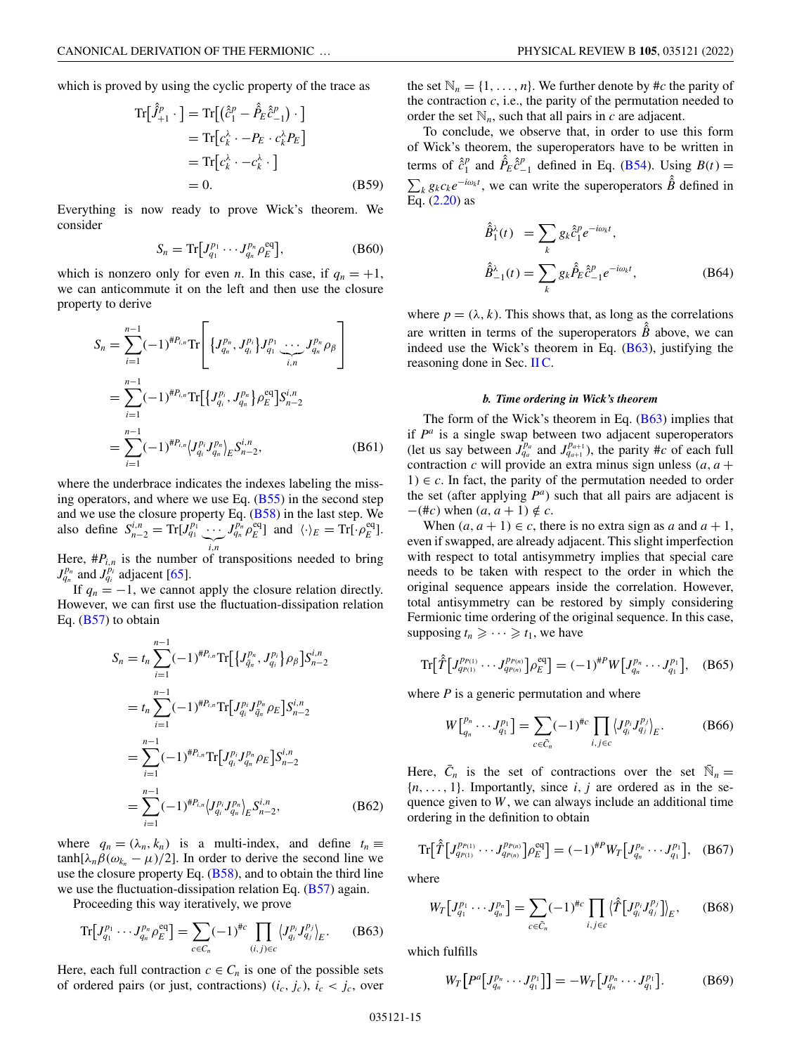which is proved by using the cyclic property of the trace as

$$\begin{aligned}\mathrm{Tr}\big[\hat{\hat{J}}^{p}_{+1}\,\cdot\,\big] &= \mathrm{Tr}\big[\big(\hat{\hat{c}}^{p}_{1} - \hat{\hat{P}}_{E}\hat{\hat{c}}^{p}_{-1}\big)\,\cdot\,\big]\\ &= \mathrm{Tr}\big[c^{\lambda}_{k}\,\cdot - P_{E}\,\cdot\, c^{\lambda}_{k} P_{E}\big]\\ &= \mathrm{Tr}\big[c^{\lambda}_{k}\,\cdot - c^{\lambda}_{k}\,\cdot\,\big]\\ &= 0. \end{aligned} \tag{B59}$$

Everything is now ready to prove Wick's theorem. We consider

$$S_n = \mathrm{Tr}\big[J^{p_1}_{q_1}\cdots J^{p_n}_{q_n}\rho^{\mathrm{eq}}_{E}\big], \tag{B60}$$

which is nonzero only for even $n$. In this case, if $q_n = +1$, we can anticommute it on the left and then use the closure property to derive

$$\begin{aligned} S_n &= \sum_{i=1}^{n-1}(-1)^{\#P_{i,n}}\mathrm{Tr}\Bigg[\big\{J^{p_n}_{q_n}, J^{p_i}_{q_i}\big\}J^{p_1}_{q_1}\underbrace{\cdots}_{i,n}J^{p_n}_{q_n}\rho_{\beta}\Bigg]\\ &= \sum_{i=1}^{n-1}(-1)^{\#P_{i,n}}\mathrm{Tr}\big[\big\{J^{p_i}_{q_i}, J^{p_n}_{q_n}\big\}\rho^{\mathrm{eq}}_{E}\big]S^{i,n}_{n-2}\\ &= \sum_{i=1}^{n-1}(-1)^{\#P_{i,n}}\big\langle J^{p_i}_{q_i}J^{p_n}_{q_n}\big\rangle_{E}S^{i,n}_{n-2}, \end{aligned} \tag{B61}$$

where the underbrace indicates the indexes labeling the missing operators, and where we use Eq. (B55) in the second step and we use the closure property Eq. (B58) in the last step. We also define $S^{i,n}_{n-2} = \mathrm{Tr}[J^{p_1}_{q_1}\underbrace{\cdots}_{i,n}J^{p_n}_{q_n}\rho^{\mathrm{eq}}_{E}]$ and $\langle\cdot\rangle_E = \mathrm{Tr}[\cdot\,\rho^{\mathrm{eq}}_{E}]$.

Here, $\#P_{i,n}$ is the number of transpositions needed to bring $J^{p_n}_{q_n}$ and $J^{p_i}_{q_i}$ adjacent [65].

If $q_n = -1$, we cannot apply the closure relation directly. However, we can first use the fluctuation-dissipation relation Eq. (B57) to obtain

$$\begin{aligned} S_n &= t_n\sum_{i=1}^{n-1}(-1)^{\#P_{i,n}}\mathrm{Tr}\big[\big\{J^{p_n}_{\bar{q}_n}, J^{p_i}_{q_i}\big\}\rho_{\beta}\big]S^{i,n}_{n-2}\\ &= t_n\sum_{i=1}^{n-1}(-1)^{\#P_{i,n}}\mathrm{Tr}\big[J^{p_i}_{q_i}J^{p_n}_{\bar{q}_n}\rho_E\big]S^{i,n}_{n-2}\\ &= \sum_{i=1}^{n-1}(-1)^{\#P_{i,n}}\mathrm{Tr}\big[J^{p_i}_{q_i}J^{p_n}_{q_n}\rho_E\big]S^{i,n}_{n-2}\\ &= \sum_{i=1}^{n-1}(-1)^{\#P_{i,n}}\big\langle J^{p_i}_{q_i}J^{p_n}_{q_n}\big\rangle_{E}S^{i,n}_{n-2}, \end{aligned} \tag{B62}$$

where $q_n = (\lambda_n, k_n)$ is a multi-index, and define $t_n \equiv \tanh[\lambda_n\beta(\omega_{k_n} - \mu)/2]$. In order to derive the second line we use the closure property Eq. (B58), and to obtain the third line we use the fluctuation-dissipation relation Eq. (B57) again.

Proceeding this way iteratively, we prove

$$\mathrm{Tr}\big[J^{p_1}_{q_1}\cdots J^{p_n}_{q_n}\rho^{\mathrm{eq}}_{E}\big] = \sum_{c\in C_n}(-1)^{\#c}\prod_{(i,j)\in c}\big\langle J^{p_i}_{q_i}J^{p_j}_{q_j}\big\rangle_{E}. \tag{B63}$$

Here, each full contraction $c \in C_n$ is one of the possible sets of ordered pairs (or just, contractions) $(i_c, j_c)$, $i_c < j_c$, over the set $\mathbb{N}_n = \{1, \dots, n\}$. We further denote by $\#c$ the parity of the contraction $c$, i.e., the parity of the permutation needed to order the set $\mathbb{N}_n$, such that all pairs in $c$ are adjacent.

To conclude, we observe that, in order to use this form of Wick's theorem, the superoperators have to be written in terms of $\hat{\hat{c}}^{p}_{1}$ and $\hat{\hat{P}}_{E}\hat{\hat{c}}^{p}_{-1}$ defined in Eq. (B54). Using $B(t) = \sum_k g_k c_k e^{-i\omega_k t}$, we can write the superoperators $\hat{\hat{B}}$ defined in Eq. (2.20) as

$$\begin{aligned}\hat{\hat{B}}^{\lambda}_{1}(t) &= \sum_k g_k \hat{\hat{c}}^{p}_{1} e^{-i\omega_k t},\\ \hat{\hat{B}}^{\lambda}_{-1}(t) &= \sum_k g_k \hat{\hat{P}}_{E}\hat{\hat{c}}^{p}_{-1} e^{-i\omega_k t}, \end{aligned} \tag{B64}$$

where $p = (\lambda, k)$. This shows that, as long as the correlations are written in terms of the superoperators $\hat{\hat{B}}$ above, we can indeed use the Wick's theorem in Eq. (B63), justifying the reasoning done in Sec. II C.

#### *b. Time ordering in Wick's theorem*

The form of the Wick's theorem in Eq. (B63) implies that if $P^a$ is a single swap between two adjacent superoperators (let us say between $J^{p_a}_{q_a}$ and $J^{p_{a+1}}_{q_{a+1}}$), the parity $\#c$ of each full contraction $c$ will provide an extra minus sign unless $(a, a+1) \in c$. In fact, the parity of the permutation needed to order the set (after applying $P^a$) such that all pairs are adjacent is $-(\#c)$ when $(a, a+1) \notin c$.

When $(a, a+1) \in c$, there is no extra sign as $a$ and $a+1$, even if swapped, are already adjacent. This slight imperfection with respect to total antisymmetry implies that special care needs to be taken with respect to the order in which the original sequence appears inside the correlation. However, total antisymmetry can be restored by simply considering Fermionic time ordering of the original sequence. In this case, supposing $t_n \geqslant \cdots \geqslant t_1$, we have

$$\mathrm{Tr}\big[\hat{\hat{T}}\big[J^{p_{P(1)}}_{q_{P(1)}}\cdots J^{p_{P(n)}}_{q_{P(n)}}\big]\rho^{\mathrm{eq}}_{E}\big] = (-1)^{\#P}W\big[J^{p_n}_{q_n}\cdots J^{p_1}_{q_1}\big], \tag{B65}$$

where $P$ is a generic permutation and where

$$W\big[{}^{p_n}_{q_n}\cdots J^{p_1}_{q_1}\big] = \sum_{c\in\bar{C}_n}(-1)^{\#c}\prod_{i,j\in c}\big\langle J^{p_i}_{q_i}J^{p_j}_{q_j}\big\rangle_{E}. \tag{B66}$$

Here, $\bar{C}_n$ is the set of contractions over the set $\bar{\mathbb{N}}_n = \{n, \dots, 1\}$. Importantly, since $i, j$ are ordered as in the sequence given to $W$, we can always include an additional time ordering in the definition to obtain

$$\mathrm{Tr}\big[\hat{\hat{T}}\big[J^{p_{P(1)}}_{q_{P(1)}}\cdots J^{p_{P(n)}}_{q_{P(n)}}\big]\rho^{\mathrm{eq}}_{E}\big] = (-1)^{\#P}W_T\big[J^{p_n}_{q_n}\cdots J^{p_1}_{q_1}\big], \tag{B67}$$

where

$$W_T\big[J^{p_1}_{q_1}\cdots J^{p_n}_{q_n}\big] = \sum_{c\in\bar{C}_n}(-1)^{\#c}\prod_{i,j\in c}\big\langle\hat{\hat{T}}\big[J^{p_i}_{q_i}J^{p_j}_{q_j}\big]\big\rangle_{E}, \tag{B68}$$

which fulfills

$$W_T\big[P^a\big[J^{p_n}_{q_n}\cdots J^{p_1}_{q_1}\big]\big] = -W_T\big[J^{p_n}_{q_n}\cdots J^{p_1}_{q_1}\big]. \tag{B69}$$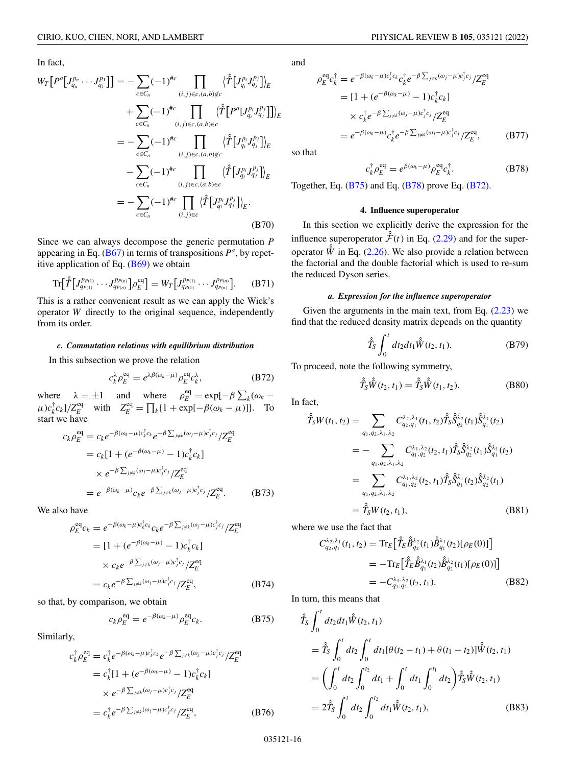In fact,

$$
\begin{aligned}
W_T\big[P^a\big[J^{p_n}_{q_n}\cdots J^{p_1}_{q_1}\big]\big] &= -\sum_{c\in C_n}(-1)^{\#c}\prod_{(i,j)\in c,(a,b)\notin c}\big\langle \hat{\hat{T}}\big[J^{p_i}_{q_i}J^{p_j}_{q_j}\big]\big\rangle_E \\
&\quad + \sum_{c\in C_n}(-1)^{\#c}\prod_{(i,j)\in c,(a,b)\in c}\big\langle \hat{\hat{T}}\big[P^a\big[J^{p_i}_{q_i}J^{p_j}_{q_j}\big]\big]\big\rangle_E \\
&= -\sum_{c\in C_n}(-1)^{\#c}\prod_{(i,j)\in c,(a,b)\notin c}\big\langle \hat{\hat{T}}\big[J^{p_i}_{q_i}J^{p_j}_{q_j}\big]\big\rangle_E \\
&\quad - \sum_{c\in C_n}(-1)^{\#c}\prod_{(i,j)\in c,(a,b)\in c}\big\langle \hat{\hat{T}}\big[J^{p_i}_{q_i}J^{p_j}_{q_j}\big]\big\rangle_E \\
&= -\sum_{c\in C_n}(-1)^{\#c}\prod_{(i,j)\in c}\big\langle \hat{\hat{T}}\big[J^{p_i}_{q_i}J^{p_j}_{q_j}\big]\big\rangle_E .
\end{aligned}
\tag{B70}
$$

Since we can always decompose the generic permutation $P$ appearing in Eq. (B67) in terms of transpositions $P^a$, by repetitive application of Eq. (B69) we obtain

$$
\mathrm{Tr}\big[\hat{\hat{T}}\big[J^{p_{P(1)}}_{q_{P(1)}}\cdots J^{p_{P(n)}}_{q_{P(n)}}\big]\rho^{\mathrm{eq}}_E\big] = W_T\big[J^{p_{P(1)}}_{q_{P(1)}}\cdots J^{p_{P(n)}}_{q_{P(n)}}\big]. \tag{B71}
$$

This is a rather convenient result as we can apply the Wick's operator $W$ directly to the original sequence, independently from its order.

#### c. Commutation relations with equilibrium distribution

In this subsection we prove the relation

$$
c^{\lambda}_k\rho^{\mathrm{eq}}_E = e^{\lambda\beta(\omega_k-\mu)}\rho^{\mathrm{eq}}_E c^{\lambda}_k, \tag{B72}
$$

where $\lambda=\pm 1$ and where $\rho^{\mathrm{eq}}_E = \exp[-\beta\sum_k(\omega_k-\mu)c^\dagger_k c_k]/Z^{\mathrm{eq}}_E$ with $Z^{\mathrm{eq}}_E = \prod_k\{1+\exp[-\beta(\omega_k-\mu)]\}$. To start we have

$$
\begin{aligned}
c_k\rho^{\mathrm{eq}}_E &= c_k e^{-\beta(\omega_k-\mu)c^\dagger_k c_k}e^{-\beta\sum_{j\neq k}(\omega_j-\mu)c^\dagger_j c_j}/Z^{\mathrm{eq}}_E \\
&= c_k[1+(e^{-\beta(\omega_k-\mu)}-1)c^\dagger_k c_k] \\
&\quad\times e^{-\beta\sum_{j\neq k}(\omega_j-\mu)c^\dagger_j c_j}/Z^{\mathrm{eq}}_E \\
&= e^{-\beta(\omega_k-\mu)}c_k e^{-\beta\sum_{j\neq k}(\omega_j-\mu)c^\dagger_j c_j}/Z^{\mathrm{eq}}_E.
\end{aligned}
\tag{B73}
$$

We also have

$$
\begin{aligned}
\rho^{\mathrm{eq}}_E c_k &= e^{-\beta(\omega_k-\mu)c^\dagger_k c_k}c_k e^{-\beta\sum_{j\neq k}(\omega_j-\mu)c^\dagger_j c_j}/Z^{\mathrm{eq}}_E \\
&= [1+(e^{-\beta(\omega_k-\mu)}-1)c^\dagger_k c_k] \\
&\quad\times c_k e^{-\beta\sum_{j\neq k}(\omega_j-\mu)c^\dagger_j c_j}/Z^{\mathrm{eq}}_E \\
&= c_k e^{-\beta\sum_{j\neq k}(\omega_j-\mu)c^\dagger_j c_j}/Z^{\mathrm{eq}}_E,
\end{aligned}
\tag{B74}
$$

so that, by comparison, we obtain

$$
c_k\rho^{\mathrm{eq}}_E = e^{-\beta(\omega_k-\mu)}\rho^{\mathrm{eq}}_E c_k. \tag{B75}
$$

Similarly,

$$
\begin{aligned}
c^\dagger_k\rho^{\mathrm{eq}}_E &= c^\dagger_k e^{-\beta(\omega_k-\mu)c^\dagger_k c_k}e^{-\beta\sum_{j\neq k}(\omega_j-\mu)c^\dagger_j c_j}/Z^{\mathrm{eq}}_E \\
&= c^\dagger_k[1+(e^{-\beta(\omega_k-\mu)}-1)c^\dagger_k c_k] \\
&\quad\times e^{-\beta\sum_{j\neq k}(\omega_j-\mu)c^\dagger_j c_j}/Z^{\mathrm{eq}}_E \\
&= c^\dagger_k e^{-\beta\sum_{j\neq k}(\omega_j-\mu)c^\dagger_j c_j}/Z^{\mathrm{eq}}_E,
\end{aligned}
\tag{B76}
$$

and

$$
\begin{aligned}
\rho^{\mathrm{eq}}_E c^\dagger_k &= e^{-\beta(\omega_k-\mu)c^\dagger_k c_k}c^\dagger_k e^{-\beta\sum_{j\neq k}(\omega_j-\mu)c^\dagger_j c_j}/Z^{\mathrm{eq}}_E \\
&= [1+(e^{-\beta(\omega_k-\mu)}-1)c^\dagger_k c_k] \\
&\quad\times c^\dagger_k e^{-\beta\sum_{j\neq k}(\omega_j-\mu)c^\dagger_j c_j}/Z^{\mathrm{eq}}_E \\
&= e^{-\beta(\omega_k-\mu)}c^\dagger_k e^{-\beta\sum_{j\neq k}(\omega_j-\mu)c^\dagger_j c_j}/Z^{\mathrm{eq}}_E,
\end{aligned}
\tag{B77}
$$

so that

$$
c^\dagger_k\rho^{\mathrm{eq}}_E = e^{\beta(\omega_k-\mu)}\rho^{\mathrm{eq}}_E c^\dagger_k. \tag{B78}
$$

Together, Eq. (B75) and Eq. (B78) prove Eq. (B72).

### 4. Influence superoperator

In this section we explicitly derive the expression for the influence superoperator $\hat{\hat{\mathcal{F}}}(t)$ in Eq. (2.29) and for the superoperator $\hat{\hat{W}}$ in Eq. (2.26). We also provide a relation between the factorial and the double factorial which is used to re-sum the reduced Dyson series.

#### a. Expression for the influence superoperator

Given the arguments in the main text, from Eq. (2.23) we find that the reduced density matrix depends on the quantity

$$
\hat{\hat{T}}_S\int_0^t dt_2dt_1\hat{\hat{W}}(t_2,t_1). \tag{B79}
$$

To proceed, note the following symmetry,

$$
\hat{\hat{T}}_S\hat{\hat{W}}(t_2,t_1) = \hat{\hat{T}}_S\hat{\hat{W}}(t_1,t_2). \tag{B80}
$$

In fact,

$$
\begin{aligned}
\hat{\hat{T}}_S W(t_1,t_2) &= \sum_{q_1,q_2,\lambda_1,\lambda_2} C^{\lambda_2,\lambda_1}_{q_2,q_1}(t_1,t_2)\hat{\hat{T}}_S\hat{\hat{S}}^{\bar{\lambda}_2}_{q_2}(t_1)\hat{\hat{S}}^{\bar{\lambda}_1}_{q_1}(t_2) \\
&= -\sum_{q_1,q_2,\lambda_1,\lambda_2} C^{\lambda_1,\lambda_2}_{q_1,q_2}(t_2,t_1)\hat{\hat{T}}_S\hat{\hat{S}}^{\bar{\lambda}_2}_{q_2}(t_1)\hat{\hat{S}}^{\bar{\lambda}_1}_{q_1}(t_2) \\
&= \sum_{q_1,q_2,\lambda_1,\lambda_2} C^{\lambda_1,\lambda_2}_{q_1,q_2}(t_2,t_1)\hat{\hat{T}}_S\hat{\hat{S}}^{\bar{\lambda}_1}_{q_1}(t_2)\hat{\hat{S}}^{\bar{\lambda}_2}_{q_2}(t_1) \\
&= \hat{\hat{T}}_S W(t_2,t_1),
\end{aligned}
\tag{B81}
$$

where we use the fact that

$$
\begin{aligned}
C^{\lambda_2,\lambda_1}_{q_2,q_1}(t_1,t_2) &= \mathrm{Tr}_E\big[\hat{\hat{T}}_E\hat{\hat{B}}^{\lambda_2}_{q_2}(t_1)\hat{\hat{B}}^{\lambda_1}_{q_1}(t_2)[\rho_E(0)]\big] \\
&= -\mathrm{Tr}_E\big[\hat{\hat{T}}_E\hat{\hat{B}}^{\lambda_1}_{q_1}(t_2)\hat{\hat{B}}^{\lambda_2}_{q_2}(t_1)[\rho_E(0)]\big] \\
&= -C^{\lambda_1,\lambda_2}_{q_1,q_2}(t_2,t_1).
\end{aligned}
\tag{B82}
$$

In turn, this means that

$$
\begin{aligned}
&\hat{\hat{T}}_S\int_0^t dt_2dt_1\hat{\hat{W}}(t_2,t_1) \\
&= \hat{\hat{T}}_S\int_0^t dt_2\int_0^t dt_1[\theta(t_2-t_1)+\theta(t_1-t_2)]\hat{\hat{W}}(t_2,t_1) \\
&= \left(\int_0^t dt_2\int_0^{t_2} dt_1 + \int_0^t dt_1\int_0^{t_1} dt_2\right)\hat{\hat{T}}_S\hat{\hat{W}}(t_2,t_1) \\
&= 2\hat{\hat{T}}_S\int_0^t dt_2\int_0^{t_2} dt_1\hat{\hat{W}}(t_2,t_1),
\end{aligned}
\tag{B83}
$$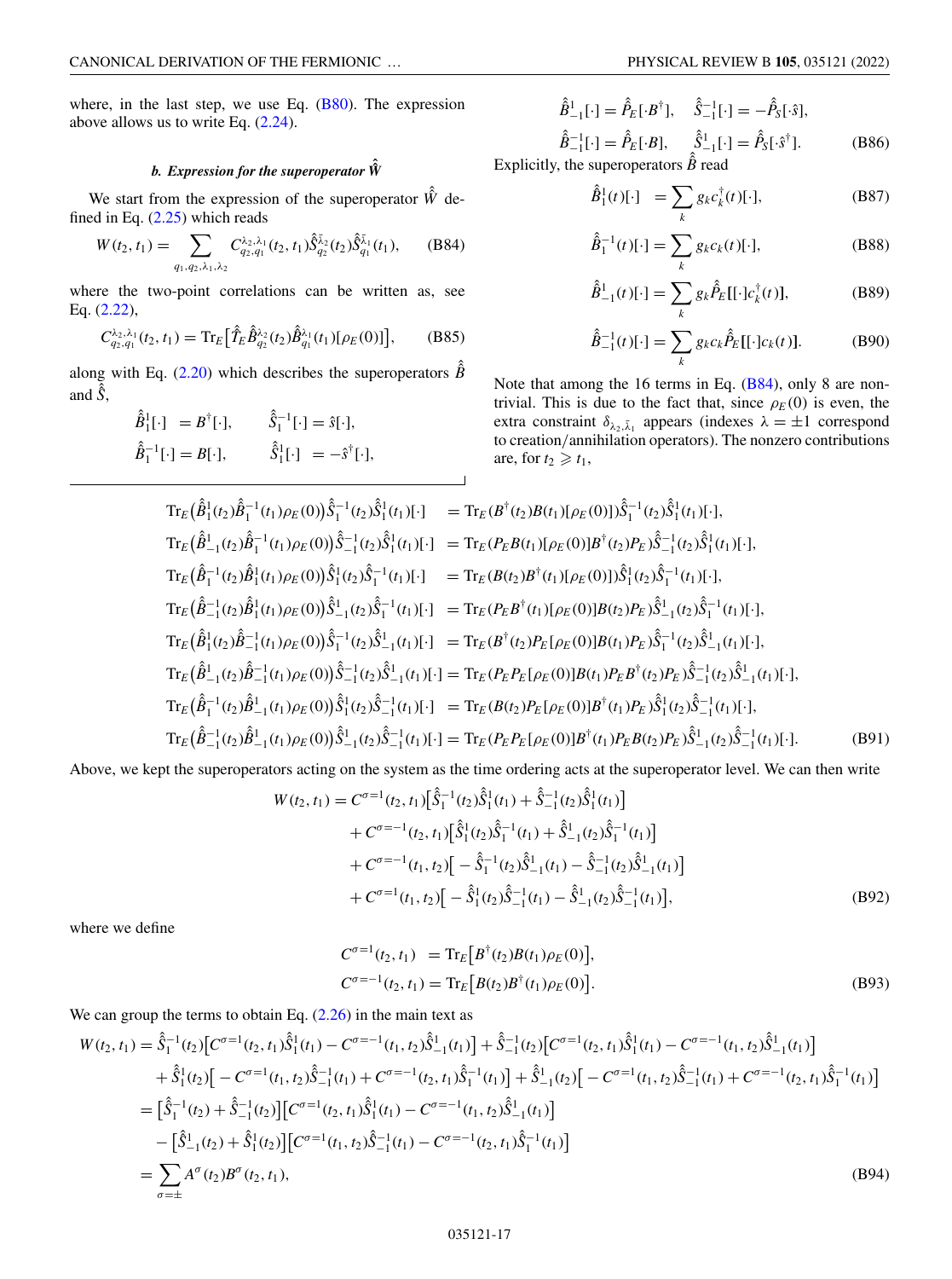where, in the last step, we use Eq. (B80). The expression above allows us to write Eq. (2.24).

#### b. Expression for the superoperator $\hat{\hat{W}}$

We start from the expression of the superoperator $\hat{\hat{W}}$ defined in Eq. (2.25) which reads

$$W(t_2, t_1) = \sum_{q_1,q_2,\lambda_1,\lambda_2} C^{\lambda_2,\lambda_1}_{q_2,q_1}(t_2, t_1)\hat{\hat{S}}^{\bar{\lambda}_2}_{q_2}(t_2)\hat{\hat{S}}^{\bar{\lambda}_1}_{q_1}(t_1), \tag{B84}$$

where the two-point correlations can be written as, see Eq. (2.22),

$$C^{\lambda_2,\lambda_1}_{q_2,q_1}(t_2, t_1) = \mathrm{Tr}_E\big[\hat{\hat{T}}_E\hat{\hat{B}}^{\lambda_2}_{q_2}(t_2)\hat{\hat{B}}^{\lambda_1}_{q_1}(t_1)[\rho_E(0)]\big], \tag{B85}$$

along with Eq. (2.20) which describes the superoperators $\hat{\hat{B}}$ and $\hat{\hat{S}}$,

$$\hat{\hat{B}}^1_1[\cdot] \;= B^\dagger[\cdot], \qquad \hat{\hat{S}}^{-1}_1[\cdot] = \hat{s}[\cdot],$$

$$\hat{\hat{B}}^{-1}_1[\cdot] = B[\cdot], \qquad \hat{\hat{S}}^{1}_1[\cdot] \;= -\hat{s}^\dagger[\cdot],$$

$$\hat{\hat{B}}^1_{-1}[\cdot] = \hat{P}_E[\cdot B^\dagger], \quad \hat{\hat{S}}^{-1}_{-1}[\cdot] = -\hat{P}_S[\cdot\hat{s}],$$

$$\hat{\hat{B}}^{-1}_{-1}[\cdot] = \hat{P}_E[\cdot B], \quad \hat{\hat{S}}^{1}_{-1}[\cdot] = \hat{P}_S[\cdot\hat{s}^\dagger]. \tag{B86}$$

Explicitly, the superoperators $\hat{\hat{B}}$ read

$$\hat{\hat{B}}^1_1(t)[\cdot] \;= \sum_k g_k c^\dagger_k(t)[\cdot], \tag{B87}$$

$$\hat{\hat{B}}^{-1}_1(t)[\cdot] = \sum_k g_k c_k(t)[\cdot], \tag{B88}$$

$$\hat{\hat{B}}^1_{-1}(t)[\cdot] = \sum_k g_k \hat{P}_E[[\cdot]c^\dagger_k(t)], \tag{B89}$$

$$\hat{\hat{B}}^{-1}_{-1}(t)[\cdot] = \sum_k g_k c_k \hat{P}_E[[\cdot]c_k(t)]. \tag{B90}$$

Note that among the 16 terms in Eq. (B84), only 8 are nontrivial. This is due to the fact that, since $\rho_E(0)$ is even, the extra constraint $\delta_{\lambda_2,\bar{\lambda}_1}$ appears (indexes $\lambda = \pm 1$ correspond to creation/annihilation operators). The nonzero contributions are, for $t_2 \geqslant t_1$,

$$\begin{aligned}
\mathrm{Tr}_E\big(\hat{\hat{B}}^1_1(t_2)\hat{\hat{B}}^{-1}_1(t_1)\rho_E(0)\big)\hat{\hat{S}}^{-1}_1(t_2)\hat{\hat{S}}^1_1(t_1)[\cdot] \;&= \mathrm{Tr}_E(B^\dagger(t_2)B(t_1)[\rho_E(0)])\hat{\hat{S}}^{-1}_1(t_2)\hat{\hat{S}}^1_1(t_1)[\cdot],\\
\mathrm{Tr}_E\big(\hat{\hat{B}}^1_{-1}(t_2)\hat{\hat{B}}^{-1}_1(t_1)\rho_E(0)\big)\hat{\hat{S}}^{-1}_{-1}(t_2)\hat{\hat{S}}^1_1(t_1)[\cdot] \;&= \mathrm{Tr}_E(P_E B(t_1)[\rho_E(0)]B^\dagger(t_2)P_E)\hat{\hat{S}}^{-1}_{-1}(t_2)\hat{\hat{S}}^1_1(t_1)[\cdot],\\
\mathrm{Tr}_E\big(\hat{\hat{B}}^{-1}_1(t_2)\hat{\hat{B}}^1_1(t_1)\rho_E(0)\big)\hat{\hat{S}}^1_1(t_2)\hat{\hat{S}}^{-1}_1(t_1)[\cdot] \;&= \mathrm{Tr}_E(B(t_2)B^\dagger(t_1)[\rho_E(0)])\hat{\hat{S}}^1_1(t_2)\hat{\hat{S}}^{-1}_1(t_1)[\cdot],\\
\mathrm{Tr}_E\big(\hat{\hat{B}}^{-1}_{-1}(t_2)\hat{\hat{B}}^1_1(t_1)\rho_E(0)\big)\hat{\hat{S}}^1_{-1}(t_2)\hat{\hat{S}}^{-1}_1(t_1)[\cdot] \;&= \mathrm{Tr}_E(P_E B^\dagger(t_1)[\rho_E(0)]B(t_2)P_E)\hat{\hat{S}}^1_{-1}(t_2)\hat{\hat{S}}^{-1}_1(t_1)[\cdot],\\
\mathrm{Tr}_E\big(\hat{\hat{B}}^1_1(t_2)\hat{\hat{B}}^{-1}_{-1}(t_1)\rho_E(0)\big)\hat{\hat{S}}^{-1}_1(t_2)\hat{\hat{S}}^1_{-1}(t_1)[\cdot] \;&= \mathrm{Tr}_E(B^\dagger(t_2)P_E[\rho_E(0)]B(t_1)P_E)\hat{\hat{S}}^{-1}_1(t_2)\hat{\hat{S}}^1_{-1}(t_1)[\cdot],\\
\mathrm{Tr}_E\big(\hat{\hat{B}}^1_{-1}(t_2)\hat{\hat{B}}^{-1}_{-1}(t_1)\rho_E(0)\big)\hat{\hat{S}}^{-1}_{-1}(t_2)\hat{\hat{S}}^1_{-1}(t_1)[\cdot] &= \mathrm{Tr}_E(P_E P_E[\rho_E(0)]B(t_1)P_E B^\dagger(t_2)P_E)\hat{\hat{S}}^{-1}_{-1}(t_2)\hat{\hat{S}}^1_{-1}(t_1)[\cdot],\\
\mathrm{Tr}_E\big(\hat{\hat{B}}^{-1}_1(t_2)\hat{\hat{B}}^1_{-1}(t_1)\rho_E(0)\big)\hat{\hat{S}}^1_1(t_2)\hat{\hat{S}}^{-1}_{-1}(t_1)[\cdot] \;&= \mathrm{Tr}_E(B(t_2)P_E[\rho_E(0)]B^\dagger(t_1)P_E)\hat{\hat{S}}^1_1(t_2)\hat{\hat{S}}^{-1}_{-1}(t_1)[\cdot],\\
\mathrm{Tr}_E\big(\hat{\hat{B}}^{-1}_{-1}(t_2)\hat{\hat{B}}^1_{-1}(t_1)\rho_E(0)\big)\hat{\hat{S}}^1_{-1}(t_2)\hat{\hat{S}}^{-1}_{-1}(t_1)[\cdot] &= \mathrm{Tr}_E(P_E P_E[\rho_E(0)]B^\dagger(t_1)P_E B(t_2)P_E)\hat{\hat{S}}^1_{-1}(t_2)\hat{\hat{S}}^{-1}_{-1}(t_1)[\cdot].
\end{aligned} \tag{B91}$$

Above, we kept the superoperators acting on the system as the time ordering acts at the superoperator level. We can then write

$$\begin{aligned}
W(t_2, t_1) = &\; C^{\sigma=1}(t_2, t_1)\big[\hat{\hat{S}}^{-1}_1(t_2)\hat{\hat{S}}^1_1(t_1) + \hat{\hat{S}}^{-1}_{-1}(t_2)\hat{\hat{S}}^1_1(t_1)\big]\\
&+ C^{\sigma=-1}(t_2, t_1)\big[\hat{\hat{S}}^1_1(t_2)\hat{\hat{S}}^{-1}_1(t_1) + \hat{\hat{S}}^1_{-1}(t_2)\hat{\hat{S}}^{-1}_1(t_1)\big]\\
&+ C^{\sigma=-1}(t_1, t_2)\big[-\hat{\hat{S}}^{-1}_1(t_2)\hat{\hat{S}}^1_{-1}(t_1) - \hat{\hat{S}}^{-1}_{-1}(t_2)\hat{\hat{S}}^1_{-1}(t_1)\big]\\
&+ C^{\sigma=1}(t_1, t_2)\big[-\hat{\hat{S}}^1_1(t_2)\hat{\hat{S}}^{-1}_{-1}(t_1) - \hat{\hat{S}}^1_{-1}(t_2)\hat{\hat{S}}^{-1}_{-1}(t_1)\big],
\end{aligned} \tag{B92}$$

where we define

$$\begin{aligned}
C^{\sigma=1}(t_2, t_1) \;&= \mathrm{Tr}_E\big[B^\dagger(t_2)B(t_1)\rho_E(0)\big],\\
C^{\sigma=-1}(t_2, t_1) &= \mathrm{Tr}_E\big[B(t_2)B^\dagger(t_1)\rho_E(0)\big].
\end{aligned} \tag{B93}$$

We can group the terms to obtain Eq. (2.26) in the main text as

$$\begin{aligned}
W(t_2, t_1) = &\; \hat{\hat{S}}^{-1}_1(t_2)\big[C^{\sigma=1}(t_2, t_1)\hat{\hat{S}}^1_1(t_1) - C^{\sigma=-1}(t_1, t_2)\hat{\hat{S}}^1_{-1}(t_1)\big] + \hat{\hat{S}}^{-1}_{-1}(t_2)\big[C^{\sigma=1}(t_2, t_1)\hat{\hat{S}}^1_1(t_1) - C^{\sigma=-1}(t_1, t_2)\hat{\hat{S}}^1_{-1}(t_1)\big]\\
&+ \hat{\hat{S}}^1_1(t_2)\big[-C^{\sigma=1}(t_1, t_2)\hat{\hat{S}}^{-1}_{-1}(t_1) + C^{\sigma=-1}(t_2, t_1)\hat{\hat{S}}^{-1}_1(t_1)\big] + \hat{\hat{S}}^1_{-1}(t_2)\big[-C^{\sigma=1}(t_1, t_2)\hat{\hat{S}}^{-1}_{-1}(t_1) + C^{\sigma=-1}(t_2, t_1)\hat{\hat{S}}^{-1}_1(t_1)\big]\\
= &\; \big[\hat{\hat{S}}^{-1}_1(t_2) + \hat{\hat{S}}^{-1}_{-1}(t_2)\big]\big[C^{\sigma=1}(t_2, t_1)\hat{\hat{S}}^1_1(t_1) - C^{\sigma=-1}(t_1, t_2)\hat{\hat{S}}^1_{-1}(t_1)\big]\\
&- \big[\hat{\hat{S}}^1_{-1}(t_2) + \hat{\hat{S}}^1_1(t_2)\big]\big[C^{\sigma=1}(t_1, t_2)\hat{\hat{S}}^{-1}_{-1}(t_1) - C^{\sigma=-1}(t_2, t_1)\hat{\hat{S}}^{-1}_1(t_1)\big]\\
= &\sum_{\sigma=\pm} A^\sigma(t_2)B^\sigma(t_2, t_1),
\end{aligned} \tag{B94}$$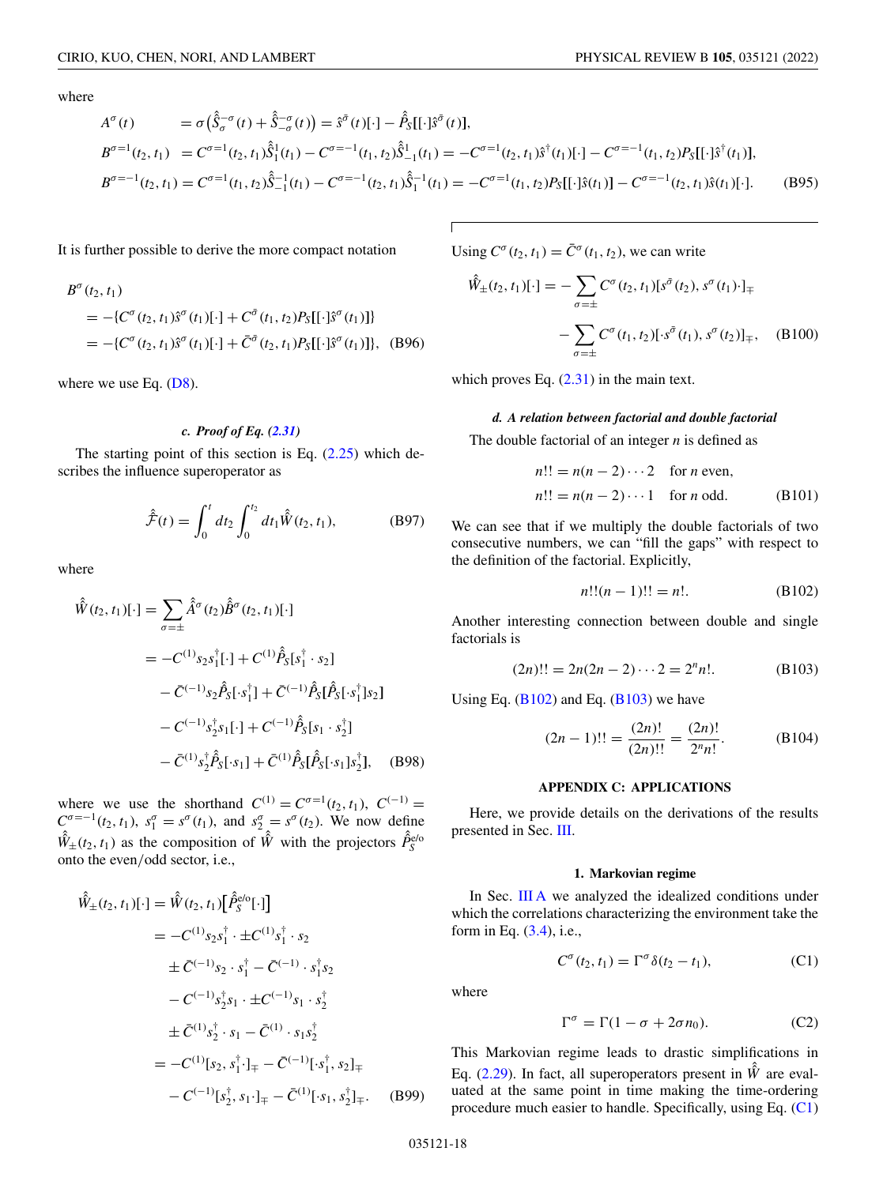where

$$
\begin{aligned}
A^{\sigma}(t) \quad &= \sigma\big(\hat{\mathcal{S}}^{-\sigma}_{\sigma}(t) + \hat{\mathcal{S}}^{-\sigma}_{-\sigma}(t)\big) = \hat{s}^{\bar{\sigma}}(t)[\cdot] - \hat{P}_S[[\cdot]\hat{s}^{\bar{\sigma}}(t)],\\
B^{\sigma=1}(t_2,t_1) \; &= C^{\sigma=1}(t_2,t_1)\hat{\mathcal{S}}^{1}_{1}(t_1) - C^{\sigma=-1}(t_1,t_2)\hat{\mathcal{S}}^{1}_{-1}(t_1) = -C^{\sigma=1}(t_2,t_1)\hat{s}^{\dagger}(t_1)[\cdot] - C^{\sigma=-1}(t_1,t_2)P_S[[\cdot]\hat{s}^{\dagger}(t_1)],\\
B^{\sigma=-1}(t_2,t_1) &= C^{\sigma=1}(t_1,t_2)\hat{\mathcal{S}}^{-1}_{-1}(t_1) - C^{\sigma=-1}(t_2,t_1)\hat{\mathcal{S}}^{-1}_{1}(t_1) = -C^{\sigma=1}(t_1,t_2)P_S[[\cdot]\hat{s}(t_1)] - C^{\sigma=-1}(t_2,t_1)\hat{s}(t_1)[\cdot].
\end{aligned}
\tag{B95}
$$

It is further possible to derive the more compact notation

$$
\begin{aligned}
&B^{\sigma}(t_2,t_1)\\
&= -\{C^{\sigma}(t_2,t_1)\hat{s}^{\sigma}(t_1)[\cdot] + C^{\bar{\sigma}}(t_1,t_2)P_S[[\cdot]\hat{s}^{\sigma}(t_1)]\}\\
&= -\{C^{\sigma}(t_2,t_1)\hat{s}^{\sigma}(t_1)[\cdot] + \bar{C}^{\bar{\sigma}}(t_2,t_1)P_S[[\cdot]\hat{s}^{\sigma}(t_1)]\},
\end{aligned}
\tag{B96}
$$

where we use Eq. (D8).

### c. Proof of Eq. (2.31)

The starting point of this section is Eq. (2.25) which describes the influence superoperator as

$$
\hat{\mathcal{F}}(t) = \int_0^t dt_2 \int_0^{t_2} dt_1 \hat{W}(t_2,t_1), \tag{B97}
$$

where

$$
\begin{aligned}
\hat{W}(t_2,t_1)[\cdot] &= \sum_{\sigma=\pm} \hat{A}^{\sigma}(t_2)\hat{B}^{\sigma}(t_2,t_1)[\cdot]\\
&= -C^{(1)}s_2 s_1^{\dagger}[\cdot] + C^{(1)}\hat{P}_S[s_1^{\dagger}\cdot s_2]\\
&\quad - \bar{C}^{(-1)}s_2\hat{P}_S[\cdot s_1^{\dagger}] + \bar{C}^{(-1)}\hat{P}_S[\hat{P}_S[\cdot s_1^{\dagger}]s_2]\\
&\quad - C^{(-1)}s_2^{\dagger}s_1[\cdot] + C^{(-1)}\hat{P}_S[s_1\cdot s_2^{\dagger}]\\
&\quad - \bar{C}^{(1)}s_2^{\dagger}\hat{P}_S[\cdot s_1] + \bar{C}^{(1)}\hat{P}_S[\hat{P}_S[\cdot s_1]s_2^{\dagger}],
\end{aligned}
\tag{B98}
$$

where we use the shorthand $C^{(1)} = C^{\sigma=1}(t_2,t_1)$, $C^{(-1)} = C^{\sigma=-1}(t_2,t_1)$, $s_1^{\sigma} = s^{\sigma}(t_1)$, and $s_2^{\sigma} = s^{\sigma}(t_2)$. We now define $\hat{W}_{\pm}(t_2,t_1)$ as the composition of $\hat{W}$ with the projectors $\hat{P}_S^{\text{e/o}}$ onto the even/odd sector, i.e.,

$$
\begin{aligned}
\hat{W}_{\pm}(t_2,t_1)[\cdot] &= \hat{W}(t_2,t_1)\big[\hat{P}_S^{\text{e/o}}[\cdot]\big]\\
&= -C^{(1)}s_2 s_1^{\dagger}\cdot \pm C^{(1)}s_1^{\dagger}\cdot s_2\\
&\quad \pm \bar{C}^{(-1)}s_2\cdot s_1^{\dagger} - \bar{C}^{(-1)}\cdot s_1^{\dagger}s_2\\
&\quad - C^{(-1)}s_2^{\dagger}s_1\cdot \pm C^{(-1)}s_1\cdot s_2^{\dagger}\\
&\quad \pm \bar{C}^{(1)}s_2^{\dagger}\cdot s_1 - \bar{C}^{(1)}\cdot s_1 s_2^{\dagger}\\
&= -C^{(1)}[s_2, s_1^{\dagger}\cdot]_{\mp} - \bar{C}^{(-1)}[\cdot s_1^{\dagger}, s_2]_{\mp}\\
&\quad - C^{(-1)}[s_2^{\dagger}, s_1\cdot]_{\mp} - \bar{C}^{(1)}[\cdot s_1, s_2^{\dagger}]_{\mp}.
\end{aligned}
\tag{B99}
$$

Using $C^{\sigma}(t_2,t_1) = \bar{C}^{\sigma}(t_1,t_2)$, we can write

$$
\begin{aligned}
\hat{W}_{\pm}(t_2,t_1)[\cdot] = &-\sum_{\sigma=\pm} C^{\sigma}(t_2,t_1)[s^{\bar{\sigma}}(t_2), s^{\sigma}(t_1)\cdot]_{\mp}\\
&- \sum_{\sigma=\pm} C^{\sigma}(t_1,t_2)[\cdot s^{\bar{\sigma}}(t_1), s^{\sigma}(t_2)]_{\mp},
\end{aligned}
\tag{B100}
$$

which proves Eq. (2.31) in the main text.

### d. A relation between factorial and double factorial

The double factorial of an integer $n$ is defined as

$$
\begin{aligned}
n!! &= n(n-2)\cdots 2 \quad \text{for } n \text{ even},\\
n!! &= n(n-2)\cdots 1 \quad \text{for } n \text{ odd}.
\end{aligned}
\tag{B101}
$$

We can see that if we multiply the double factorials of two consecutive numbers, we can "fill the gaps" with respect to the definition of the factorial. Explicitly,

$$
n!!(n-1)!! = n!. \tag{B102}
$$

Another interesting connection between double and single factorials is

$$
(2n)!! = 2n(2n-2)\cdots 2 = 2^n n!. \tag{B103}
$$

Using Eq. (B102) and Eq. (B103) we have

$$
(2n-1)!! = \frac{(2n)!}{(2n)!!} = \frac{(2n)!}{2^n n!}. \tag{B104}
$$

## APPENDIX C: APPLICATIONS

Here, we provide details on the derivations of the results presented in Sec. III.

### 1. Markovian regime

In Sec. III A we analyzed the idealized conditions under which the correlations characterizing the environment take the form in Eq. (3.4), i.e.,

$$
C^{\sigma}(t_2,t_1) = \Gamma^{\sigma}\delta(t_2 - t_1), \tag{C1}
$$

where

$$
\Gamma^{\sigma} = \Gamma(1 - \sigma + 2\sigma n_0). \tag{C2}
$$

This Markovian regime leads to drastic simplifications in Eq. (2.29). In fact, all superoperators present in $\hat{W}$ are evaluated at the same point in time making the time-ordering procedure much easier to handle. Specifically, using Eq. (C1)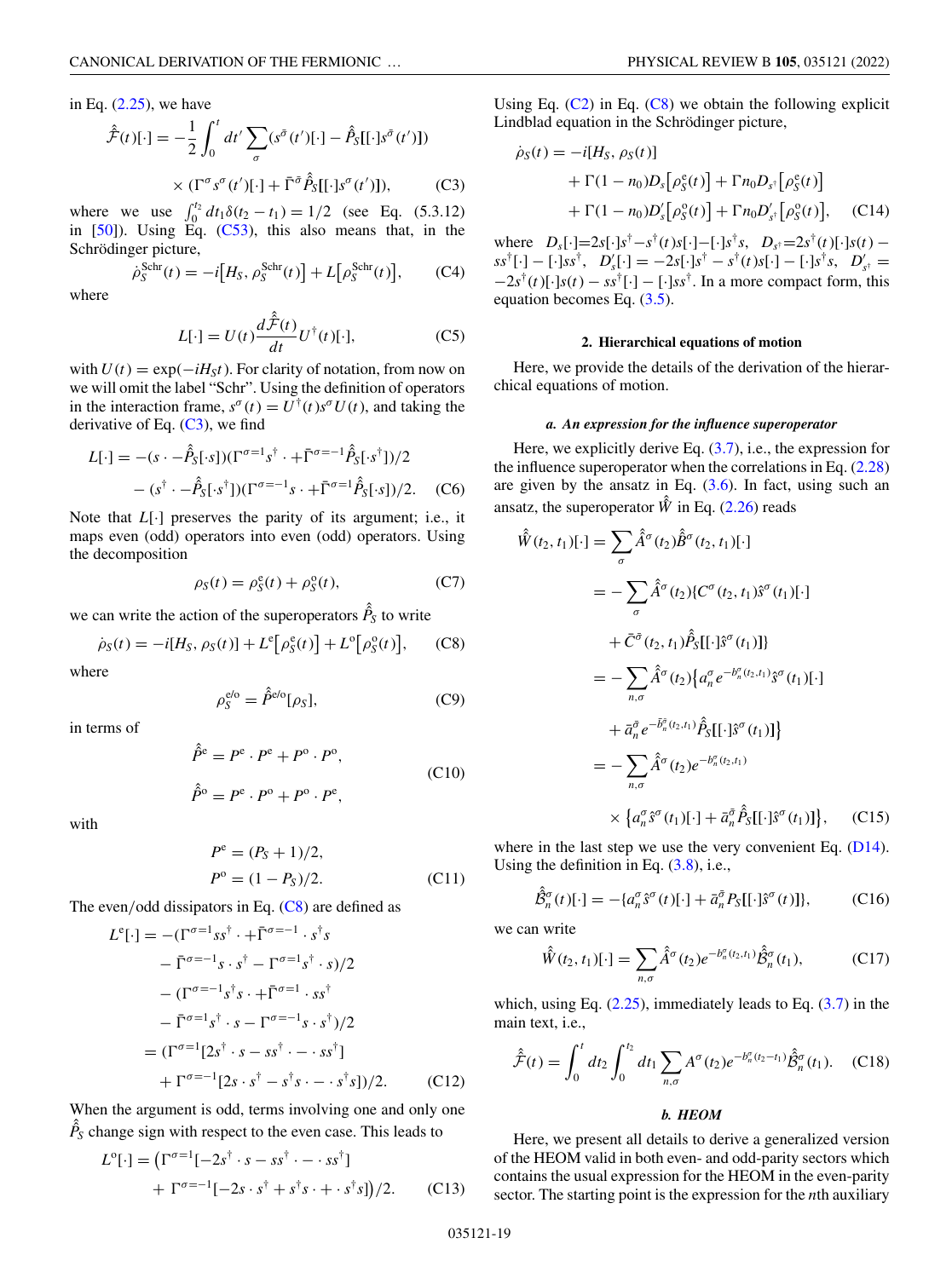in Eq. (2.25), we have

$$\hat{\mathcal{F}}(t)[\cdot] = -\frac{1}{2}\int_0^t dt' \sum_\sigma (s^{\bar{\sigma}}(t')[\cdot] - \hat{P}_S[[\cdot]s^{\bar{\sigma}}(t')])$$

$$\times (\Gamma^\sigma s^\sigma(t')[\cdot] + \bar{\Gamma}^\sigma \hat{P}_S[[\cdot]s^\sigma(t')]), \tag{C3}$$

where we use $\int_0^{t_2} dt_1 \delta(t_2 - t_1) = 1/2$ (see Eq. (5.3.12) in [50]). Using Eq. (C53), this also means that, in the Schrödinger picture,

$$\dot{\rho}_S^{\rm Schr}(t) = -i\big[H_S, \rho_S^{\rm Schr}(t)\big] + L\big[\rho_S^{\rm Schr}(t)\big], \tag{C4}$$

where

$$L[\cdot] = U(t)\frac{d\hat{\mathcal{F}}(t)}{dt}U^\dagger(t)[\cdot], \tag{C5}$$

with $U(t) = \exp(-iH_S t)$. For clarity of notation, from now on we will omit the label "Schr". Using the definition of operators in the interaction frame, $s^\sigma(t) = U^\dagger(t)s^\sigma U(t)$, and taking the derivative of Eq. (C3), we find

$$L[\cdot] = -(s\cdot - \hat{P}_S[\cdot s])(\Gamma^{\sigma=1}s^\dagger\cdot + \bar{\Gamma}^{\sigma=-1}\hat{P}_S[\cdot s^\dagger])/2$$

$$- (s^\dagger\cdot - \hat{P}_S[\cdot s^\dagger])(\Gamma^{\sigma=-1}s\cdot + \bar{\Gamma}^{\sigma=1}\hat{P}_S[\cdot s])/2. \tag{C6}$$

Note that $L[\cdot]$ preserves the parity of its argument; i.e., it maps even (odd) operators into even (odd) operators. Using the decomposition

$$\rho_S(t) = \rho_S^{\rm e}(t) + \rho_S^{\rm o}(t), \tag{C7}$$

we can write the action of the superoperators $\hat{P}_S$ to write

$$\dot{\rho}_S(t) = -i[H_S, \rho_S(t)] + L^{\rm e}\big[\rho_S^{\rm e}(t)\big] + L^{\rm o}\big[\rho_S^{\rm o}(t)\big], \tag{C8}$$

where

$$\rho_S^{\rm e/o} = \hat{P}^{\rm e/o}[\rho_S], \tag{C9}$$

in terms of

$$\hat{P}^{\rm e} = P^{\rm e}\cdot P^{\rm e} + P^{\rm o}\cdot P^{\rm o},$$
$$\hat{P}^{\rm o} = P^{\rm e}\cdot P^{\rm o} + P^{\rm o}\cdot P^{\rm e}, \tag{C10}$$

with

$$P^{\rm e} = (P_S + 1)/2,$$
$$P^{\rm o} = (1 - P_S)/2. \tag{C11}$$

The even/odd dissipators in Eq. (C8) are defined as

$$L^{\rm e}[\cdot] = -(\Gamma^{\sigma=1}ss^\dagger\cdot + \bar{\Gamma}^{\sigma=-1}\cdot s^\dagger s$$
$$- \bar{\Gamma}^{\sigma=-1}s\cdot s^\dagger - \Gamma^{\sigma=1}s^\dagger\cdot s)/2$$
$$- (\Gamma^{\sigma=-1}s^\dagger s\cdot + \bar{\Gamma}^{\sigma=1}\cdot ss^\dagger$$
$$- \bar{\Gamma}^{\sigma=1}s^\dagger\cdot s - \Gamma^{\sigma=-1}s\cdot s^\dagger)/2$$
$$= (\Gamma^{\sigma=1}[2s^\dagger\cdot s - ss^\dagger\cdot - \cdot ss^\dagger]$$
$$+ \Gamma^{\sigma=-1}[2s\cdot s^\dagger - s^\dagger s\cdot - \cdot s^\dagger s])/2. \tag{C12}$$

When the argument is odd, terms involving one and only one $\hat{P}_S$ change sign with respect to the even case. This leads to

$$L^{\rm o}[\cdot] = \big(\Gamma^{\sigma=1}[-2s^\dagger\cdot s - ss^\dagger\cdot - \cdot ss^\dagger]$$
$$+ \Gamma^{\sigma=-1}[-2s\cdot s^\dagger + s^\dagger s\cdot + \cdot s^\dagger s]\big)/2. \tag{C13}$$

Using Eq. (C2) in Eq. (C8) we obtain the following explicit Lindblad equation in the Schrödinger picture,

$$\dot{\rho}_S(t) = -i[H_S, \rho_S(t)]$$
$$+ \Gamma(1 - n_0)D_s\big[\rho_S^{\rm e}(t)\big] + \Gamma n_0 D_{s^\dagger}\big[\rho_S^{\rm e}(t)\big]$$
$$+ \Gamma(1 - n_0)D'_s\big[\rho_S^{\rm o}(t)\big] + \Gamma n_0 D'_{s^\dagger}\big[\rho_S^{\rm o}(t)\big], \tag{C14}$$

where $D_s[\cdot]{=}2s[\cdot]s^\dagger{-}s^\dagger(t)s[\cdot]{-}[\cdot]s^\dagger s$, $D_{s^\dagger}{=}2s^\dagger(t)[\cdot]s(t) - ss^\dagger[\cdot] - [\cdot]ss^\dagger$, $D'_s[\cdot] = -2s[\cdot]s^\dagger - s^\dagger(t)s[\cdot] - [\cdot]s^\dagger s$, $D'_{s^\dagger} = -2s^\dagger(t)[\cdot]s(t) - ss^\dagger[\cdot] - [\cdot]ss^\dagger$. In a more compact form, this equation becomes Eq. (3.5).

### 2. Hierarchical equations of motion

Here, we provide the details of the derivation of the hierarchical equations of motion.

#### *a. An expression for the influence superoperator*

Here, we explicitly derive Eq. (3.7), i.e., the expression for the influence superoperator when the correlations in Eq. (2.28) are given by the ansatz in Eq. (3.6). In fact, using such an ansatz, the superoperator $\hat{W}$ in Eq. (2.26) reads

$$\hat{W}(t_2, t_1)[\cdot] = \sum_\sigma \hat{A}^\sigma(t_2)\hat{B}^\sigma(t_2, t_1)[\cdot]$$

$$= -\sum_\sigma \hat{A}^\sigma(t_2)\{C^\sigma(t_2, t_1)\hat{s}^\sigma(t_1)[\cdot]$$

$$+ \bar{C}^{\bar{\sigma}}(t_2, t_1)\hat{P}_S[[\cdot]\hat{s}^\sigma(t_1)]\}$$

$$= -\sum_{n,\sigma}\hat{A}^\sigma(t_2)\big\{a_n^\sigma e^{-b_n^\sigma(t_2,t_1)}\hat{s}^\sigma(t_1)[\cdot]$$

$$+ \bar{a}_n^{\bar{\sigma}} e^{-\bar{b}_n^{\bar{\sigma}}(t_2,t_1)}\hat{P}_S[[\cdot]\hat{s}^\sigma(t_1)]\big\}$$

$$= -\sum_{n,\sigma}\hat{A}^\sigma(t_2)e^{-b_n^\sigma(t_2,t_1)}$$

$$\times\big\{a_n^\sigma\hat{s}^\sigma(t_1)[\cdot] + \bar{a}_n^{\bar{\sigma}}\hat{P}_S[[\cdot]\hat{s}^\sigma(t_1)]\big\}, \tag{C15}$$

where in the last step we use the very convenient Eq. (D14). Using the definition in Eq. (3.8), i.e.,

$$\hat{\mathcal{B}}_n^\sigma(t)[\cdot] = -\{a_n^\sigma\hat{s}^\sigma(t)[\cdot] + \bar{a}_n^{\bar{\sigma}}P_S[[\cdot]\hat{s}^\sigma(t)]\}, \tag{C16}$$

we can write

$$\hat{W}(t_2, t_1)[\cdot] = \sum_{n,\sigma}\hat{A}^\sigma(t_2)e^{-b_n^\sigma(t_2,t_1)}\hat{\mathcal{B}}_n^\sigma(t_1), \tag{C17}$$

which, using Eq. (2.25), immediately leads to Eq. (3.7) in the main text, i.e.,

$$\hat{\mathcal{F}}(t) = \int_0^t dt_2\int_0^{t_2}dt_1\sum_{n,\sigma}A^\sigma(t_2)e^{-b_n^\sigma(t_2-t_1)}\hat{\mathcal{B}}_n^\sigma(t_1). \tag{C18}$$

#### *b. HEOM*

Here, we present all details to derive a generalized version of the HEOM valid in both even- and odd-parity sectors which contains the usual expression for the HEOM in the even-parity sector. The starting point is the expression for the $n$th auxiliary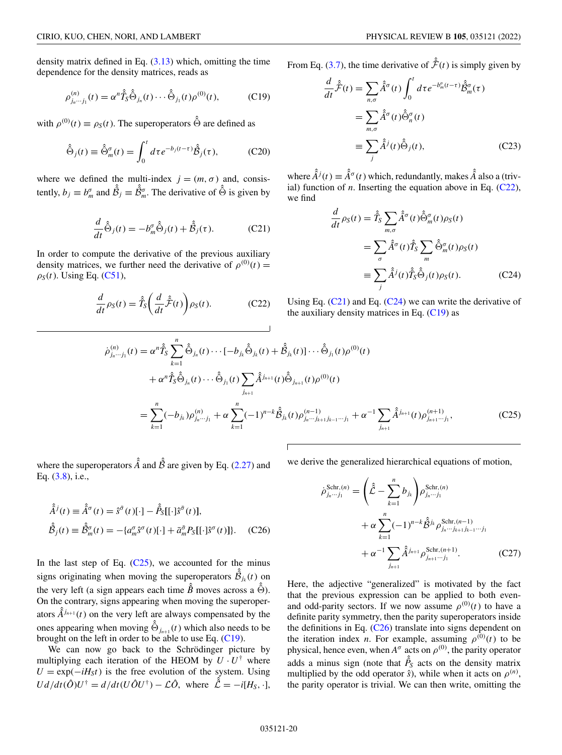density matrix defined in Eq. (3.13) which, omitting the time dependence for the density matrices, reads as

$$\rho^{(n)}_{j_n\cdots j_1}(t) = \alpha^n \hat{\mathcal{T}}_S \hat{\hat{\Theta}}_{j_n}(t)\cdots\hat{\hat{\Theta}}_{j_1}(t)\rho^{(0)}(t), \tag{C19}$$

with $\rho^{(0)}(t) \equiv \rho_S(t)$. The superoperators $\hat{\hat{\Theta}}$ are defined as

$$\hat{\hat{\Theta}}_j(t) \equiv \hat{\hat{\Theta}}^\sigma_m(t) = \int_0^t d\tau e^{-b_j(t-\tau)}\hat{\hat{\mathcal{B}}}_j(\tau), \tag{C20}$$

where we defined the multi-index $j = (m, \sigma)$ and, consistently, $b_j \equiv b^\sigma_m$ and $\hat{\hat{\mathcal{B}}}_j \equiv \hat{\hat{\mathcal{B}}}^\sigma_m$. The derivative of $\hat{\hat{\Theta}}$ is given by

$$\frac{d}{dt}\hat{\hat{\Theta}}_j(t) = -b^\sigma_m \hat{\hat{\Theta}}_j(t) + \hat{\hat{\mathcal{B}}}_j(\tau). \tag{C21}$$

In order to compute the derivative of the previous auxiliary density matrices, we further need the derivative of $\rho^{(0)}(t) = \rho_S(t)$. Using Eq. (C51),

$$\frac{d}{dt}\rho_S(t) = \hat{\hat{\mathcal{T}}}_S\left(\frac{d}{dt}\hat{\hat{\mathcal{F}}}(t)\right)\rho_S(t). \tag{C22}$$

From Eq. (3.7), the time derivative of $\hat{\hat{\mathcal{F}}}(t)$ is simply given by

$$\begin{aligned}\frac{d}{dt}\hat{\hat{\mathcal{F}}}(t) &= \sum_{n,\sigma}\hat{\hat{\mathcal{A}}}^\sigma(t)\int_0^t d\tau e^{-b^\sigma_m(t-\tau)}\hat{\hat{\mathcal{B}}}^\sigma_m(\tau)\\ &= \sum_{m,\sigma}\hat{\hat{\mathcal{A}}}^\sigma(t)\hat{\hat{\Theta}}^\sigma_n(t)\\ &\equiv \sum_j \hat{\hat{\mathcal{A}}}^j(t)\hat{\hat{\Theta}}_j(t),\end{aligned} \tag{C23}$$

where $\hat{\hat{\mathcal{A}}}^j(t) \equiv \hat{\hat{\mathcal{A}}}^\sigma(t)$ which, redundantly, makes $\hat{\hat{\mathcal{A}}}$ also a (trivial) function of $n$. Inserting the equation above in Eq. (C22), we find

$$\begin{aligned}\frac{d}{dt}\rho_S(t) &= \hat{\hat{\mathcal{T}}}_S\sum_{m,\sigma}\hat{\hat{\mathcal{A}}}^\sigma(t)\hat{\hat{\Theta}}^\sigma_m(t)\rho_S(t)\\ &= \sum_\sigma \hat{\hat{\mathcal{A}}}^\sigma(t)\hat{\hat{\mathcal{T}}}_S\sum_m \hat{\hat{\Theta}}^\sigma_m(t)\rho_S(t)\\ &\equiv \sum_j \hat{\hat{\mathcal{A}}}^j(t)\hat{\hat{\mathcal{T}}}_S\hat{\hat{\Theta}}_j(t)\rho_S(t).\end{aligned} \tag{C24}$$

Using Eq. (C21) and Eq. (C24) we can write the derivative of the auxiliary density matrices in Eq. (C19) as

$$\begin{aligned}\dot{\rho}^{(n)}_{j_n\cdots j_1}(t) &= \alpha^n\hat{\hat{\mathcal{T}}}_S\sum_{k=1}^n \hat{\hat{\Theta}}_{j_n}(t)\cdots[-b_{j_k}\hat{\hat{\Theta}}_{j_k}(t) + \hat{\hat{\mathcal{B}}}_{j_k}(t)]\cdots\hat{\hat{\Theta}}_{j_1}(t)\rho^{(0)}(t)\\ &\quad + \alpha^n\hat{\hat{\mathcal{T}}}_S\hat{\hat{\Theta}}_{j_n}(t)\cdots\hat{\hat{\Theta}}_{j_1}(t)\sum_{j_{n+1}}\hat{\hat{\mathcal{A}}}^{j_{n+1}}(t)\hat{\hat{\Theta}}_{j_{n+1}}(t)\rho^{(0)}(t)\\ &= \sum_{k=1}^n(-b_{j_k})\rho^{(n)}_{j_n\cdots j_1} + \alpha\sum_{k=1}^n(-1)^{n-k}\hat{\hat{\mathcal{B}}}_{j_k}(t)\rho^{(n-1)}_{j_n\cdots j_{k+1}j_{k-1}\cdots j_1} + \alpha^{-1}\sum_{j_{n+1}}\hat{\hat{\mathcal{A}}}^{j_{n+1}}(t)\rho^{(n+1)}_{j_{n+1}\cdots j_1},\end{aligned} \tag{C25}$$

where the superoperators $\hat{\hat{\mathcal{A}}}$ and $\hat{\hat{\mathcal{B}}}$ are given by Eq. (2.27) and Eq. (3.8), i.e.,

$$\begin{aligned}\hat{\hat{\mathcal{A}}}^j(t) &\equiv \hat{\hat{\mathcal{A}}}^\sigma(t) = \hat{s}^{\bar{\sigma}}(t)[\cdot] - \hat{\hat{P}}_S[[\cdot]\hat{s}^{\bar{\sigma}}(t)],\\ \hat{\hat{\mathcal{B}}}_j(t) &\equiv \hat{\hat{\mathcal{B}}}^\sigma_m(t) = -\{a^\sigma_m\hat{s}^\sigma(t)[\cdot] + \bar{a}^{\bar{\sigma}}_m P_S[[\cdot]\hat{s}^\sigma(t)]\}.\end{aligned} \tag{C26}$$

In the last step of Eq. (C25), we accounted for the minus signs originating when moving the superoperators $\hat{\hat{\mathcal{B}}}_{j_k}(t)$ on the very left (a sign appears each time $\hat{\hat{B}}$ moves across a $\hat{\hat{\Theta}}$). On the contrary, signs appearing when moving the superoperators $\hat{\hat{\mathcal{A}}}^{j_{n+1}}(t)$ on the very left are always compensated by the ones appearing when moving $\hat{\hat{\Theta}}_{j_{n+1}}(t)$ which also needs to be brought on the left in order to be able to use Eq. (C19).

We can now go back to the Schrödinger picture by multiplying each iteration of the HEOM by $U\cdot U^\dagger$ where $U = \exp(-iH_S t)$ is the free evolution of the system. Using $Ud/dt(\hat{O})U^\dagger = d/dt(U\hat{O}U^\dagger) - \mathcal{L}\hat{O}$, where $\hat{\hat{\mathcal{L}}} = -i[H_S, \cdot]$, we derive the generalized hierarchical equations of motion,

$$\begin{aligned}\dot{\rho}^{\text{Schr},(n)}_{j_n\cdots j_1} &= \left(\hat{\hat{\mathcal{L}}} - \sum_{k=1}^n b_{j_k}\right)\rho^{\text{Schr},(n)}_{j_n\cdots j_1}\\ &\quad + \alpha\sum_{k=1}^n(-1)^{n-k}\hat{\hat{\mathcal{B}}}^{j_k}\rho^{\text{Schr},(n-1)}_{j_n\cdots j_{k+1}j_{k-1}\cdots j_1}\\ &\quad + \alpha^{-1}\sum_{j_{n+1}}\hat{\hat{\mathcal{A}}}^{j_{n+1}}\rho^{\text{Schr},(n+1)}_{j_{n+1}\cdots j_1}.\end{aligned} \tag{C27}$$

Here, the adjective "generalized" is motivated by the fact that the previous expression can be applied to both even- and odd-parity sectors. If we now assume $\rho^{(0)}(t)$ to have a definite parity symmetry, then the parity superoperators inside the definitions in Eq. (C26) translate into signs dependent on the iteration index $n$. For example, assuming $\rho^{(0)}(t)$ to be physical, hence even, when $A^\sigma$ acts on $\rho^{(0)}$, the parity operator adds a minus sign (note that $\hat{\hat{P}}_S$ acts on the density matrix multiplied by the odd operator $\hat{s}$), while when it acts on $\rho^{(n)}$, the parity operator is trivial. We can then write, omitting the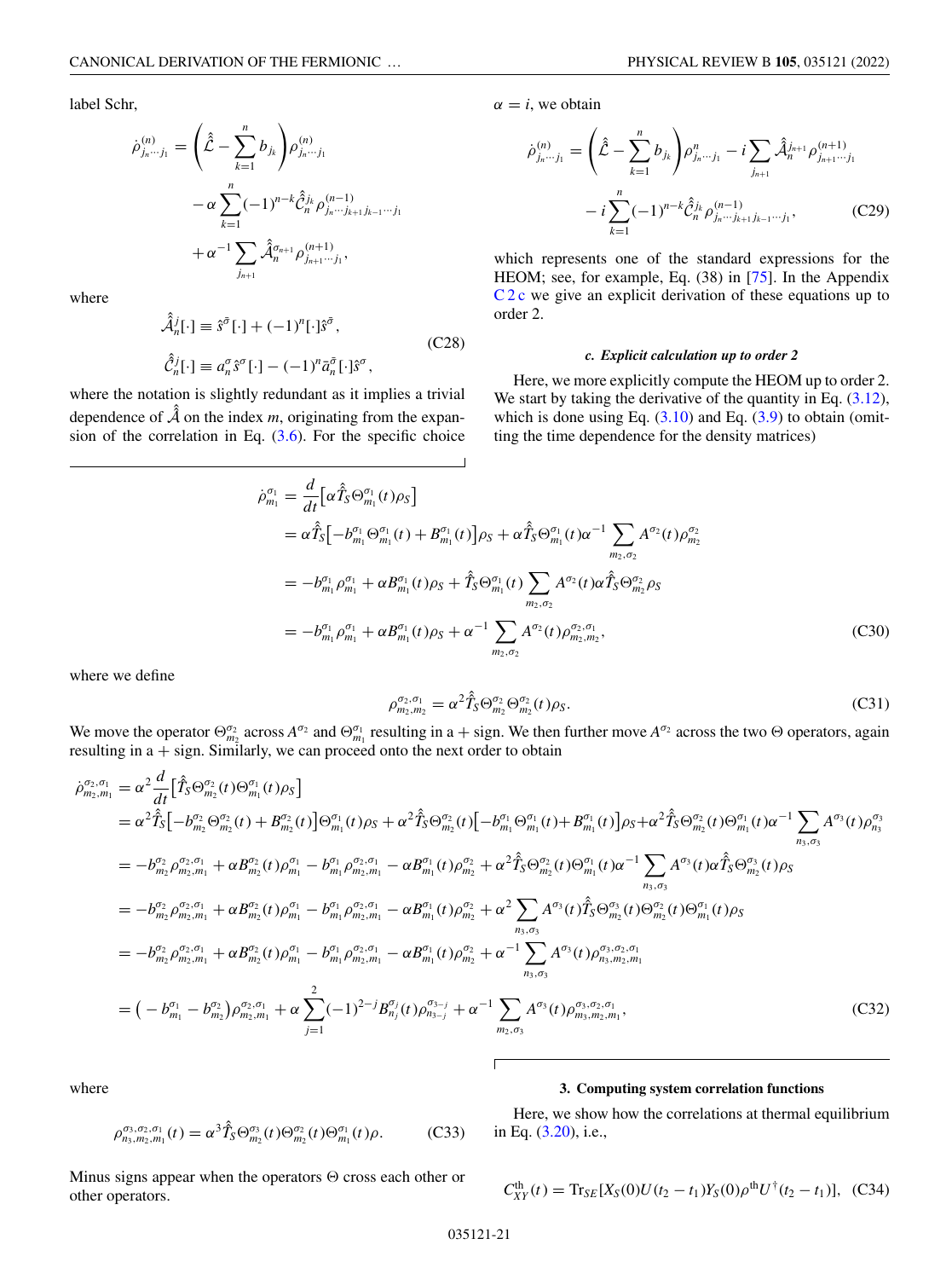label Schr,

$$
\begin{aligned}
\dot{\rho}^{(n)}_{j_n\cdots j_1} &= \left(\hat{\hat{\mathcal{L}}} - \sum_{k=1}^{n} b_{j_k}\right)\rho^{(n)}_{j_n\cdots j_1} \\
&\quad - \alpha \sum_{k=1}^{n} (-1)^{n-k} \hat{\hat{\mathcal{C}}}^{j_k}_{n} \rho^{(n-1)}_{j_n\cdots j_{k+1} j_{k-1}\cdots j_1} \\
&\quad + \alpha^{-1} \sum_{j_{n+1}} \hat{\hat{\mathcal{A}}}^{\sigma_{n+1}}_{n} \rho^{(n+1)}_{j_{n+1}\cdots j_1},
\end{aligned}
$$

where

$$
\begin{aligned}
\hat{\hat{\mathcal{A}}}^{j}_{n}[\cdot] &\equiv \hat{s}^{\bar{\sigma}}[\cdot] + (-1)^{n}[\cdot]\hat{s}^{\bar{\sigma}}, \\
\hat{\hat{\mathcal{C}}}^{j}_{n}[\cdot] &\equiv a^{\sigma}_{n}\hat{s}^{\sigma}[\cdot] - (-1)^{n}\bar{a}^{\bar{\sigma}}_{n}[\cdot]\hat{s}^{\sigma},
\end{aligned}
\tag{C28}
$$

where the notation is slightly redundant as it implies a trivial dependence of $\hat{\hat{\mathcal{A}}}$ on the index $m$, originating from the expansion of the correlation in Eq. (3.6). For the specific choice $\alpha = i$, we obtain

$$
\begin{aligned}
\dot{\rho}^{(n)}_{j_n\cdots j_1} &= \left(\hat{\hat{\mathcal{L}}} - \sum_{k=1}^{n} b_{j_k}\right)\rho^{n}_{j_n\cdots j_1} - i\sum_{j_{n+1}} \hat{\hat{\mathcal{A}}}^{j_{n+1}}_{n} \rho^{(n+1)}_{j_{n+1}\cdots j_1} \\
&\quad - i\sum_{k=1}^{n} (-1)^{n-k} \hat{\hat{\mathcal{C}}}^{j_k}_{n} \rho^{(n-1)}_{j_n\cdots j_{k+1} j_{k-1}\cdots j_1},
\end{aligned}
\tag{C29}
$$

which represents one of the standard expressions for the HEOM; see, for example, Eq. (38) in [75]. In the Appendix C 2 c we give an explicit derivation of these equations up to order 2.

#### c. Explicit calculation up to order 2

Here, we more explicitly compute the HEOM up to order 2. We start by taking the derivative of the quantity in Eq. (3.12), which is done using Eq. (3.10) and Eq. (3.9) to obtain (omitting the time dependence for the density matrices)

$$
\begin{aligned}
\dot{\rho}^{\sigma_1}_{m_1} &= \frac{d}{dt}\left[\alpha \hat{\hat{T}}_S \Theta^{\sigma_1}_{m_1}(t)\rho_S\right] \\
&= \alpha \hat{\hat{T}}_S\left[-b^{\sigma_1}_{m_1}\Theta^{\sigma_1}_{m_1}(t) + B^{\sigma_1}_{m_1}(t)\right]\rho_S + \alpha \hat{\hat{T}}_S \Theta^{\sigma_1}_{m_1}(t)\alpha^{-1}\sum_{m_2,\sigma_2} A^{\sigma_2}(t)\rho^{\sigma_2}_{m_2} \\
&= -b^{\sigma_1}_{m_1}\rho^{\sigma_1}_{m_1} + \alpha B^{\sigma_1}_{m_1}(t)\rho_S + \hat{\hat{T}}_S \Theta^{\sigma_1}_{m_1}(t)\sum_{m_2,\sigma_2} A^{\sigma_2}(t)\alpha \hat{\hat{T}}_S \Theta^{\sigma_2}_{m_2}\rho_S \\
&= -b^{\sigma_1}_{m_1}\rho^{\sigma_1}_{m_1} + \alpha B^{\sigma_1}_{m_1}(t)\rho_S + \alpha^{-1}\sum_{m_2,\sigma_2} A^{\sigma_2}(t)\rho^{\sigma_2,\sigma_1}_{m_2,m_2},
\end{aligned}
\tag{C30}
$$

where we define

$$
\rho^{\sigma_2,\sigma_1}_{m_2,m_2} = \alpha^2 \hat{\hat{T}}_S \Theta^{\sigma_2}_{m_2}\Theta^{\sigma_2}_{m_2}(t)\rho_S.
\tag{C31}
$$

We move the operator $\Theta^{\sigma_2}_{m_2}$ across $A^{\sigma_2}$ and $\Theta^{\sigma_1}_{m_1}$ resulting in a + sign. We then further move $A^{\sigma_2}$ across the two $\Theta$ operators, again resulting in a + sign. Similarly, we can proceed onto the next order to obtain

$$
\begin{aligned}
\dot{\rho}^{\sigma_2,\sigma_1}_{m_2,m_1} &= \alpha^2\frac{d}{dt}\left[\hat{\hat{T}}_S \Theta^{\sigma_2}_{m_2}(t)\Theta^{\sigma_1}_{m_1}(t)\rho_S\right] \\
&= \alpha^2 \hat{\hat{T}}_S\left[-b^{\sigma_2}_{m_2}\Theta^{\sigma_2}_{m_2}(t) + B^{\sigma_2}_{m_2}(t)\right]\Theta^{\sigma_1}_{m_1}(t)\rho_S + \alpha^2 \hat{\hat{T}}_S \Theta^{\sigma_2}_{m_2}(t)\left[-b^{\sigma_1}_{m_1}\Theta^{\sigma_1}_{m_1}(t) + B^{\sigma_1}_{m_1}(t)\right]\rho_S + \alpha^2 \hat{\hat{T}}_S \Theta^{\sigma_2}_{m_2}(t)\Theta^{\sigma_1}_{m_1}(t)\alpha^{-1}\sum_{n_3,\sigma_3} A^{\sigma_3}(t)\rho^{\sigma_3}_{n_3} \\
&= -b^{\sigma_2}_{m_2}\rho^{\sigma_2,\sigma_1}_{m_2,m_1} + \alpha B^{\sigma_2}_{m_2}(t)\rho^{\sigma_1}_{m_1} - b^{\sigma_1}_{m_1}\rho^{\sigma_2,\sigma_1}_{m_2,m_1} - \alpha B^{\sigma_1}_{m_1}(t)\rho^{\sigma_2}_{m_2} + \alpha^2 \hat{\hat{T}}_S \Theta^{\sigma_2}_{m_2}(t)\Theta^{\sigma_1}_{m_1}(t)\alpha^{-1}\sum_{n_3,\sigma_3} A^{\sigma_3}(t)\alpha \hat{\hat{T}}_S \Theta^{\sigma_3}_{m_2}(t)\rho_S \\
&= -b^{\sigma_2}_{m_2}\rho^{\sigma_2,\sigma_1}_{m_2,m_1} + \alpha B^{\sigma_2}_{m_2}(t)\rho^{\sigma_1}_{m_1} - b^{\sigma_1}_{m_1}\rho^{\sigma_2,\sigma_1}_{m_2,m_1} - \alpha B^{\sigma_1}_{m_1}(t)\rho^{\sigma_2}_{m_2} + \alpha^2 \sum_{n_3,\sigma_3} A^{\sigma_3}(t)\hat{\hat{T}}_S \Theta^{\sigma_3}_{m_2}(t)\Theta^{\sigma_2}_{m_2}(t)\Theta^{\sigma_1}_{m_1}(t)\rho_S \\
&= -b^{\sigma_2}_{m_2}\rho^{\sigma_2,\sigma_1}_{m_2,m_1} + \alpha B^{\sigma_2}_{m_2}(t)\rho^{\sigma_1}_{m_1} - b^{\sigma_1}_{m_1}\rho^{\sigma_2,\sigma_1}_{m_2,m_1} - \alpha B^{\sigma_1}_{m_1}(t)\rho^{\sigma_2}_{m_2} + \alpha^{-1}\sum_{n_3,\sigma_3} A^{\sigma_3}(t)\rho^{\sigma_3,\sigma_2,\sigma_1}_{n_3,m_2,m_1} \\
&= \left(-b^{\sigma_1}_{m_1} - b^{\sigma_2}_{m_2}\right)\rho^{\sigma_2,\sigma_1}_{m_2,m_1} + \alpha\sum_{j=1}^{2}(-1)^{2-j}B^{\sigma_j}_{n_j}(t)\rho^{\sigma_{3-j}}_{n_{3-j}} + \alpha^{-1}\sum_{m_2,\sigma_3} A^{\sigma_3}(t)\rho^{\sigma_3,\sigma_2,\sigma_1}_{m_3,m_2,m_1},
\end{aligned}
\tag{C32}
$$

where

$$
\rho^{\sigma_3,\sigma_2,\sigma_1}_{n_3,m_2,m_1}(t) = \alpha^3 \hat{\hat{T}}_S \Theta^{\sigma_3}_{m_2}(t)\Theta^{\sigma_2}_{m_2}(t)\Theta^{\sigma_1}_{m_1}(t)\rho.
\tag{C33}
$$

Minus signs appear when the operators $\Theta$ cross each other or other operators.

### 3. Computing system correlation functions

Here, we show how the correlations at thermal equilibrium in Eq. (3.20), i.e.,

$$
C^{\text{th}}_{XY}(t) = \text{Tr}_{SE}[X_S(0)U(t_2 - t_1)Y_S(0)\rho^{\text{th}}U^{\dagger}(t_2 - t_1)],
\tag{C34}
$$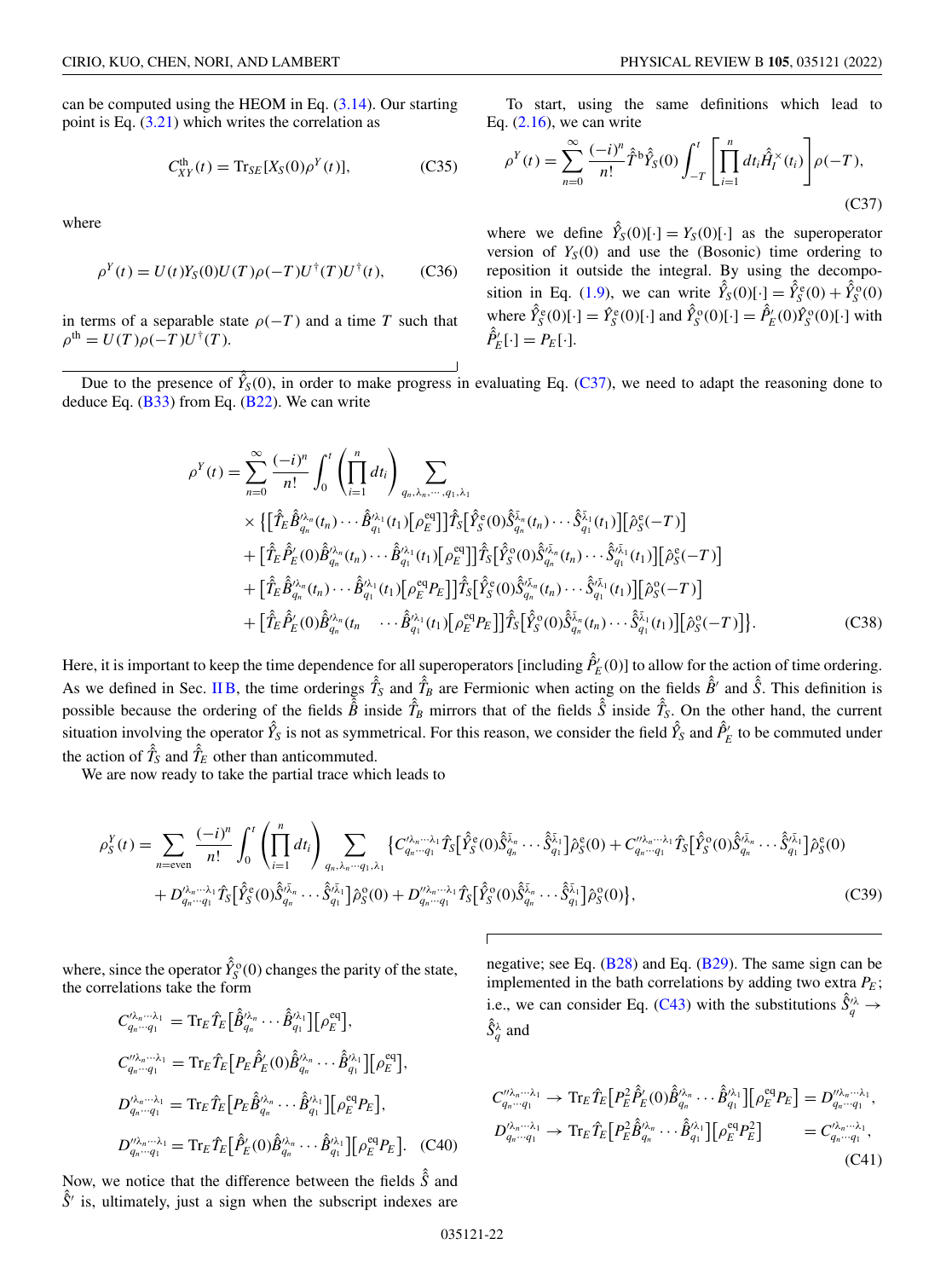can be computed using the HEOM in Eq. (3.14). Our starting point is Eq. (3.21) which writes the correlation as

$$C^{\rm th}_{XY}(t) = {\rm Tr}_{SE}[X_S(0)\rho^Y(t)], \tag{C35}$$

where

$$\rho^Y(t) = U(t)Y_S(0)U(T)\rho(-T)U^\dagger(T)U^\dagger(t), \tag{C36}$$

in terms of a separable state $\rho(-T)$ and a time $T$ such that $\rho^{\rm th} = U(T)\rho(-T)U^\dagger(T)$.

To start, using the same definitions which lead to Eq. (2.16), we can write

$$\rho^Y(t) = \sum_{n=0}^{\infty}\frac{(-i)^n}{n!}\hat{T}^{\rm b}\hat{Y}_S(0)\int_{-T}^{t}\left[\prod_{i=1}^{n}dt_i\hat{H}_I^{\times}(t_i)\right]\rho(-T), \tag{C37}$$

where we define $\hat{Y}_S(0)[\cdot] = Y_S(0)[\cdot]$ as the superoperator version of $Y_S(0)$ and use the (Bosonic) time ordering to reposition it outside the integral. By using the decomposition in Eq. (1.9), we can write $\hat{Y}_S(0)[\cdot] = \hat{Y}_S^{\rm e}(0) + \hat{Y}_S^{\rm o}(0)$ where $\hat{Y}_S^{\rm e}(0)[\cdot] = Y_S^{\rm e}(0)[\cdot]$ and $\hat{Y}_S^{\rm o}(0)[\cdot] = \hat{P}'_E(0)\hat{Y}_S^{\rm o}(0)[\cdot]$ with $\hat{P}'_E[\cdot] = P_E[\cdot]$.

Due to the presence of $\hat{Y}_S(0)$, in order to make progress in evaluating Eq. (C37), we need to adapt the reasoning done to deduce Eq. (B33) from Eq. (B22). We can write

$$\begin{aligned}
\rho^Y(t) = \sum_{n=0}^{\infty}\frac{(-i)^n}{n!}\int_0^t\left(\prod_{i=1}^{n}dt_i\right)&\sum_{q_n,\lambda_n,\cdots,q_1,\lambda_1}\\
&\times\{[\hat{T}_E\hat{\mathcal{B}}'^{\lambda_n}_{q_n}(t_n)\cdots\hat{\mathcal{B}}'^{\lambda_1}_{q_1}(t_1)[\rho_E^{\rm eq}]]\hat{T}_S[\hat{Y}_S^{\rm e}(0)\hat{\mathcal{S}}^{\bar{\lambda}_n}_{q_n}(t_n)\cdots\hat{\mathcal{S}}^{\bar{\lambda}_1}_{q_1}(t_1)][\hat{\rho}_S^{\rm e}(-T)]\\
&+[\hat{T}_E\hat{P}'_E(0)\hat{\mathcal{B}}'^{\lambda_n}_{q_n}(t_n)\cdots\hat{\mathcal{B}}'^{\lambda_1}_{q_1}(t_1)[\rho_E^{\rm eq}]]\hat{T}_S[\hat{Y}_S^{\rm o}(0)\hat{\mathcal{S}}^{\bar{\lambda}_n}_{q_n}(t_n)\cdots\hat{\mathcal{S}}^{\bar{\lambda}_1}_{q_1}(t_1)][\hat{\rho}_S^{\rm e}(-T)]\\
&+[\hat{T}_E\hat{\mathcal{B}}'^{\lambda_n}_{q_n}(t_n)\cdots\hat{\mathcal{B}}'^{\lambda_1}_{q_1}(t_1)[\rho_E^{\rm eq}P_E]]\hat{T}_S[\hat{Y}_S^{\rm e}(0)\hat{\mathcal{S}}'^{\bar{\lambda}_n}_{q_n}(t_n)\cdots\hat{\mathcal{S}}'^{\bar{\lambda}_1}_{q_1}(t_1)][\hat{\rho}_S^{\rm o}(-T)]\\
&+[\hat{T}_E\hat{P}'_E(0)\hat{\mathcal{B}}'^{\lambda_n}_{q_n}(t_n\quad\cdots\hat{\mathcal{B}}'^{\lambda_1}_{q_1}(t_1)[\rho_E^{\rm eq}P_E]]\hat{T}_S[\hat{Y}_S^{\rm o}(0)\hat{\mathcal{S}}^{\bar{\lambda}_n}_{q_n}(t_n)\cdots\hat{\mathcal{S}}^{\bar{\lambda}_1}_{q_1}(t_1)][\hat{\rho}_S^{\rm o}(-T)]\}.
\end{aligned} \tag{C38}$$

Here, it is important to keep the time dependence for all superoperators [including $\hat{P}'_E(0)$] to allow for the action of time ordering. As we defined in Sec. II B, the time orderings $\hat{T}_S$ and $\hat{T}_B$ are Fermionic when acting on the fields $\hat{\mathcal{B}}'$ and $\hat{\mathcal{S}}$. This definition is possible because the ordering of the fields $\hat{\mathcal{B}}$ inside $\hat{T}_B$ mirrors that of the fields $\hat{\mathcal{S}}$ inside $\hat{T}_S$. On the other hand, the current situation involving the operator $\hat{Y}_S$ is not as symmetrical. For this reason, we consider the field $\hat{Y}_S$ and $\hat{P}'_E$ to be commuted under the action of $\hat{T}_S$ and $\hat{T}_E$ other than anticommuted.

We are now ready to take the partial trace which leads to

$$\begin{aligned}
\rho_S^Y(t) = \sum_{n={\rm even}}\frac{(-i)^n}{n!}\int_0^t\left(\prod_{i=1}^{n}dt_i\right)\sum_{q_n,\lambda_n\cdots q_1,\lambda_1}&\{C'^{\lambda_n\cdots\lambda_1}_{q_n\cdots q_1}\hat{T}_S[\hat{Y}_S^{\rm e}(0)\hat{\mathcal{S}}^{\bar{\lambda}_n}_{q_n}\cdots\hat{\mathcal{S}}^{\bar{\lambda}_1}_{q_1}]\hat{\rho}_S^{\rm e}(0)+C''^{\lambda_n\cdots\lambda_1}_{q_n\cdots q_1}\hat{T}_S[\hat{Y}_S^{\rm o}(0)\hat{\mathcal{S}}^{\bar{\lambda}_n}_{q_n}\cdots\hat{\mathcal{S}}^{\bar{\lambda}_1}_{q_1}]\hat{\rho}_S^{\rm e}(0)\\
&+D'^{\lambda_n\cdots\lambda_1}_{q_n\cdots q_1}\hat{T}_S[\hat{Y}_S^{\rm e}(0)\hat{\mathcal{S}}'^{\bar{\lambda}_n}_{q_n}\cdots\hat{\mathcal{S}}'^{\bar{\lambda}_1}_{q_1}]\hat{\rho}_S^{\rm o}(0)+D''^{\lambda_n\cdots\lambda_1}_{q_n\cdots q_1}\hat{T}_S[\hat{Y}_S^{\rm o}(0)\hat{\mathcal{S}}^{\bar{\lambda}_n}_{q_n}\cdots\hat{\mathcal{S}}^{\bar{\lambda}_1}_{q_1}]\hat{\rho}_S^{\rm o}(0)\},
\end{aligned} \tag{C39}$$

where, since the operator $\hat{Y}_S^{\rm o}(0)$ changes the parity of the state, the correlations take the form

$$\begin{aligned}
C'^{\lambda_n\cdots\lambda_1}_{q_n\cdots q_1} &= {\rm Tr}_E\hat{T}_E[\hat{\mathcal{B}}'^{\lambda_n}_{q_n}\cdots\hat{\mathcal{B}}'^{\lambda_1}_{q_1}][\rho_E^{\rm eq}],\\
C''^{\lambda_n\cdots\lambda_1}_{q_n\cdots q_1} &= {\rm Tr}_E\hat{T}_E[P_E\hat{P}'_E(0)\hat{\mathcal{B}}'^{\lambda_n}_{q_n}\cdots\hat{\mathcal{B}}'^{\lambda_1}_{q_1}][\rho_E^{\rm eq}],\\
D'^{\lambda_n\cdots\lambda_1}_{q_n\cdots q_1} &= {\rm Tr}_E\hat{T}_E[P_E\hat{\mathcal{B}}'^{\lambda_n}_{q_n}\cdots\hat{\mathcal{B}}'^{\lambda_1}_{q_1}][\rho_E^{\rm eq}P_E],\\
D''^{\lambda_n\cdots\lambda_1}_{q_n\cdots q_1} &= {\rm Tr}_E\hat{T}_E[\hat{P}'_E(0)\hat{\mathcal{B}}'^{\lambda_n}_{q_n}\cdots\hat{\mathcal{B}}'^{\lambda_1}_{q_1}][\rho_E^{\rm eq}P_E].
\end{aligned} \tag{C40}$$

Now, we notice that the difference between the fields $\hat{\mathcal{S}}$ and $\hat{\mathcal{S}}'$ is, ultimately, just a sign when the subscript indexes are negative; see Eq. (B28) and Eq. (B29). The same sign can be implemented in the bath correlations by adding two extra $P_E$; i.e., we can consider Eq. (C43) with the substitutions $\hat{\mathcal{S}}'^{\lambda}_q \to \hat{\mathcal{S}}^{\lambda}_q$ and

$$\begin{aligned}
C''^{\lambda_n\cdots\lambda_1}_{q_n\cdots q_1} &\to {\rm Tr}_E\hat{T}_E[P_E^2\hat{P}'_E(0)\hat{\mathcal{B}}'^{\lambda_n}_{q_n}\cdots\hat{\mathcal{B}}'^{\lambda_1}_{q_1}][\rho_E^{\rm eq}P_E] = D''^{\lambda_n\cdots\lambda_1}_{q_n\cdots q_1},\\
D'^{\lambda_n\cdots\lambda_1}_{q_n\cdots q_1} &\to {\rm Tr}_E\hat{T}_E[P_E^2\hat{\mathcal{B}}'^{\lambda_n}_{q_n}\cdots\hat{\mathcal{B}}'^{\lambda_1}_{q_1}][\rho_E^{\rm eq}P_E^2] \qquad = C'^{\lambda_n\cdots\lambda_1}_{q_n\cdots q_1},
\end{aligned} \tag{C41}$$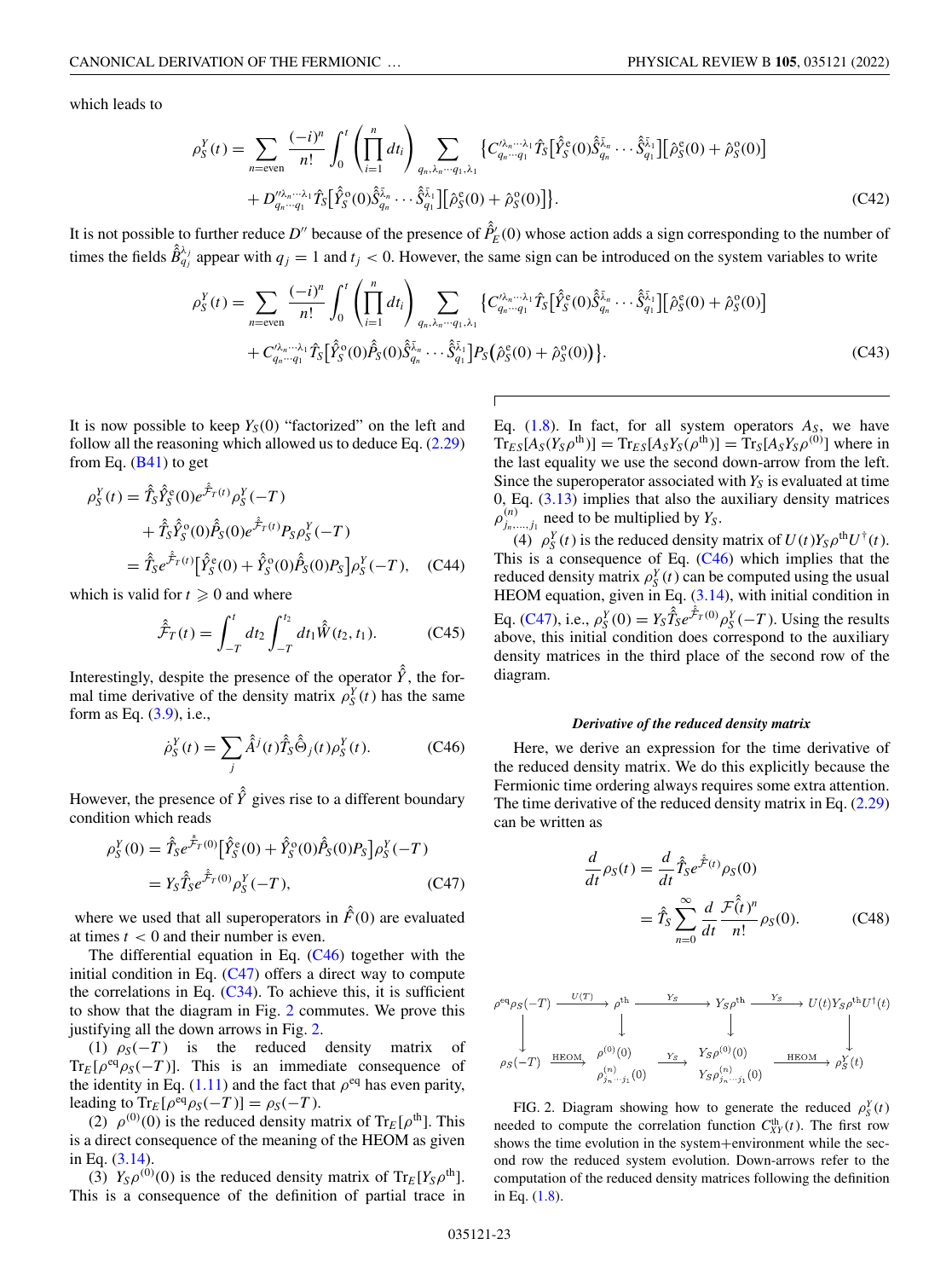which leads to

$$
\rho_S^Y(t) = \sum_{n=\text{even}} \frac{(-i)^n}{n!} \int_0^t \left( \prod_{i=1}^n dt_i \right) \sum_{q_n,\lambda_n\cdots q_1,\lambda_1} \left\{ C'^{\lambda_n\cdots\lambda_1}_{q_n\cdots q_1} \hat{\mathcal{T}}_S \left[ \hat{\hat{Y}}^{\text{e}}_S(0) \hat{\hat{S}}^{\bar{\lambda}_n}_{q_n} \cdots \hat{\hat{S}}^{\bar{\lambda}_1}_{q_1} \right] \left[ \hat{\rho}^{\text{e}}_S(0) + \hat{\rho}^{\text{o}}_S(0) \right] + D''^{\lambda_n\cdots\lambda_1}_{q_n\cdots q_1} \hat{\mathcal{T}}_S \left[ \hat{\hat{Y}}^{\text{o}}_S(0) \hat{\hat{S}}^{\bar{\lambda}_n}_{q_n} \cdots \hat{\hat{S}}^{\bar{\lambda}_1}_{q_1} \right] \left[ \hat{\rho}^{\text{e}}_S(0) + \hat{\rho}^{\text{o}}_S(0) \right] \right\}. \tag{C42}
$$

It is not possible to further reduce $D''$ because of the presence of $\hat{\hat{P}}'_E(0)$ whose action adds a sign corresponding to the number of times the fields $\hat{\hat{B}}^{\lambda_j}_{q_j}$ appear with $q_j = 1$ and $t_j < 0$. However, the same sign can be introduced on the system variables to write

$$
\rho_S^Y(t) = \sum_{n=\text{even}} \frac{(-i)^n}{n!} \int_0^t \left( \prod_{i=1}^n dt_i \right) \sum_{q_n,\lambda_n\cdots q_1,\lambda_1} \left\{ C'^{\lambda_n\cdots\lambda_1}_{q_n\cdots q_1} \hat{\mathcal{T}}_S \left[ \hat{\hat{Y}}^{\text{e}}_S(0) \hat{\hat{S}}^{\bar{\lambda}_n}_{q_n} \cdots \hat{\hat{S}}^{\bar{\lambda}_1}_{q_1} \right] \left[ \hat{\rho}^{\text{e}}_S(0) + \hat{\rho}^{\text{o}}_S(0) \right] + C'^{\lambda_n\cdots\lambda_1}_{q_n\cdots q_1} \hat{\mathcal{T}}_S \left[ \hat{\hat{Y}}^{\text{o}}_S(0) \hat{\hat{P}}_S(0) \hat{\hat{S}}^{\bar{\lambda}_n}_{q_n} \cdots \hat{\hat{S}}^{\bar{\lambda}_1}_{q_1} \right] P_S \left( \hat{\rho}^{\text{e}}_S(0) + \hat{\rho}^{\text{o}}_S(0) \right) \right\}. \tag{C43}
$$

It is now possible to keep $Y_S(0)$ "factorized" on the left and follow all the reasoning which allowed us to deduce Eq. (2.29) from Eq. (B41) to get

$$
\begin{aligned}
\rho_S^Y(t) &= \hat{\mathcal{T}}_S \hat{\hat{Y}}^{\text{e}}_S(0) e^{\hat{\hat{\mathcal{F}}}_T(t)} \rho_S^Y(-T) \\
&\quad + \hat{\mathcal{T}}_S \hat{\hat{Y}}^{\text{o}}_S(0) \hat{\hat{P}}_S(0) e^{\hat{\hat{\mathcal{F}}}_T(t)} P_S \rho_S^Y(-T) \\
&= \hat{\mathcal{T}}_S e^{\hat{\hat{\mathcal{F}}}_T(t)} \left[ \hat{\hat{Y}}^{\text{e}}_S(0) + \hat{\hat{Y}}^{\text{o}}_S(0) \hat{\hat{P}}_S(0) P_S \right] \rho_S^Y(-T),
\end{aligned} \tag{C44}
$$

which is valid for $t \geqslant 0$ and where

$$
\hat{\hat{\mathcal{F}}}_T(t) = \int_{-T}^t dt_2 \int_{-T}^{t_2} dt_1 \hat{\hat{W}}(t_2, t_1). \tag{C45}
$$

Interestingly, despite the presence of the operator $\hat{\hat{Y}}$, the formal time derivative of the density matrix $\rho_S^Y(t)$ has the same form as Eq. (3.9), i.e.,

$$
\dot{\rho}_S^Y(t) = \sum_j \hat{\hat{A}}^j(t) \hat{\mathcal{T}}_S \hat{\hat{\Theta}}_j(t) \rho_S^Y(t). \tag{C46}
$$

However, the presence of $\hat{\hat{Y}}$ gives rise to a different boundary condition which reads

$$
\begin{aligned}
\rho_S^Y(0) &= \hat{\mathcal{T}}_S e^{\hat{\hat{\mathcal{F}}}_T(0)} \left[ \hat{\hat{Y}}^{\text{e}}_S(0) + \hat{\hat{Y}}^{\text{o}}_S(0) \hat{\hat{P}}_S(0) P_S \right] \rho_S^Y(-T) \\
&= Y_S \hat{\mathcal{T}}_S e^{\hat{\hat{\mathcal{F}}}_T(0)} \rho_S^Y(-T),
\end{aligned} \tag{C47}
$$

where we used that all superoperators in $\hat{\hat{F}}(0)$ are evaluated at times $t < 0$ and their number is even.

The differential equation in Eq. (C46) together with the initial condition in Eq. (C47) offers a direct way to compute the correlations in Eq. (C34). To achieve this, it is sufficient to show that the diagram in Fig. 2 commutes. We prove this justifying all the down arrows in Fig. 2.

(1) $\rho_S(-T)$ is the reduced density matrix of $\text{Tr}_E[\rho^{\text{eq}}\rho_S(-T)]$. This is an immediate consequence of the identity in Eq. (1.11) and the fact that $\rho^{\text{eq}}$ has even parity, leading to $\text{Tr}_E[\rho^{\text{eq}}\rho_S(-T)] = \rho_S(-T)$.

(2) $\rho^{(0)}(0)$ is the reduced density matrix of $\text{Tr}_E[\rho^{\text{th}}]$. This is a direct consequence of the meaning of the HEOM as given in Eq. (3.14).

(3) $Y_S\rho^{(0)}(0)$ is the reduced density matrix of $\text{Tr}_E[Y_S\rho^{\text{th}}]$. This is a consequence of the definition of partial trace in Eq. (1.8). In fact, for all system operators $A_S$, we have $\text{Tr}_{ES}[A_S(Y_S\rho^{\text{th}})] = \text{Tr}_{ES}[A_S Y_S(\rho^{\text{th}})] = \text{Tr}_S[A_S Y_S \rho^{(0)}]$ where in the last equality we use the second down-arrow from the left. Since the superoperator associated with $Y_S$ is evaluated at time 0, Eq. (3.13) implies that also the auxiliary density matrices $\rho^{(n)}_{j_n,\ldots,j_1}$ need to be multiplied by $Y_S$.

(4) $\rho_S^Y(t)$ is the reduced density matrix of $U(t)Y_S\rho^{\text{th}}U^\dagger(t)$. This is a consequence of Eq. (C46) which implies that the reduced density matrix $\rho_S^Y(t)$ can be computed using the usual HEOM equation, given in Eq. (3.14), with initial condition in Eq. (C47), i.e., $\rho_S^Y(0) = Y_S\hat{\mathcal{T}}_S e^{\hat{\hat{\mathcal{F}}}_T(0)}\rho_S^Y(-T)$. Using the results above, this initial condition does correspond to the auxiliary density matrices in the third place of the second row of the diagram.

#### *Derivative of the reduced density matrix*

Here, we derive an expression for the time derivative of the reduced density matrix. We do this explicitly because the Fermionic time ordering always requires some extra attention. The time derivative of the reduced density matrix in Eq. (2.29) can be written as

$$
\begin{aligned}
\frac{d}{dt}\rho_S(t) &= \frac{d}{dt}\hat{\mathcal{T}}_S e^{\hat{\hat{\mathcal{F}}}(t)}\rho_S(0) \\
&= \hat{\mathcal{T}}_S \sum_{n=0}^\infty \frac{d}{dt}\frac{\hat{\hat{\mathcal{F}}}(t)^n}{n!}\rho_S(0).
\end{aligned} \tag{C48}
$$

$$
\begin{array}{ccccccc}
\rho^{\text{eq}}\rho_S(-T) & \xrightarrow{U(T)} & \rho^{\text{th}} & \xrightarrow{Y_S} & Y_S\rho^{\text{th}} & \xrightarrow{Y_S} & U(t)Y_S\rho^{\text{th}}U^\dagger(t) \\
\downarrow & & \downarrow & & \downarrow & & \downarrow \\
\rho_S(-T) & \xrightarrow{\text{HEOM}} & \begin{matrix}\rho^{(0)}(0) \\ \rho^{(n)}_{j_n\cdots j_1}(0)\end{matrix} & \xrightarrow{Y_S} & \begin{matrix}Y_S\rho^{(0)}(0) \\ Y_S\rho^{(n)}_{j_n\cdots j_1}(0)\end{matrix} & \xrightarrow{\text{HEOM}} & \rho_S^Y(t)
\end{array}
$$

FIG. 2. Diagram showing how to generate the reduced $\rho_S^Y(t)$ needed to compute the correlation function $C^{\text{th}}_{XY}(t)$. The first row shows the time evolution in the system+environment while the second row the reduced system evolution. Down-arrows refer to the computation of the reduced density matrices following the definition in Eq. (1.8).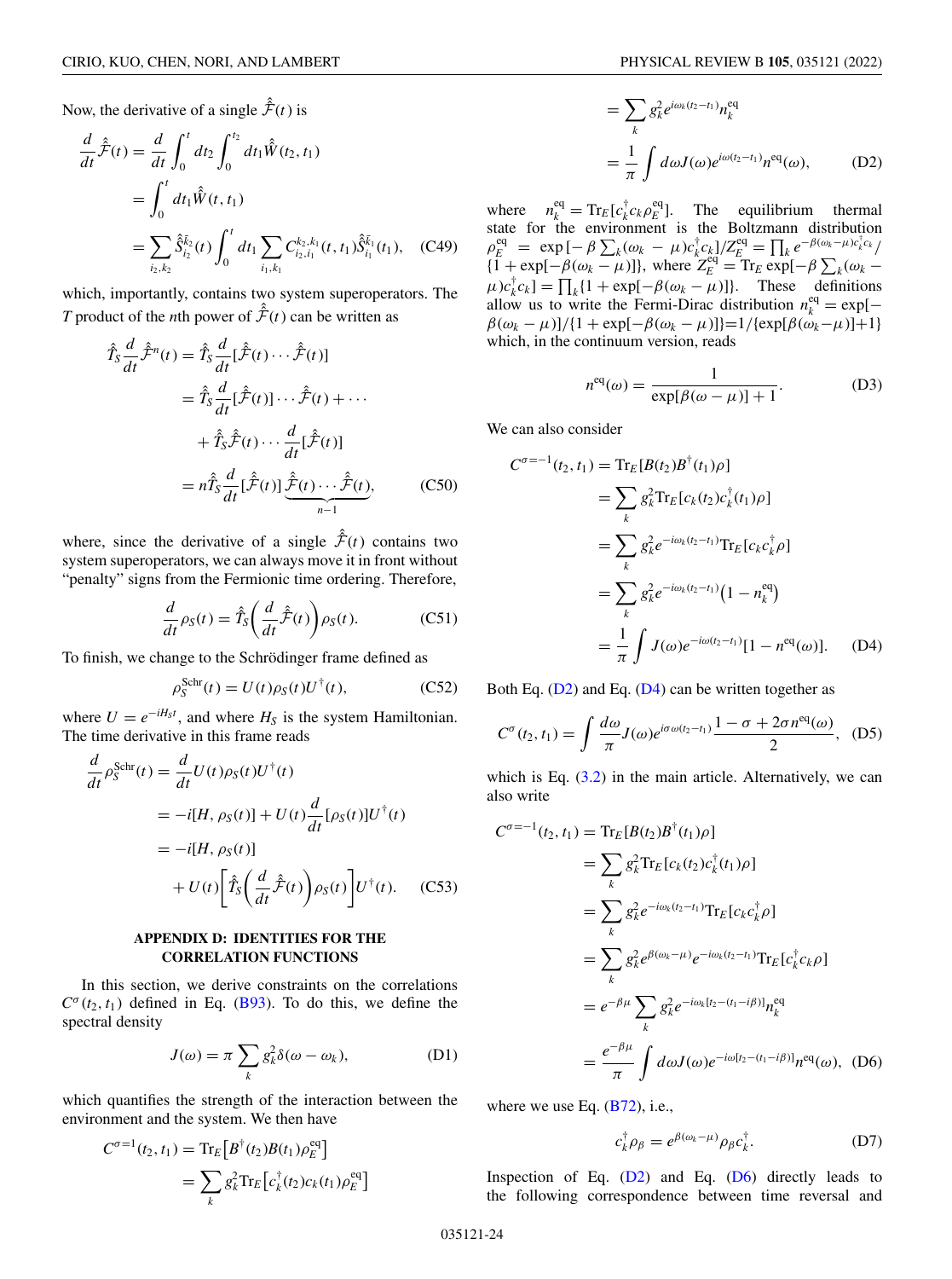Now, the derivative of a single $\hat{\hat{\mathcal{F}}}(t)$ is

$$\frac{d}{dt}\hat{\hat{\mathcal{F}}}(t) = \frac{d}{dt}\int_0^t dt_2 \int_0^{t_2} dt_1 \hat{\hat{W}}(t_2, t_1)$$
$$= \int_0^t dt_1 \hat{\hat{W}}(t, t_1)$$
$$= \sum_{i_2,k_2} \hat{\hat{S}}^{\bar{k}_2}_{i_2}(t) \int_0^t dt_1 \sum_{i_1,k_1} C^{k_2,k_1}_{i_2,i_1}(t, t_1)\hat{\hat{S}}^{\bar{k}_1}_{i_1}(t_1), \quad \text{(C49)}$$

which, importantly, contains two system superoperators. The $T$ product of the $n$th power of $\hat{\hat{\mathcal{F}}}(t)$ can be written as

$$\hat{\hat{T}}_S \frac{d}{dt}\hat{\hat{\mathcal{F}}}^n(t) = \hat{\hat{T}}_S \frac{d}{dt}[\hat{\hat{\mathcal{F}}}(t)\cdots\hat{\hat{\mathcal{F}}}(t)]$$
$$= \hat{\hat{T}}_S \frac{d}{dt}[\hat{\hat{\mathcal{F}}}(t)]\cdots\hat{\hat{\mathcal{F}}}(t) + \cdots$$
$$+ \hat{\hat{T}}_S \hat{\hat{\mathcal{F}}}(t)\cdots\frac{d}{dt}[\hat{\hat{\mathcal{F}}}(t)]$$
$$= n\hat{\hat{T}}_S \frac{d}{dt}[\hat{\hat{\mathcal{F}}}(t)]\underbrace{\hat{\hat{\mathcal{F}}}(t)\cdots\hat{\hat{\mathcal{F}}}(t)}_{n-1}, \quad \text{(C50)}$$

where, since the derivative of a single $\hat{\hat{\mathcal{F}}}(t)$ contains two system superoperators, we can always move it in front without "penalty" signs from the Fermionic time ordering. Therefore,

$$\frac{d}{dt}\rho_S(t) = \hat{\hat{T}}_S\left(\frac{d}{dt}\hat{\hat{\mathcal{F}}}(t)\right)\rho_S(t). \quad \text{(C51)}$$

To finish, we change to the Schrödinger frame defined as

$$\rho_S^{\text{Schr}}(t) = U(t)\rho_S(t)U^\dagger(t), \quad \text{(C52)}$$

where $U = e^{-iH_S t}$, and where $H_S$ is the system Hamiltonian. The time derivative in this frame reads

$$\frac{d}{dt}\rho_S^{\text{Schr}}(t) = \frac{d}{dt}U(t)\rho_S(t)U^\dagger(t)$$
$$= -i[H, \rho_S(t)] + U(t)\frac{d}{dt}[\rho_S(t)]U^\dagger(t)$$
$$= -i[H, \rho_S(t)]$$
$$+ U(t)\left[\hat{\hat{T}}_S\left(\frac{d}{dt}\hat{\hat{\mathcal{F}}}(t)\right)\rho_S(t)\right]U^\dagger(t). \quad \text{(C53)}$$

## APPENDIX D: IDENTITIES FOR THE CORRELATION FUNCTIONS

In this section, we derive constraints on the correlations $C^\sigma(t_2, t_1)$ defined in Eq. (B93). To do this, we define the spectral density

$$J(\omega) = \pi \sum_k g_k^2 \delta(\omega - \omega_k), \quad \text{(D1)}$$

which quantifies the strength of the interaction between the environment and the system. We then have

$$C^{\sigma=1}(t_2, t_1) = \text{Tr}_E\big[B^\dagger(t_2)B(t_1)\rho_E^{\text{eq}}\big]$$
$$= \sum_k g_k^2 \text{Tr}_E\big[c_k^\dagger(t_2)c_k(t_1)\rho_E^{\text{eq}}\big]$$
$$= \sum_k g_k^2 e^{i\omega_k(t_2-t_1)}n_k^{\text{eq}}$$
$$= \frac{1}{\pi}\int d\omega J(\omega)e^{i\omega(t_2-t_1)}n^{\text{eq}}(\omega), \quad \text{(D2)}$$

where $n_k^{\text{eq}} = \text{Tr}_E[c_k^\dagger c_k \rho_E^{\text{eq}}]$. The equilibrium thermal state for the environment is the Boltzmann distribution $\rho_E^{\text{eq}} = \exp[-\beta\sum_k(\omega_k - \mu)c_k^\dagger c_k]/Z_E^{\text{eq}} = \prod_k e^{-\beta(\omega_k-\mu)c_k^\dagger c_k}/\{1 + \exp[-\beta(\omega_k - \mu)]\}$, where $Z_E^{\text{eq}} = \text{Tr}_E \exp[-\beta\sum_k(\omega_k - \mu)c_k^\dagger c_k] = \prod_k\{1 + \exp[-\beta(\omega_k - \mu)]\}$. These definitions allow us to write the Fermi-Dirac distribution $n_k^{\text{eq}} = \exp[-\beta(\omega_k - \mu)]/\{1 + \exp[-\beta(\omega_k - \mu)]\} = 1/\{\exp[\beta(\omega_k-\mu)]+1\}$ which, in the continuum version, reads

$$n^{\text{eq}}(\omega) = \frac{1}{\exp[\beta(\omega - \mu)] + 1}. \quad \text{(D3)}$$

We can also consider

$$C^{\sigma=-1}(t_2, t_1) = \text{Tr}_E[B(t_2)B^\dagger(t_1)\rho]$$
$$= \sum_k g_k^2 \text{Tr}_E[c_k(t_2)c_k^\dagger(t_1)\rho]$$
$$= \sum_k g_k^2 e^{-i\omega_k(t_2-t_1)}\text{Tr}_E[c_k c_k^\dagger \rho]$$
$$= \sum_k g_k^2 e^{-i\omega_k(t_2-t_1)}\big(1 - n_k^{\text{eq}}\big)$$
$$= \frac{1}{\pi}\int J(\omega)e^{-i\omega(t_2-t_1)}[1 - n^{\text{eq}}(\omega)]. \quad \text{(D4)}$$

Both Eq. (D2) and Eq. (D4) can be written together as

$$C^\sigma(t_2, t_1) = \int \frac{d\omega}{\pi}J(\omega)e^{i\sigma\omega(t_2-t_1)}\frac{1 - \sigma + 2\sigma n^{\text{eq}}(\omega)}{2}, \quad \text{(D5)}$$

which is Eq. (3.2) in the main article. Alternatively, we can also write

$$C^{\sigma=-1}(t_2, t_1) = \text{Tr}_E[B(t_2)B^\dagger(t_1)\rho]$$
$$= \sum_k g_k^2 \text{Tr}_E[c_k(t_2)c_k^\dagger(t_1)\rho]$$
$$= \sum_k g_k^2 e^{-i\omega_k(t_2-t_1)}\text{Tr}_E[c_k c_k^\dagger \rho]$$
$$= \sum_k g_k^2 e^{\beta(\omega_k-\mu)}e^{-i\omega_k(t_2-t_1)}\text{Tr}_E[c_k^\dagger c_k \rho]$$
$$= e^{-\beta\mu}\sum_k g_k^2 e^{-i\omega_k[t_2-(t_1-i\beta)]}n_k^{\text{eq}}$$
$$= \frac{e^{-\beta\mu}}{\pi}\int d\omega J(\omega)e^{-i\omega[t_2-(t_1-i\beta)]}n^{\text{eq}}(\omega), \quad \text{(D6)}$$

where we use Eq. (B72), i.e.,

$$c_k^\dagger \rho_\beta = e^{\beta(\omega_k-\mu)}\rho_\beta c_k^\dagger. \quad \text{(D7)}$$

Inspection of Eq. (D2) and Eq. (D6) directly leads to the following correspondence between time reversal and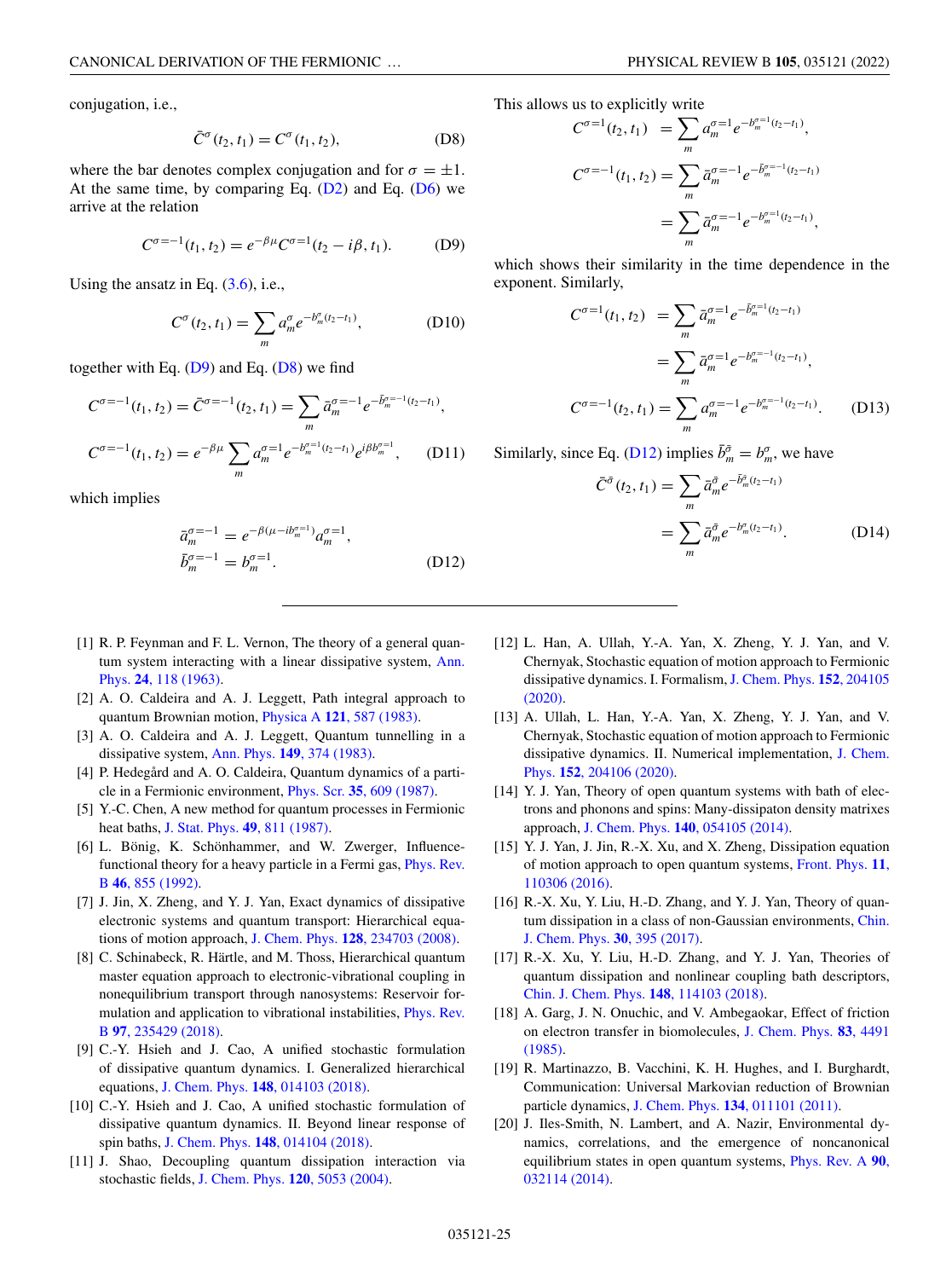conjugation, i.e.,

$$\bar{C}^{\sigma}(t_2,t_1) = C^{\sigma}(t_1,t_2), \tag{D8}$$

where the bar denotes complex conjugation and for $\sigma = \pm 1$. At the same time, by comparing Eq. (D2) and Eq. (D6) we arrive at the relation

$$C^{\sigma=-1}(t_1,t_2) = e^{-\beta\mu} C^{\sigma=1}(t_2 - i\beta, t_1). \tag{D9}$$

Using the ansatz in Eq. (3.6), i.e.,

$$C^{\sigma}(t_2,t_1) = \sum_m a_m^{\sigma} e^{-b_m^{\sigma}(t_2-t_1)}, \tag{D10}$$

together with Eq. (D9) and Eq. (D8) we find

$$\begin{aligned} C^{\sigma=-1}(t_1,t_2) &= \bar{C}^{\sigma=-1}(t_2,t_1) = \sum_m \bar{a}_m^{\sigma=-1} e^{-\bar{b}_m^{\sigma=-1}(t_2-t_1)}, \\ C^{\sigma=-1}(t_1,t_2) &= e^{-\beta\mu} \sum_m a_m^{\sigma=1} e^{-b_m^{\sigma=1}(t_2-t_1)} e^{i\beta b_m^{\sigma=1}}, \end{aligned} \tag{D11}$$

which implies

$$\begin{aligned} \bar{a}_m^{\sigma=-1} &= e^{-\beta(\mu - i b_m^{\sigma=1})} a_m^{\sigma=1}, \\ \bar{b}_m^{\sigma=-1} &= b_m^{\sigma=1}. \end{aligned} \tag{D12}$$

This allows us to explicitly write

$$\begin{aligned} C^{\sigma=1}(t_2,t_1) &= \sum_m a_m^{\sigma=1} e^{-b_m^{\sigma=1}(t_2-t_1)}, \\ C^{\sigma=-1}(t_1,t_2) &= \sum_m \bar{a}_m^{\sigma=-1} e^{-\bar{b}_m^{\sigma=-1}(t_2-t_1)} \\ &= \sum_m \bar{a}_m^{\sigma=-1} e^{-b_m^{\sigma=1}(t_2-t_1)}, \end{aligned}$$

which shows their similarity in the time dependence in the exponent. Similarly,

$$\begin{aligned} C^{\sigma=1}(t_1,t_2) &= \sum_m \bar{a}_m^{\sigma=1} e^{-\bar{b}_m^{\sigma=1}(t_2-t_1)} \\ &= \sum_m \bar{a}_m^{\sigma=1} e^{-b_m^{\sigma=-1}(t_2-t_1)}, \\ C^{\sigma=-1}(t_2,t_1) &= \sum_m a_m^{\sigma=-1} e^{-b_m^{\sigma=-1}(t_2-t_1)}. \end{aligned} \tag{D13}$$

Similarly, since Eq. (D12) implies $\bar{b}_m^{\bar{\sigma}} = b_m^{\sigma}$, we have

$$\begin{aligned} \bar{C}^{\bar{\sigma}}(t_2,t_1) &= \sum_m \bar{a}_m^{\bar{\sigma}} e^{-\bar{b}_m^{\bar{\sigma}}(t_2-t_1)} \\ &= \sum_m \bar{a}_m^{\bar{\sigma}} e^{-b_m^{\sigma}(t_2-t_1)}. \end{aligned} \tag{D14}$$

---

[1] R. P. Feynman and F. L. Vernon, The theory of a general quantum system interacting with a linear dissipative system, Ann. Phys. **24**, 118 (1963).

[2] A. O. Caldeira and A. J. Leggett, Path integral approach to quantum Brownian motion, Physica A **121**, 587 (1983).

[3] A. O. Caldeira and A. J. Leggett, Quantum tunnelling in a dissipative system, Ann. Phys. **149**, 374 (1983).

[4] P. Hedegård and A. O. Caldeira, Quantum dynamics of a particle in a Fermionic environment, Phys. Scr. **35**, 609 (1987).

[5] Y.-C. Chen, A new method for quantum processes in Fermionic heat baths, J. Stat. Phys. **49**, 811 (1987).

[6] L. Bönig, K. Schönhammer, and W. Zwerger, Influence-functional theory for a heavy particle in a Fermi gas, Phys. Rev. B **46**, 855 (1992).

[7] J. Jin, X. Zheng, and Y. J. Yan, Exact dynamics of dissipative electronic systems and quantum transport: Hierarchical equations of motion approach, J. Chem. Phys. **128**, 234703 (2008).

[8] C. Schinabeck, R. Härtle, and M. Thoss, Hierarchical quantum master equation approach to electronic-vibrational coupling in nonequilibrium transport through nanosystems: Reservoir formulation and application to vibrational instabilities, Phys. Rev. B **97**, 235429 (2018).

[9] C.-Y. Hsieh and J. Cao, A unified stochastic formulation of dissipative quantum dynamics. I. Generalized hierarchical equations, J. Chem. Phys. **148**, 014103 (2018).

[10] C.-Y. Hsieh and J. Cao, A unified stochastic formulation of dissipative quantum dynamics. II. Beyond linear response of spin baths, J. Chem. Phys. **148**, 014104 (2018).

[11] J. Shao, Decoupling quantum dissipation interaction via stochastic fields, J. Chem. Phys. **120**, 5053 (2004).

[12] L. Han, A. Ullah, Y.-A. Yan, X. Zheng, Y. J. Yan, and V. Chernyak, Stochastic equation of motion approach to Fermionic dissipative dynamics. I. Formalism, J. Chem. Phys. **152**, 204105 (2020).

[13] A. Ullah, L. Han, Y.-A. Yan, X. Zheng, Y. J. Yan, and V. Chernyak, Stochastic equation of motion approach to Fermionic dissipative dynamics. II. Numerical implementation, J. Chem. Phys. **152**, 204106 (2020).

[14] Y. J. Yan, Theory of open quantum systems with bath of electrons and phonons and spins: Many-dissipaton density matrixes approach, J. Chem. Phys. **140**, 054105 (2014).

[15] Y. J. Yan, J. Jin, R.-X. Xu, and X. Zheng, Dissipation equation of motion approach to open quantum systems, Front. Phys. **11**, 110306 (2016).

[16] R.-X. Xu, Y. Liu, H.-D. Zhang, and Y. J. Yan, Theory of quantum dissipation in a class of non-Gaussian environments, Chin. J. Chem. Phys. **30**, 395 (2017).

[17] R.-X. Xu, Y. Liu, H.-D. Zhang, and Y. J. Yan, Theories of quantum dissipation and nonlinear coupling bath descriptors, Chin. J. Chem. Phys. **148**, 114103 (2018).

[18] A. Garg, J. N. Onuchic, and V. Ambegaokar, Effect of friction on electron transfer in biomolecules, J. Chem. Phys. **83**, 4491 (1985).

[19] R. Martinazzo, B. Vacchini, K. H. Hughes, and I. Burghardt, Communication: Universal Markovian reduction of Brownian particle dynamics, J. Chem. Phys. **134**, 011101 (2011).

[20] J. Iles-Smith, N. Lambert, and A. Nazir, Environmental dynamics, correlations, and the emergence of noncanonical equilibrium states in open quantum systems, Phys. Rev. A **90**, 032114 (2014).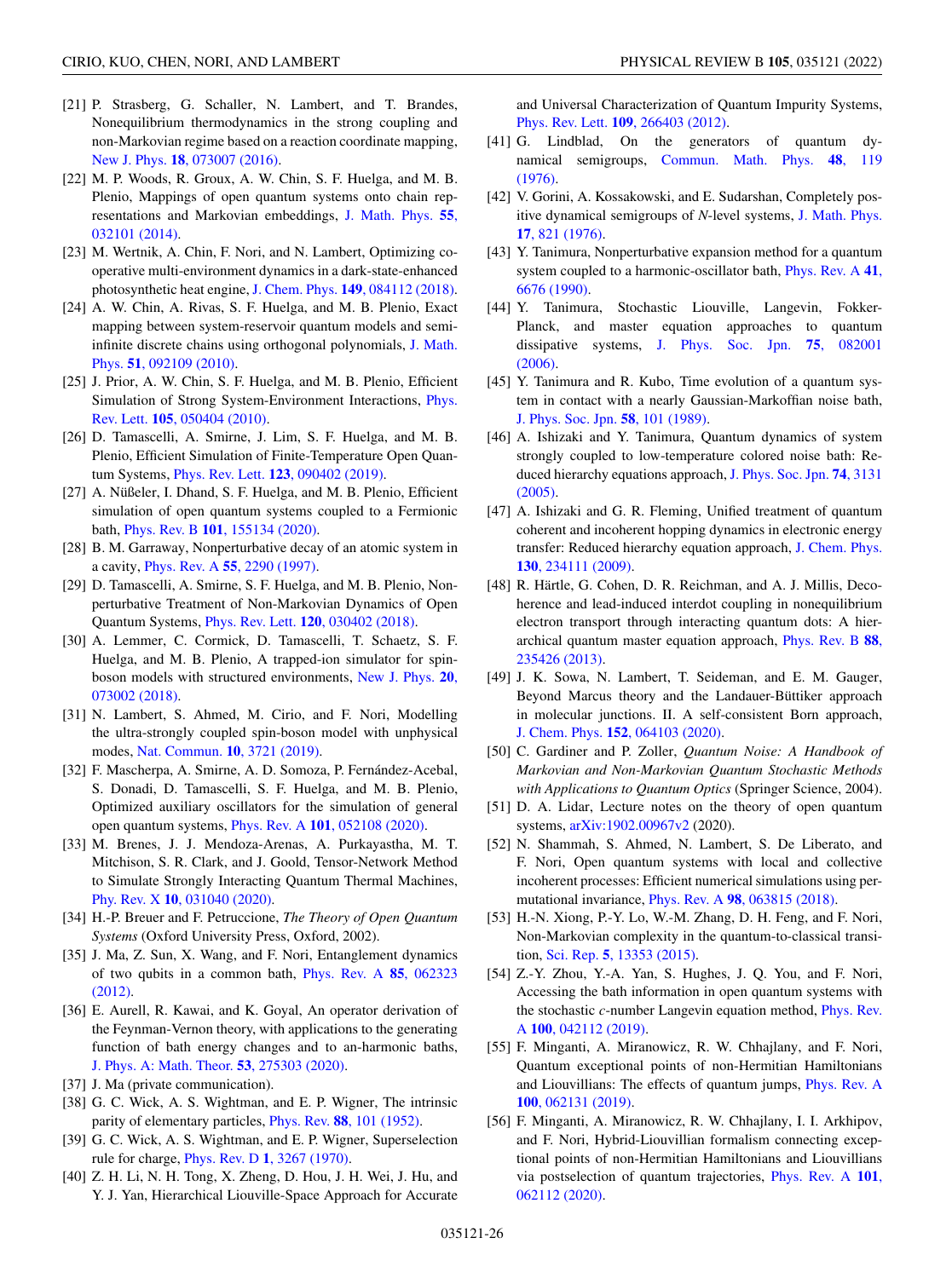[21] P. Strasberg, G. Schaller, N. Lambert, and T. Brandes, Nonequilibrium thermodynamics in the strong coupling and non-Markovian regime based on a reaction coordinate mapping, New J. Phys. **18**, 073007 (2016).

[22] M. P. Woods, R. Groux, A. W. Chin, S. F. Huelga, and M. B. Plenio, Mappings of open quantum systems onto chain representations and Markovian embeddings, J. Math. Phys. **55**, 032101 (2014).

[23] M. Wertnik, A. Chin, F. Nori, and N. Lambert, Optimizing co-operative multi-environment dynamics in a dark-state-enhanced photosynthetic heat engine, J. Chem. Phys. **149**, 084112 (2018).

[24] A. W. Chin, A. Rivas, S. F. Huelga, and M. B. Plenio, Exact mapping between system-reservoir quantum models and semi-infinite discrete chains using orthogonal polynomials, J. Math. Phys. **51**, 092109 (2010).

[25] J. Prior, A. W. Chin, S. F. Huelga, and M. B. Plenio, Efficient Simulation of Strong System-Environment Interactions, Phys. Rev. Lett. **105**, 050404 (2010).

[26] D. Tamascelli, A. Smirne, J. Lim, S. F. Huelga, and M. B. Plenio, Efficient Simulation of Finite-Temperature Open Quantum Systems, Phys. Rev. Lett. **123**, 090402 (2019).

[27] A. Nüßeler, I. Dhand, S. F. Huelga, and M. B. Plenio, Efficient simulation of open quantum systems coupled to a Fermionic bath, Phys. Rev. B **101**, 155134 (2020).

[28] B. M. Garraway, Nonperturbative decay of an atomic system in a cavity, Phys. Rev. A **55**, 2290 (1997).

[29] D. Tamascelli, A. Smirne, S. F. Huelga, and M. B. Plenio, Nonperturbative Treatment of Non-Markovian Dynamics of Open Quantum Systems, Phys. Rev. Lett. **120**, 030402 (2018).

[30] A. Lemmer, C. Cormick, D. Tamascelli, T. Schaetz, S. F. Huelga, and M. B. Plenio, A trapped-ion simulator for spin-boson models with structured environments, New J. Phys. **20**, 073002 (2018).

[31] N. Lambert, S. Ahmed, M. Cirio, and F. Nori, Modelling the ultra-strongly coupled spin-boson model with unphysical modes, Nat. Commun. **10**, 3721 (2019).

[32] F. Mascherpa, A. Smirne, A. D. Somoza, P. Fernández-Acebal, S. Donadi, D. Tamascelli, S. F. Huelga, and M. B. Plenio, Optimized auxiliary oscillators for the simulation of general open quantum systems, Phys. Rev. A **101**, 052108 (2020).

[33] M. Brenes, J. J. Mendoza-Arenas, A. Purkayastha, M. T. Mitchison, S. R. Clark, and J. Goold, Tensor-Network Method to Simulate Strongly Interacting Quantum Thermal Machines, Phy. Rev. X **10**, 031040 (2020).

[34] H.-P. Breuer and F. Petruccione, *The Theory of Open Quantum Systems* (Oxford University Press, Oxford, 2002).

[35] J. Ma, Z. Sun, X. Wang, and F. Nori, Entanglement dynamics of two qubits in a common bath, Phys. Rev. A **85**, 062323 (2012).

[36] E. Aurell, R. Kawai, and K. Goyal, An operator derivation of the Feynman-Vernon theory, with applications to the generating function of bath energy changes and to an-harmonic baths, J. Phys. A: Math. Theor. **53**, 275303 (2020).

[37] J. Ma (private communication).

[38] G. C. Wick, A. S. Wightman, and E. P. Wigner, The intrinsic parity of elementary particles, Phys. Rev. **88**, 101 (1952).

[39] G. C. Wick, A. S. Wightman, and E. P. Wigner, Superselection rule for charge, Phys. Rev. D **1**, 3267 (1970).

[40] Z. H. Li, N. H. Tong, X. Zheng, D. Hou, J. H. Wei, J. Hu, and Y. J. Yan, Hierarchical Liouville-Space Approach for Accurate and Universal Characterization of Quantum Impurity Systems, Phys. Rev. Lett. **109**, 266403 (2012).

[41] G. Lindblad, On the generators of quantum dynamical semigroups, Commun. Math. Phys. **48**, 119 (1976).

[42] V. Gorini, A. Kossakowski, and E. Sudarshan, Completely positive dynamical semigroups of *N*-level systems, J. Math. Phys. **17**, 821 (1976).

[43] Y. Tanimura, Nonperturbative expansion method for a quantum system coupled to a harmonic-oscillator bath, Phys. Rev. A **41**, 6676 (1990).

[44] Y. Tanimura, Stochastic Liouville, Langevin, Fokker-Planck, and master equation approaches to quantum dissipative systems, J. Phys. Soc. Jpn. **75**, 082001 (2006).

[45] Y. Tanimura and R. Kubo, Time evolution of a quantum system in contact with a nearly Gaussian-Markoffian noise bath, J. Phys. Soc. Jpn. **58**, 101 (1989).

[46] A. Ishizaki and Y. Tanimura, Quantum dynamics of system strongly coupled to low-temperature colored noise bath: Reduced hierarchy equations approach, J. Phys. Soc. Jpn. **74**, 3131 (2005).

[47] A. Ishizaki and G. R. Fleming, Unified treatment of quantum coherent and incoherent hopping dynamics in electronic energy transfer: Reduced hierarchy equation approach, J. Chem. Phys. **130**, 234111 (2009).

[48] R. Härtle, G. Cohen, D. R. Reichman, and A. J. Millis, Decoherence and lead-induced interdot coupling in nonequilibrium electron transport through interacting quantum dots: A hierarchical quantum master equation approach, Phys. Rev. B **88**, 235426 (2013).

[49] J. K. Sowa, N. Lambert, T. Seideman, and E. M. Gauger, Beyond Marcus theory and the Landauer-Büttiker approach in molecular junctions. II. A self-consistent Born approach, J. Chem. Phys. **152**, 064103 (2020).

[50] C. Gardiner and P. Zoller, *Quantum Noise: A Handbook of Markovian and Non-Markovian Quantum Stochastic Methods with Applications to Quantum Optics* (Springer Science, 2004).

[51] D. A. Lidar, Lecture notes on the theory of open quantum systems, arXiv:1902.00967v2 (2020).

[52] N. Shammah, S. Ahmed, N. Lambert, S. De Liberato, and F. Nori, Open quantum systems with local and collective incoherent processes: Efficient numerical simulations using permutational invariance, Phys. Rev. A **98**, 063815 (2018).

[53] H.-N. Xiong, P.-Y. Lo, W.-M. Zhang, D. H. Feng, and F. Nori, Non-Markovian complexity in the quantum-to-classical transition, Sci. Rep. **5**, 13353 (2015).

[54] Z.-Y. Zhou, Y.-A. Yan, S. Hughes, J. Q. You, and F. Nori, Accessing the bath information in open quantum systems with the stochastic *c*-number Langevin equation method, Phys. Rev. A **100**, 042112 (2019).

[55] F. Minganti, A. Miranowicz, R. W. Chhajlany, and F. Nori, Quantum exceptional points of non-Hermitian Hamiltonians and Liouvillians: The effects of quantum jumps, Phys. Rev. A **100**, 062131 (2019).

[56] F. Minganti, A. Miranowicz, R. W. Chhajlany, I. I. Arkhipov, and F. Nori, Hybrid-Liouvillian formalism connecting exceptional points of non-Hermitian Hamiltonians and Liouvillians via postselection of quantum trajectories, Phys. Rev. A **101**, 062112 (2020).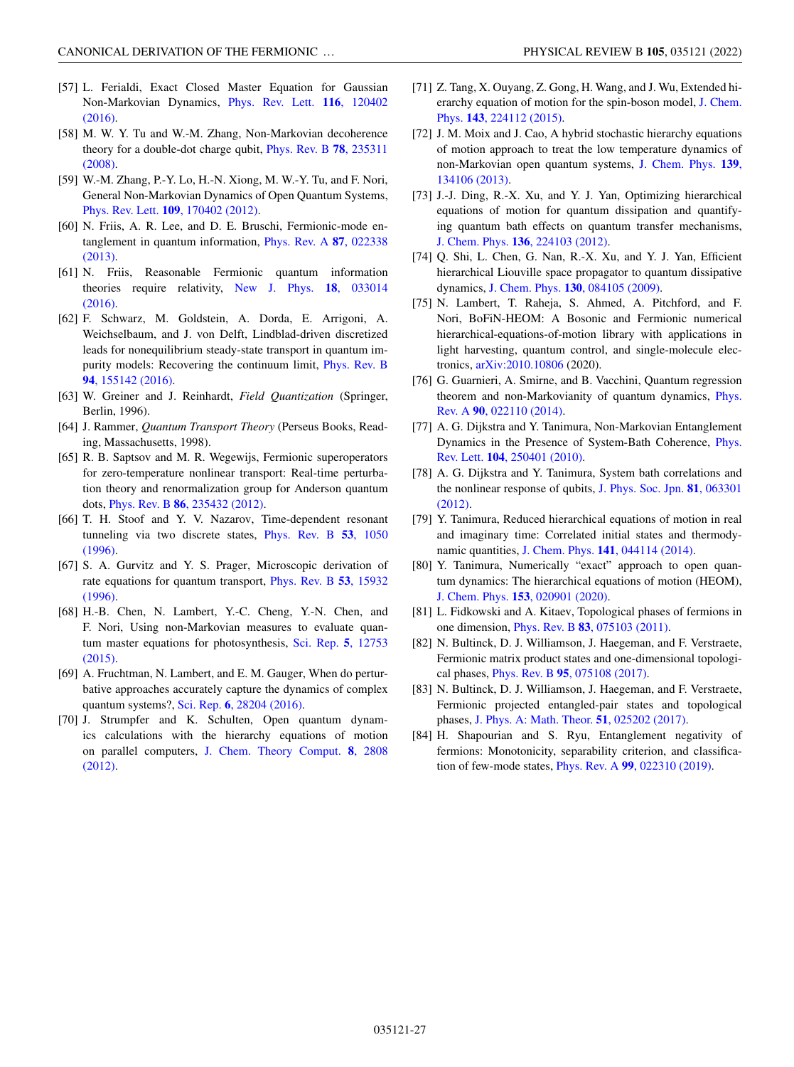[57] L. Ferialdi, Exact Closed Master Equation for Gaussian Non-Markovian Dynamics, Phys. Rev. Lett. **116**, 120402 (2016).

[58] M. W. Y. Tu and W.-M. Zhang, Non-Markovian decoherence theory for a double-dot charge qubit, Phys. Rev. B **78**, 235311 (2008).

[59] W.-M. Zhang, P.-Y. Lo, H.-N. Xiong, M. W.-Y. Tu, and F. Nori, General Non-Markovian Dynamics of Open Quantum Systems, Phys. Rev. Lett. **109**, 170402 (2012).

[60] N. Friis, A. R. Lee, and D. E. Bruschi, Fermionic-mode entanglement in quantum information, Phys. Rev. A **87**, 022338 (2013).

[61] N. Friis, Reasonable Fermionic quantum information theories require relativity, New J. Phys. **18**, 033014 (2016).

[62] F. Schwarz, M. Goldstein, A. Dorda, E. Arrigoni, A. Weichselbaum, and J. von Delft, Lindblad-driven discretized leads for nonequilibrium steady-state transport in quantum impurity models: Recovering the continuum limit, Phys. Rev. B **94**, 155142 (2016).

[63] W. Greiner and J. Reinhardt, *Field Quantization* (Springer, Berlin, 1996).

[64] J. Rammer, *Quantum Transport Theory* (Perseus Books, Reading, Massachusetts, 1998).

[65] R. B. Saptsov and M. R. Wegewijs, Fermionic superoperators for zero-temperature nonlinear transport: Real-time perturbation theory and renormalization group for Anderson quantum dots, Phys. Rev. B **86**, 235432 (2012).

[66] T. H. Stoof and Y. V. Nazarov, Time-dependent resonant tunneling via two discrete states, Phys. Rev. B **53**, 1050 (1996).

[67] S. A. Gurvitz and Y. S. Prager, Microscopic derivation of rate equations for quantum transport, Phys. Rev. B **53**, 15932 (1996).

[68] H.-B. Chen, N. Lambert, Y.-C. Cheng, Y.-N. Chen, and F. Nori, Using non-Markovian measures to evaluate quantum master equations for photosynthesis, Sci. Rep. **5**, 12753 (2015).

[69] A. Fruchtman, N. Lambert, and E. M. Gauger, When do perturbative approaches accurately capture the dynamics of complex quantum systems?, Sci. Rep. **6**, 28204 (2016).

[70] J. Strumpfer and K. Schulten, Open quantum dynamics calculations with the hierarchy equations of motion on parallel computers, J. Chem. Theory Comput. **8**, 2808 (2012).

[71] Z. Tang, X. Ouyang, Z. Gong, H. Wang, and J. Wu, Extended hierarchy equation of motion for the spin-boson model, J. Chem. Phys. **143**, 224112 (2015).

[72] J. M. Moix and J. Cao, A hybrid stochastic hierarchy equations of motion approach to treat the low temperature dynamics of non-Markovian open quantum systems, J. Chem. Phys. **139**, 134106 (2013).

[73] J.-J. Ding, R.-X. Xu, and Y. J. Yan, Optimizing hierarchical equations of motion for quantum dissipation and quantifying quantum bath effects on quantum transfer mechanisms, J. Chem. Phys. **136**, 224103 (2012).

[74] Q. Shi, L. Chen, G. Nan, R.-X. Xu, and Y. J. Yan, Efficient hierarchical Liouville space propagator to quantum dissipative dynamics, J. Chem. Phys. **130**, 084105 (2009).

[75] N. Lambert, T. Raheja, S. Ahmed, A. Pitchford, and F. Nori, BoFiN-HEOM: A Bosonic and Fermionic numerical hierarchical-equations-of-motion library with applications in light harvesting, quantum control, and single-molecule electronics, arXiv:2010.10806 (2020).

[76] G. Guarnieri, A. Smirne, and B. Vacchini, Quantum regression theorem and non-Markovianity of quantum dynamics, Phys. Rev. A **90**, 022110 (2014).

[77] A. G. Dijkstra and Y. Tanimura, Non-Markovian Entanglement Dynamics in the Presence of System-Bath Coherence, Phys. Rev. Lett. **104**, 250401 (2010).

[78] A. G. Dijkstra and Y. Tanimura, System bath correlations and the nonlinear response of qubits, J. Phys. Soc. Jpn. **81**, 063301 (2012).

[79] Y. Tanimura, Reduced hierarchical equations of motion in real and imaginary time: Correlated initial states and thermodynamic quantities, J. Chem. Phys. **141**, 044114 (2014).

[80] Y. Tanimura, Numerically "exact" approach to open quantum dynamics: The hierarchical equations of motion (HEOM), J. Chem. Phys. **153**, 020901 (2020).

[81] L. Fidkowski and A. Kitaev, Topological phases of fermions in one dimension, Phys. Rev. B **83**, 075103 (2011).

[82] N. Bultinck, D. J. Williamson, J. Haegeman, and F. Verstraete, Fermionic matrix product states and one-dimensional topological phases, Phys. Rev. B **95**, 075108 (2017).

[83] N. Bultinck, D. J. Williamson, J. Haegeman, and F. Verstraete, Fermionic projected entangled-pair states and topological phases, J. Phys. A: Math. Theor. **51**, 025202 (2017).

[84] H. Shapourian and S. Ryu, Entanglement negativity of fermions: Monotonicity, separability criterion, and classification of few-mode states, Phys. Rev. A **99**, 022310 (2019).